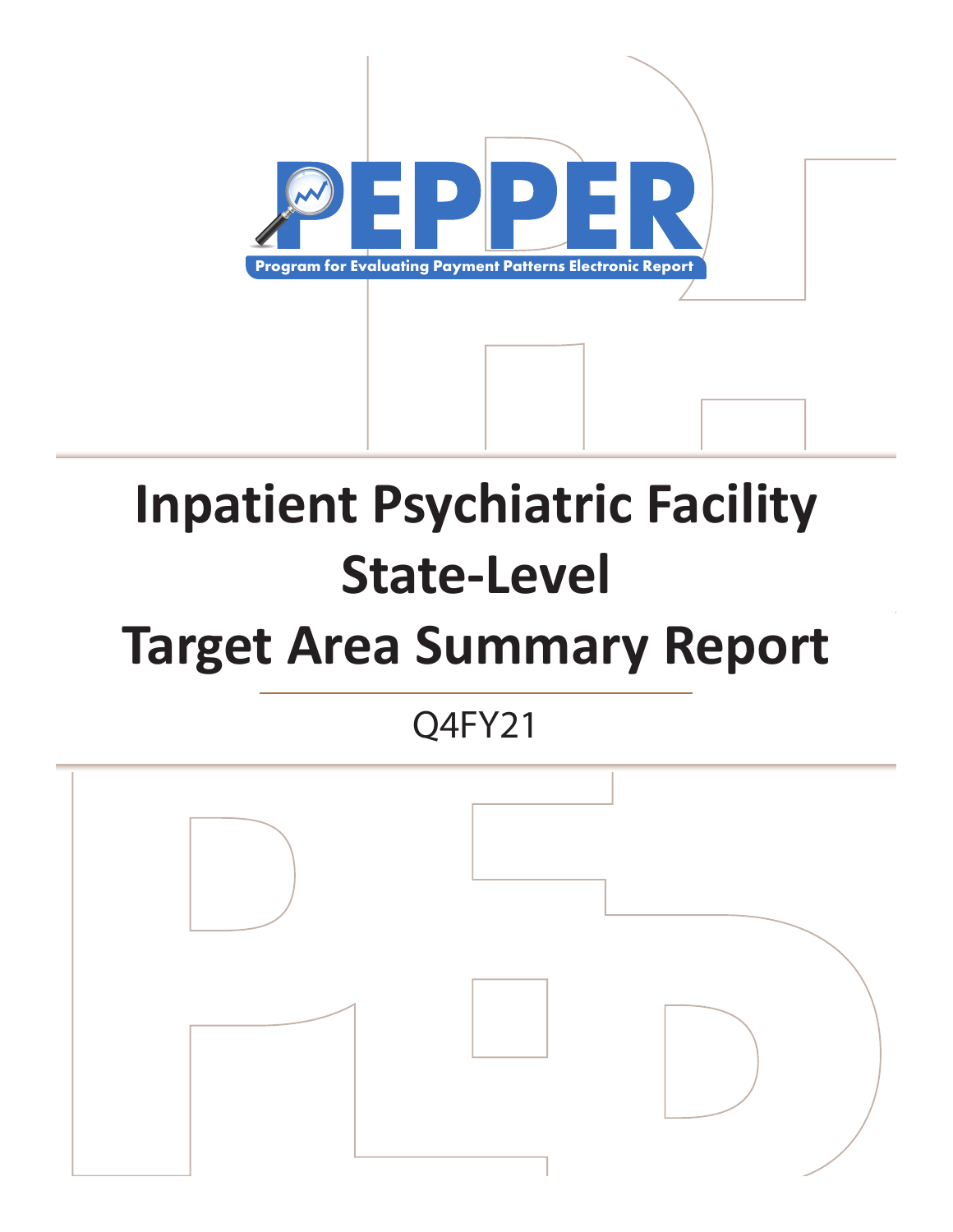# PEPPER

Program for Evaluating Payment Patterns Electronic Report

# Inpatient Psychiatric Facility State-Level Target Area Summary Report

Q4FY21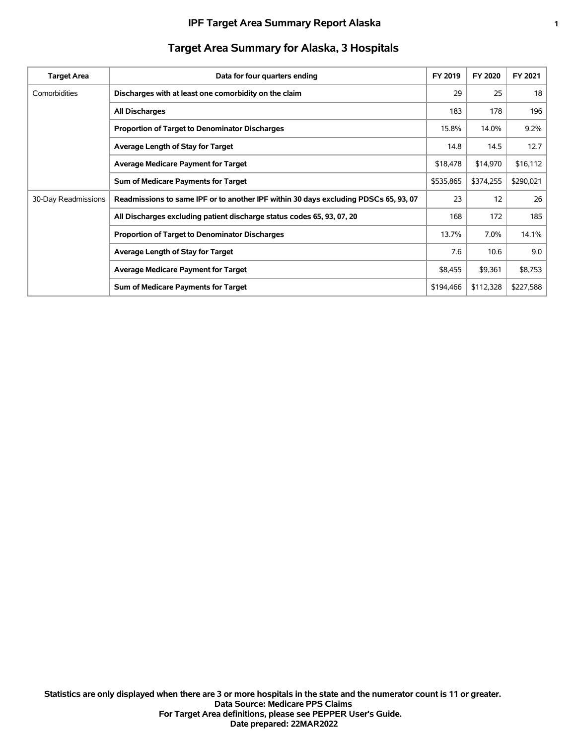# IPF Target Area Summary Report Alaska

## Target Area Summary for Alaska, 3 Hospitals

| Target Area | Data for four quarters ending | FY 2019 | FY 2020 | FY 2021 |
|---|---|---|---|---|
| Comorbidities | **Discharges with at least one comorbidity on the claim** | 29 | 25 | 18 |
| | **All Discharges** | 183 | 178 | 196 |
| | **Proportion of Target to Denominator Discharges** | 15.8% | 14.0% | 9.2% |
| | **Average Length of Stay for Target** | 14.8 | 14.5 | 12.7 |
| | **Average Medicare Payment for Target** | $18,478 | $14,970 | $16,112 |
| | **Sum of Medicare Payments for Target** | $535,865 | $374,255 | $290,021 |
| 30-Day Readmissions | **Readmissions to same IPF or to another IPF within 30 days excluding PDSCs 65, 93, 07** | 23 | 12 | 26 |
| | **All Discharges excluding patient discharge status codes 65, 93, 07, 20** | 168 | 172 | 185 |
| | **Proportion of Target to Denominator Discharges** | 13.7% | 7.0% | 14.1% |
| | **Average Length of Stay for Target** | 7.6 | 10.6 | 9.0 |
| | **Average Medicare Payment for Target** | $8,455 | $9,361 | $8,753 |
| | **Sum of Medicare Payments for Target** | $194,466 | $112,328 | $227,588 |

**Statistics are only displayed when there are 3 or more hospitals in the state and the numerator count is 11 or greater.**
**Data Source: Medicare PPS Claims**
**For Target Area definitions, please see PEPPER User's Guide.**
**Date prepared: 22MAR2022**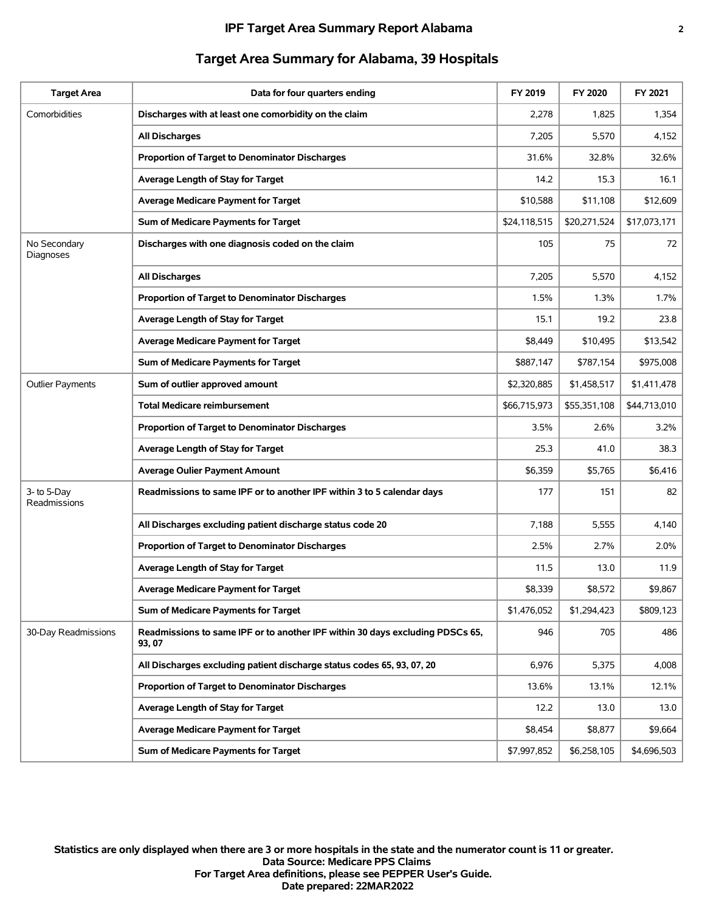## Target Area Summary for Alabama, 39 Hospitals

| Target Area | Data for four quarters ending | FY 2019 | FY 2020 | FY 2021 |
|---|---|---|---|---|
| Comorbidities | **Discharges with at least one comorbidity on the claim** | 2,278 | 1,825 | 1,354 |
| | **All Discharges** | 7,205 | 5,570 | 4,152 |
| | **Proportion of Target to Denominator Discharges** | 31.6% | 32.8% | 32.6% |
| | **Average Length of Stay for Target** | 14.2 | 15.3 | 16.1 |
| | **Average Medicare Payment for Target** | $10,588 | $11,108 | $12,609 |
| | **Sum of Medicare Payments for Target** | $24,118,515 | $20,271,524 | $17,073,171 |
| No Secondary Diagnoses | **Discharges with one diagnosis coded on the claim** | 105 | 75 | 72 |
| | **All Discharges** | 7,205 | 5,570 | 4,152 |
| | **Proportion of Target to Denominator Discharges** | 1.5% | 1.3% | 1.7% |
| | **Average Length of Stay for Target** | 15.1 | 19.2 | 23.8 |
| | **Average Medicare Payment for Target** | $8,449 | $10,495 | $13,542 |
| | **Sum of Medicare Payments for Target** | $887,147 | $787,154 | $975,008 |
| Outlier Payments | **Sum of outlier approved amount** | $2,320,885 | $1,458,517 | $1,411,478 |
| | **Total Medicare reimbursement** | $66,715,973 | $55,351,108 | $44,713,010 |
| | **Proportion of Target to Denominator Discharges** | 3.5% | 2.6% | 3.2% |
| | **Average Length of Stay for Target** | 25.3 | 41.0 | 38.3 |
| | **Average Oulier Payment Amount** | $6,359 | $5,765 | $6,416 |
| 3- to 5-Day Readmissions | **Readmissions to same IPF or to another IPF within 3 to 5 calendar days** | 177 | 151 | 82 |
| | **All Discharges excluding patient discharge status code 20** | 7,188 | 5,555 | 4,140 |
| | **Proportion of Target to Denominator Discharges** | 2.5% | 2.7% | 2.0% |
| | **Average Length of Stay for Target** | 11.5 | 13.0 | 11.9 |
| | **Average Medicare Payment for Target** | $8,339 | $8,572 | $9,867 |
| | **Sum of Medicare Payments for Target** | $1,476,052 | $1,294,423 | $809,123 |
| 30-Day Readmissions | **Readmissions to same IPF or to another IPF within 30 days excluding PDSCs 65, 93, 07** | 946 | 705 | 486 |
| | **All Discharges excluding patient discharge status codes 65, 93, 07, 20** | 6,976 | 5,375 | 4,008 |
| | **Proportion of Target to Denominator Discharges** | 13.6% | 13.1% | 12.1% |
| | **Average Length of Stay for Target** | 12.2 | 13.0 | 13.0 |
| | **Average Medicare Payment for Target** | $8,454 | $8,877 | $9,664 |
| | **Sum of Medicare Payments for Target** | $7,997,852 | $6,258,105 | $4,696,503 |

**Statistics are only displayed when there are 3 or more hospitals in the state and the numerator count is 11 or greater.**
**Data Source: Medicare PPS Claims**
**For Target Area definitions, please see PEPPER User's Guide.**
**Date prepared: 22MAR2022**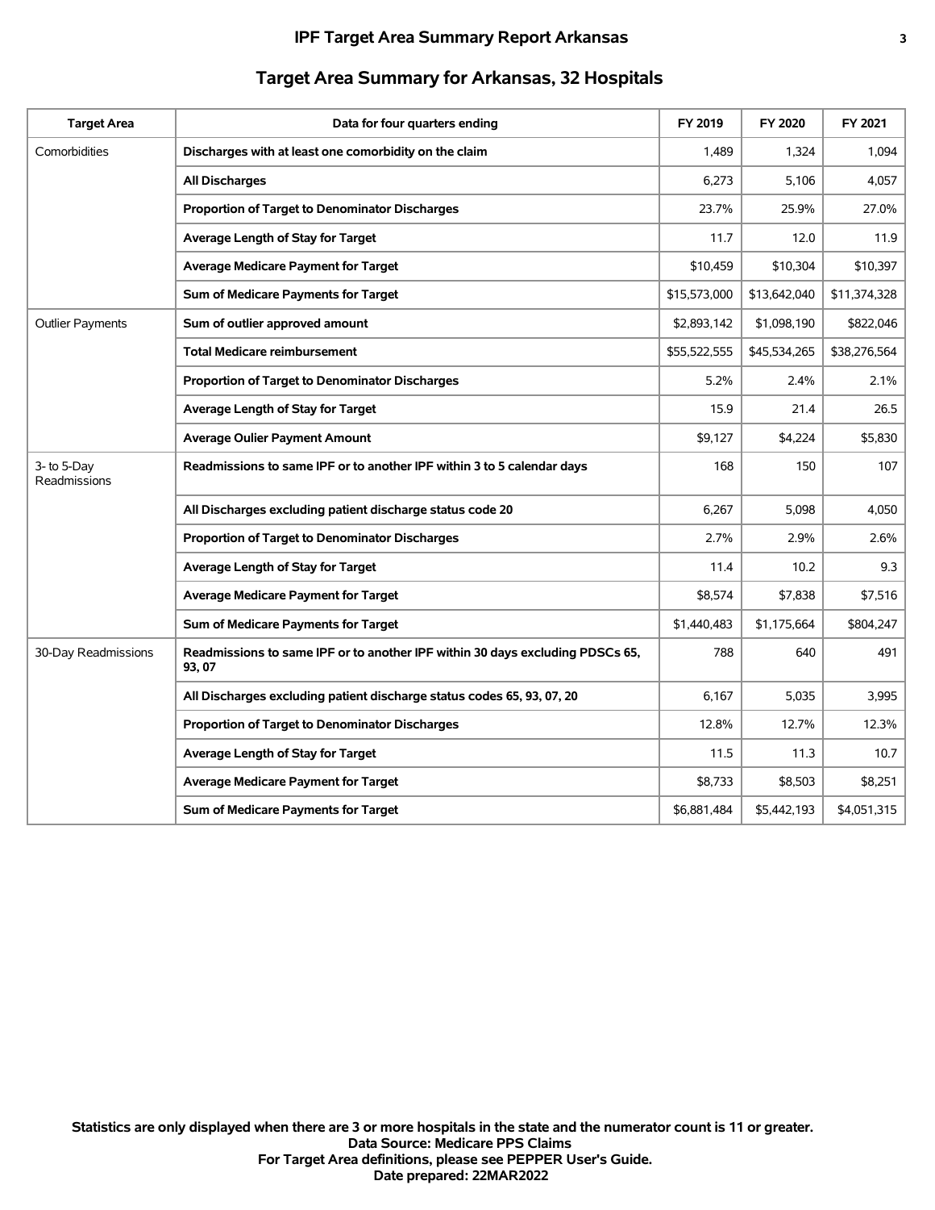## Target Area Summary for Arkansas, 32 Hospitals

| Target Area | Data for four quarters ending | FY 2019 | FY 2020 | FY 2021 |
|---|---|---|---|---|
| Comorbidities | **Discharges with at least one comorbidity on the claim** | 1,489 | 1,324 | 1,094 |
| | **All Discharges** | 6,273 | 5,106 | 4,057 |
| | **Proportion of Target to Denominator Discharges** | 23.7% | 25.9% | 27.0% |
| | **Average Length of Stay for Target** | 11.7 | 12.0 | 11.9 |
| | **Average Medicare Payment for Target** | $10,459 | $10,304 | $10,397 |
| | **Sum of Medicare Payments for Target** | $15,573,000 | $13,642,040 | $11,374,328 |
| Outlier Payments | **Sum of outlier approved amount** | $2,893,142 | $1,098,190 | $822,046 |
| | **Total Medicare reimbursement** | $55,522,555 | $45,534,265 | $38,276,564 |
| | **Proportion of Target to Denominator Discharges** | 5.2% | 2.4% | 2.1% |
| | **Average Length of Stay for Target** | 15.9 | 21.4 | 26.5 |
| | **Average Oulier Payment Amount** | $9,127 | $4,224 | $5,830 |
| 3- to 5-Day Readmissions | **Readmissions to same IPF or to another IPF within 3 to 5 calendar days** | 168 | 150 | 107 |
| | **All Discharges excluding patient discharge status code 20** | 6,267 | 5,098 | 4,050 |
| | **Proportion of Target to Denominator Discharges** | 2.7% | 2.9% | 2.6% |
| | **Average Length of Stay for Target** | 11.4 | 10.2 | 9.3 |
| | **Average Medicare Payment for Target** | $8,574 | $7,838 | $7,516 |
| | **Sum of Medicare Payments for Target** | $1,440,483 | $1,175,664 | $804,247 |
| 30-Day Readmissions | **Readmissions to same IPF or to another IPF within 30 days excluding PDSCs 65, 93, 07** | 788 | 640 | 491 |
| | **All Discharges excluding patient discharge status codes 65, 93, 07, 20** | 6,167 | 5,035 | 3,995 |
| | **Proportion of Target to Denominator Discharges** | 12.8% | 12.7% | 12.3% |
| | **Average Length of Stay for Target** | 11.5 | 11.3 | 10.7 |
| | **Average Medicare Payment for Target** | $8,733 | $8,503 | $8,251 |
| | **Sum of Medicare Payments for Target** | $6,881,484 | $5,442,193 | $4,051,315 |

**Statistics are only displayed when there are 3 or more hospitals in the state and the numerator count is 11 or greater.**
**Data Source: Medicare PPS Claims**
**For Target Area definitions, please see PEPPER User's Guide.**
**Date prepared: 22MAR2022**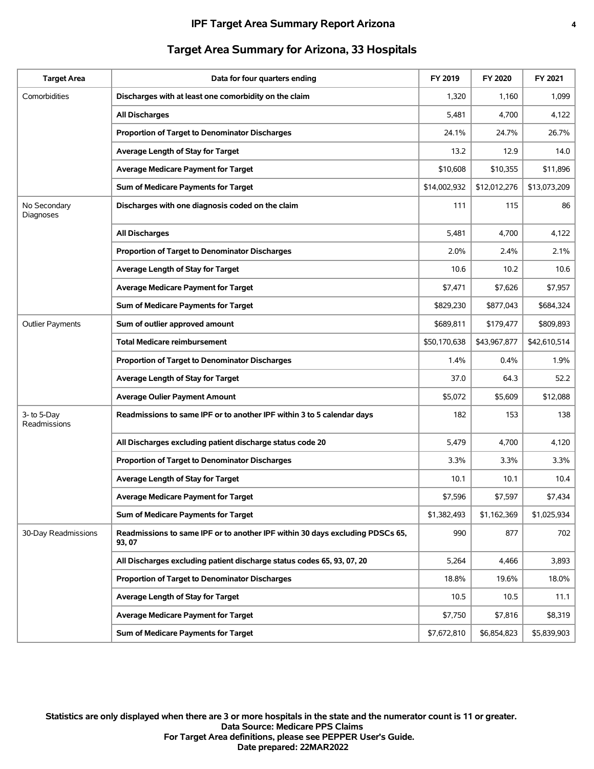## Target Area Summary for Arizona, 33 Hospitals

| Target Area | Data for four quarters ending | FY 2019 | FY 2020 | FY 2021 |
|---|---|---|---|---|
| Comorbidities | **Discharges with at least one comorbidity on the claim** | 1,320 | 1,160 | 1,099 |
| | **All Discharges** | 5,481 | 4,700 | 4,122 |
| | **Proportion of Target to Denominator Discharges** | 24.1% | 24.7% | 26.7% |
| | **Average Length of Stay for Target** | 13.2 | 12.9 | 14.0 |
| | **Average Medicare Payment for Target** | $10,608 | $10,355 | $11,896 |
| | **Sum of Medicare Payments for Target** | $14,002,932 | $12,012,276 | $13,073,209 |
| No Secondary Diagnoses | **Discharges with one diagnosis coded on the claim** | 111 | 115 | 86 |
| | **All Discharges** | 5,481 | 4,700 | 4,122 |
| | **Proportion of Target to Denominator Discharges** | 2.0% | 2.4% | 2.1% |
| | **Average Length of Stay for Target** | 10.6 | 10.2 | 10.6 |
| | **Average Medicare Payment for Target** | $7,471 | $7,626 | $7,957 |
| | **Sum of Medicare Payments for Target** | $829,230 | $877,043 | $684,324 |
| Outlier Payments | **Sum of outlier approved amount** | $689,811 | $179,477 | $809,893 |
| | **Total Medicare reimbursement** | $50,170,638 | $43,967,877 | $42,610,514 |
| | **Proportion of Target to Denominator Discharges** | 1.4% | 0.4% | 1.9% |
| | **Average Length of Stay for Target** | 37.0 | 64.3 | 52.2 |
| | **Average Oulier Payment Amount** | $5,072 | $5,609 | $12,088 |
| 3- to 5-Day Readmissions | **Readmissions to same IPF or to another IPF within 3 to 5 calendar days** | 182 | 153 | 138 |
| | **All Discharges excluding patient discharge status code 20** | 5,479 | 4,700 | 4,120 |
| | **Proportion of Target to Denominator Discharges** | 3.3% | 3.3% | 3.3% |
| | **Average Length of Stay for Target** | 10.1 | 10.1 | 10.4 |
| | **Average Medicare Payment for Target** | $7,596 | $7,597 | $7,434 |
| | **Sum of Medicare Payments for Target** | $1,382,493 | $1,162,369 | $1,025,934 |
| 30-Day Readmissions | **Readmissions to same IPF or to another IPF within 30 days excluding PDSCs 65, 93, 07** | 990 | 877 | 702 |
| | **All Discharges excluding patient discharge status codes 65, 93, 07, 20** | 5,264 | 4,466 | 3,893 |
| | **Proportion of Target to Denominator Discharges** | 18.8% | 19.6% | 18.0% |
| | **Average Length of Stay for Target** | 10.5 | 10.5 | 11.1 |
| | **Average Medicare Payment for Target** | $7,750 | $7,816 | $8,319 |
| | **Sum of Medicare Payments for Target** | $7,672,810 | $6,854,823 | $5,839,903 |

**Statistics are only displayed when there are 3 or more hospitals in the state and the numerator count is 11 or greater.**
**Data Source: Medicare PPS Claims**
**For Target Area definitions, please see PEPPER User's Guide.**
**Date prepared: 22MAR2022**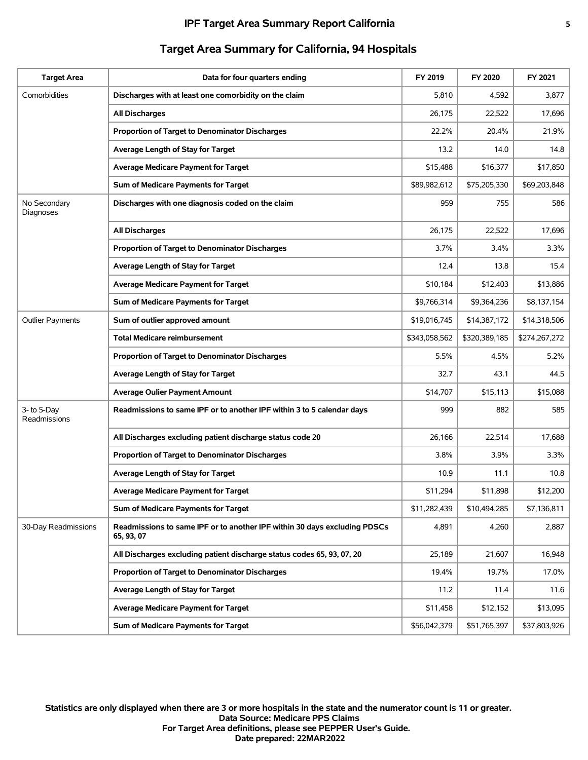# Target Area Summary for California, 94 Hospitals

| Target Area | Data for four quarters ending | FY 2019 | FY 2020 | FY 2021 |
|---|---|---|---|---|
| Comorbidities | **Discharges with at least one comorbidity on the claim** | 5,810 | 4,592 | 3,877 |
| | **All Discharges** | 26,175 | 22,522 | 17,696 |
| | **Proportion of Target to Denominator Discharges** | 22.2% | 20.4% | 21.9% |
| | **Average Length of Stay for Target** | 13.2 | 14.0 | 14.8 |
| | **Average Medicare Payment for Target** | $15,488 | $16,377 | $17,850 |
| | **Sum of Medicare Payments for Target** | $89,982,612 | $75,205,330 | $69,203,848 |
| No Secondary Diagnoses | **Discharges with one diagnosis coded on the claim** | 959 | 755 | 586 |
| | **All Discharges** | 26,175 | 22,522 | 17,696 |
| | **Proportion of Target to Denominator Discharges** | 3.7% | 3.4% | 3.3% |
| | **Average Length of Stay for Target** | 12.4 | 13.8 | 15.4 |
| | **Average Medicare Payment for Target** | $10,184 | $12,403 | $13,886 |
| | **Sum of Medicare Payments for Target** | $9,766,314 | $9,364,236 | $8,137,154 |
| Outlier Payments | **Sum of outlier approved amount** | $19,016,745 | $14,387,172 | $14,318,506 |
| | **Total Medicare reimbursement** | $343,058,562 | $320,389,185 | $274,267,272 |
| | **Proportion of Target to Denominator Discharges** | 5.5% | 4.5% | 5.2% |
| | **Average Length of Stay for Target** | 32.7 | 43.1 | 44.5 |
| | **Average Oulier Payment Amount** | $14,707 | $15,113 | $15,088 |
| 3- to 5-Day Readmissions | **Readmissions to same IPF or to another IPF within 3 to 5 calendar days** | 999 | 882 | 585 |
| | **All Discharges excluding patient discharge status code 20** | 26,166 | 22,514 | 17,688 |
| | **Proportion of Target to Denominator Discharges** | 3.8% | 3.9% | 3.3% |
| | **Average Length of Stay for Target** | 10.9 | 11.1 | 10.8 |
| | **Average Medicare Payment for Target** | $11,294 | $11,898 | $12,200 |
| | **Sum of Medicare Payments for Target** | $11,282,439 | $10,494,285 | $7,136,811 |
| 30-Day Readmissions | **Readmissions to same IPF or to another IPF within 30 days excluding PDSCs 65, 93, 07** | 4,891 | 4,260 | 2,887 |
| | **All Discharges excluding patient discharge status codes 65, 93, 07, 20** | 25,189 | 21,607 | 16,948 |
| | **Proportion of Target to Denominator Discharges** | 19.4% | 19.7% | 17.0% |
| | **Average Length of Stay for Target** | 11.2 | 11.4 | 11.6 |
| | **Average Medicare Payment for Target** | $11,458 | $12,152 | $13,095 |
| | **Sum of Medicare Payments for Target** | $56,042,379 | $51,765,397 | $37,803,926 |

**Statistics are only displayed when there are 3 or more hospitals in the state and the numerator count is 11 or greater.**
**Data Source: Medicare PPS Claims**
**For Target Area definitions, please see PEPPER User's Guide.**
**Date prepared: 22MAR2022**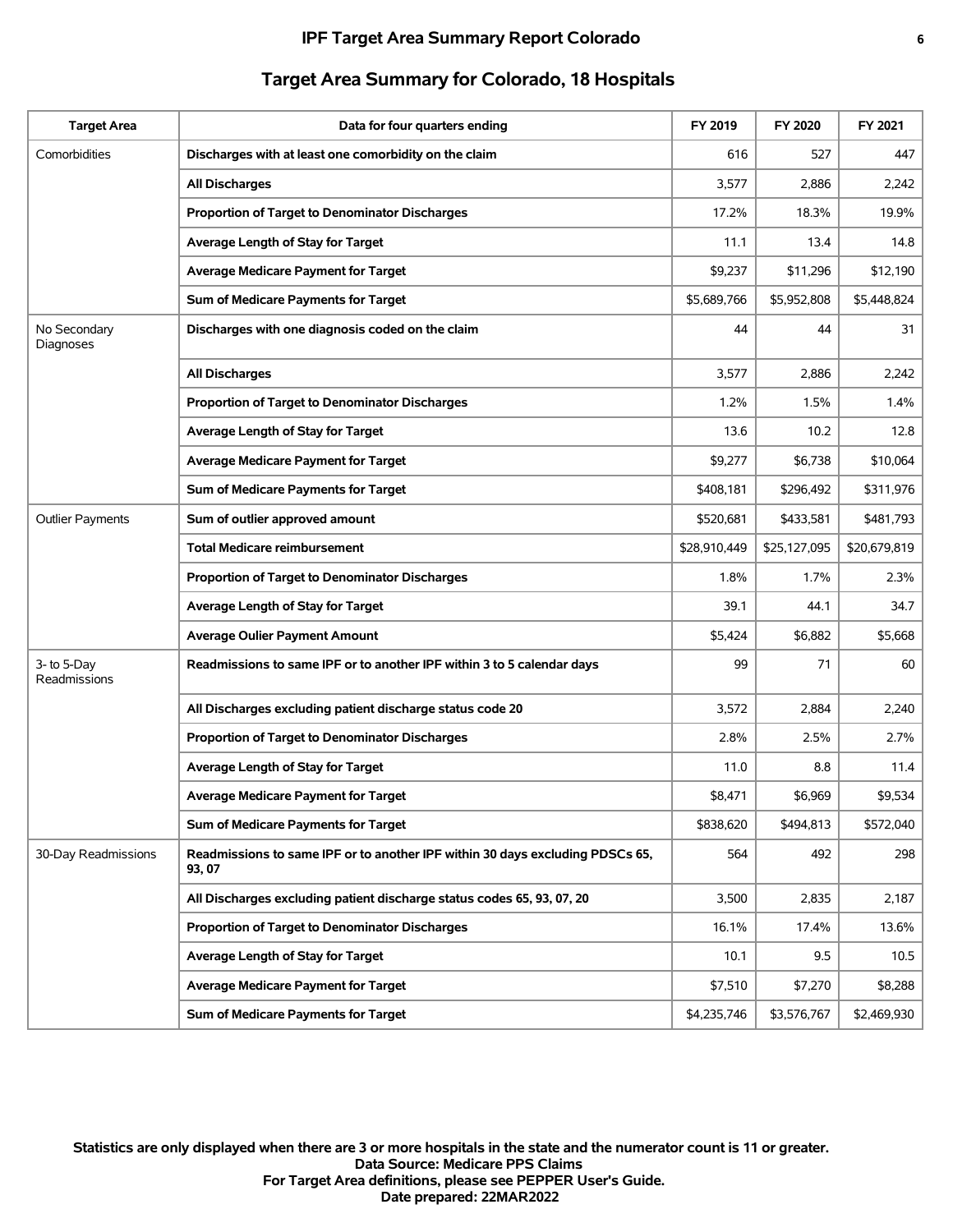## Target Area Summary for Colorado, 18 Hospitals

| Target Area | Data for four quarters ending | FY 2019 | FY 2020 | FY 2021 |
|---|---|---|---|---|
| Comorbidities | **Discharges with at least one comorbidity on the claim** | 616 | 527 | 447 |
| | **All Discharges** | 3,577 | 2,886 | 2,242 |
| | **Proportion of Target to Denominator Discharges** | 17.2% | 18.3% | 19.9% |
| | **Average Length of Stay for Target** | 11.1 | 13.4 | 14.8 |
| | **Average Medicare Payment for Target** | $9,237 | $11,296 | $12,190 |
| | **Sum of Medicare Payments for Target** | $5,689,766 | $5,952,808 | $5,448,824 |
| No Secondary Diagnoses | **Discharges with one diagnosis coded on the claim** | 44 | 44 | 31 |
| | **All Discharges** | 3,577 | 2,886 | 2,242 |
| | **Proportion of Target to Denominator Discharges** | 1.2% | 1.5% | 1.4% |
| | **Average Length of Stay for Target** | 13.6 | 10.2 | 12.8 |
| | **Average Medicare Payment for Target** | $9,277 | $6,738 | $10,064 |
| | **Sum of Medicare Payments for Target** | $408,181 | $296,492 | $311,976 |
| Outlier Payments | **Sum of outlier approved amount** | $520,681 | $433,581 | $481,793 |
| | **Total Medicare reimbursement** | $28,910,449 | $25,127,095 | $20,679,819 |
| | **Proportion of Target to Denominator Discharges** | 1.8% | 1.7% | 2.3% |
| | **Average Length of Stay for Target** | 39.1 | 44.1 | 34.7 |
| | **Average Oulier Payment Amount** | $5,424 | $6,882 | $5,668 |
| 3- to 5-Day Readmissions | **Readmissions to same IPF or to another IPF within 3 to 5 calendar days** | 99 | 71 | 60 |
| | **All Discharges excluding patient discharge status code 20** | 3,572 | 2,884 | 2,240 |
| | **Proportion of Target to Denominator Discharges** | 2.8% | 2.5% | 2.7% |
| | **Average Length of Stay for Target** | 11.0 | 8.8 | 11.4 |
| | **Average Medicare Payment for Target** | $8,471 | $6,969 | $9,534 |
| | **Sum of Medicare Payments for Target** | $838,620 | $494,813 | $572,040 |
| 30-Day Readmissions | **Readmissions to same IPF or to another IPF within 30 days excluding PDSCs 65, 93, 07** | 564 | 492 | 298 |
| | **All Discharges excluding patient discharge status codes 65, 93, 07, 20** | 3,500 | 2,835 | 2,187 |
| | **Proportion of Target to Denominator Discharges** | 16.1% | 17.4% | 13.6% |
| | **Average Length of Stay for Target** | 10.1 | 9.5 | 10.5 |
| | **Average Medicare Payment for Target** | $7,510 | $7,270 | $8,288 |
| | **Sum of Medicare Payments for Target** | $4,235,746 | $3,576,767 | $2,469,930 |

**Statistics are only displayed when there are 3 or more hospitals in the state and the numerator count is 11 or greater.**
**Data Source: Medicare PPS Claims**
**For Target Area definitions, please see PEPPER User's Guide.**
**Date prepared: 22MAR2022**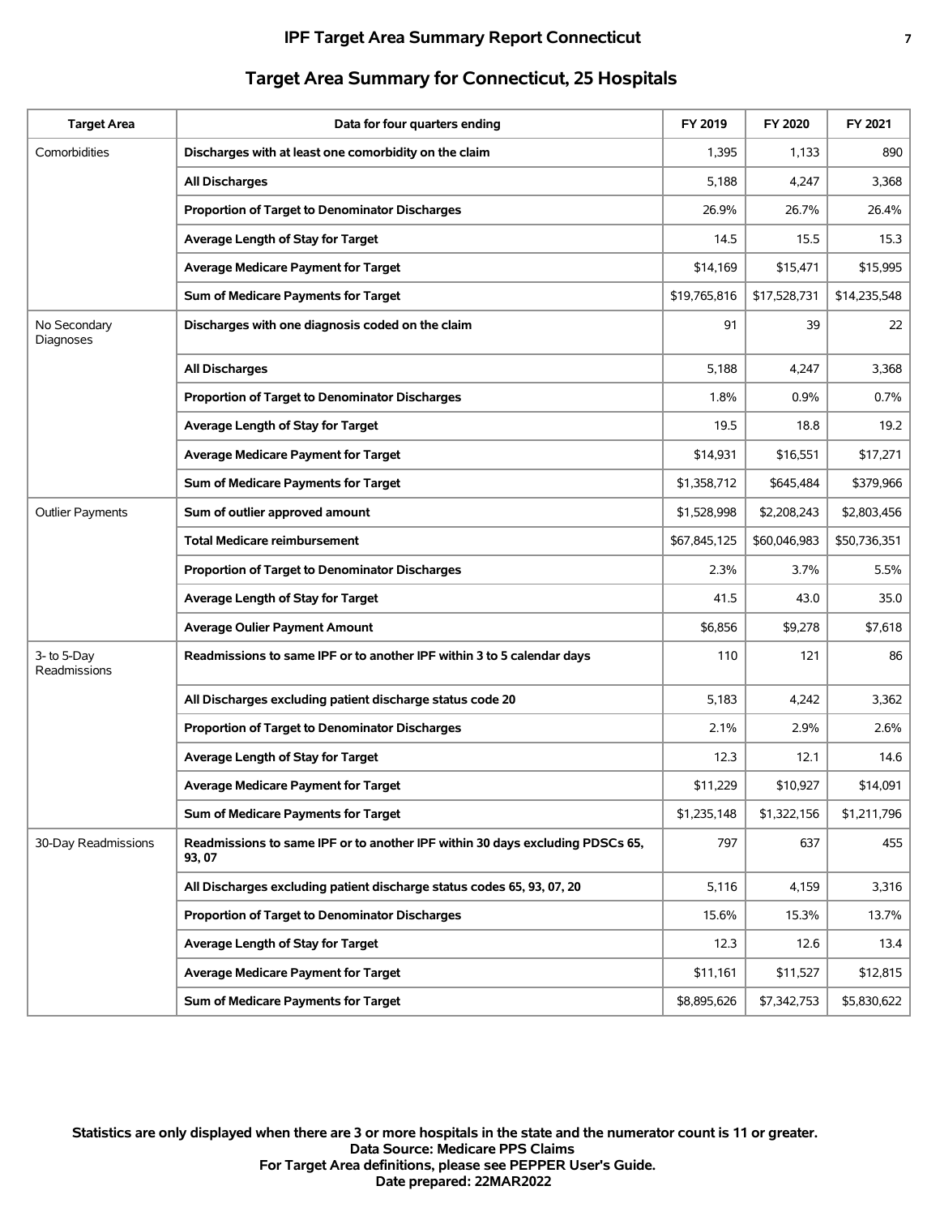# IPF Target Area Summary Report Connecticut

## Target Area Summary for Connecticut, 25 Hospitals

| Target Area | Data for four quarters ending | FY 2019 | FY 2020 | FY 2021 |
|---|---|---|---|---|
| Comorbidities | **Discharges with at least one comorbidity on the claim** | 1,395 | 1,133 | 890 |
| | **All Discharges** | 5,188 | 4,247 | 3,368 |
| | **Proportion of Target to Denominator Discharges** | 26.9% | 26.7% | 26.4% |
| | **Average Length of Stay for Target** | 14.5 | 15.5 | 15.3 |
| | **Average Medicare Payment for Target** | $14,169 | $15,471 | $15,995 |
| | **Sum of Medicare Payments for Target** | $19,765,816 | $17,528,731 | $14,235,548 |
| No Secondary Diagnoses | **Discharges with one diagnosis coded on the claim** | 91 | 39 | 22 |
| | **All Discharges** | 5,188 | 4,247 | 3,368 |
| | **Proportion of Target to Denominator Discharges** | 1.8% | 0.9% | 0.7% |
| | **Average Length of Stay for Target** | 19.5 | 18.8 | 19.2 |
| | **Average Medicare Payment for Target** | $14,931 | $16,551 | $17,271 |
| | **Sum of Medicare Payments for Target** | $1,358,712 | $645,484 | $379,966 |
| Outlier Payments | **Sum of outlier approved amount** | $1,528,998 | $2,208,243 | $2,803,456 |
| | **Total Medicare reimbursement** | $67,845,125 | $60,046,983 | $50,736,351 |
| | **Proportion of Target to Denominator Discharges** | 2.3% | 3.7% | 5.5% |
| | **Average Length of Stay for Target** | 41.5 | 43.0 | 35.0 |
| | **Average Oulier Payment Amount** | $6,856 | $9,278 | $7,618 |
| 3- to 5-Day Readmissions | **Readmissions to same IPF or to another IPF within 3 to 5 calendar days** | 110 | 121 | 86 |
| | **All Discharges excluding patient discharge status code 20** | 5,183 | 4,242 | 3,362 |
| | **Proportion of Target to Denominator Discharges** | 2.1% | 2.9% | 2.6% |
| | **Average Length of Stay for Target** | 12.3 | 12.1 | 14.6 |
| | **Average Medicare Payment for Target** | $11,229 | $10,927 | $14,091 |
| | **Sum of Medicare Payments for Target** | $1,235,148 | $1,322,156 | $1,211,796 |
| 30-Day Readmissions | **Readmissions to same IPF or to another IPF within 30 days excluding PDSCs 65, 93, 07** | 797 | 637 | 455 |
| | **All Discharges excluding patient discharge status codes 65, 93, 07, 20** | 5,116 | 4,159 | 3,316 |
| | **Proportion of Target to Denominator Discharges** | 15.6% | 15.3% | 13.7% |
| | **Average Length of Stay for Target** | 12.3 | 12.6 | 13.4 |
| | **Average Medicare Payment for Target** | $11,161 | $11,527 | $12,815 |
| | **Sum of Medicare Payments for Target** | $8,895,626 | $7,342,753 | $5,830,622 |

**Statistics are only displayed when there are 3 or more hospitals in the state and the numerator count is 11 or greater.**
**Data Source: Medicare PPS Claims**
**For Target Area definitions, please see PEPPER User's Guide.**
**Date prepared: 22MAR2022**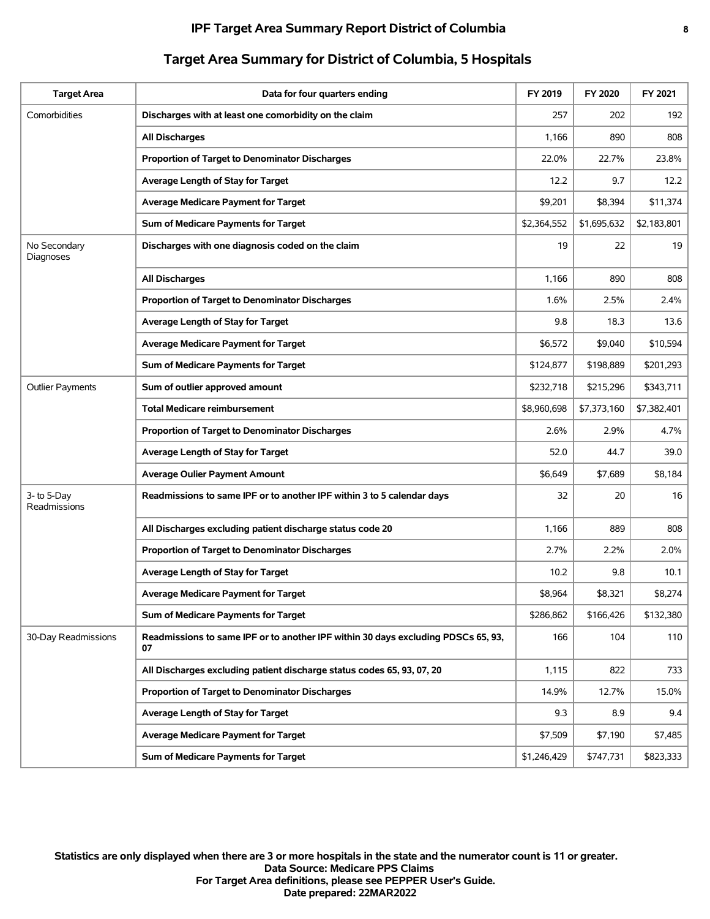## IPF Target Area Summary Report District of Columbia

## Target Area Summary for District of Columbia, 5 Hospitals

| Target Area | Data for four quarters ending | FY 2019 | FY 2020 | FY 2021 |
|---|---|---|---|---|
| Comorbidities | **Discharges with at least one comorbidity on the claim** | 257 | 202 | 192 |
| | **All Discharges** | 1,166 | 890 | 808 |
| | **Proportion of Target to Denominator Discharges** | 22.0% | 22.7% | 23.8% |
| | **Average Length of Stay for Target** | 12.2 | 9.7 | 12.2 |
| | **Average Medicare Payment for Target** | $9,201 | $8,394 | $11,374 |
| | **Sum of Medicare Payments for Target** | $2,364,552 | $1,695,632 | $2,183,801 |
| No Secondary Diagnoses | **Discharges with one diagnosis coded on the claim** | 19 | 22 | 19 |
| | **All Discharges** | 1,166 | 890 | 808 |
| | **Proportion of Target to Denominator Discharges** | 1.6% | 2.5% | 2.4% |
| | **Average Length of Stay for Target** | 9.8 | 18.3 | 13.6 |
| | **Average Medicare Payment for Target** | $6,572 | $9,040 | $10,594 |
| | **Sum of Medicare Payments for Target** | $124,877 | $198,889 | $201,293 |
| Outlier Payments | **Sum of outlier approved amount** | $232,718 | $215,296 | $343,711 |
| | **Total Medicare reimbursement** | $8,960,698 | $7,373,160 | $7,382,401 |
| | **Proportion of Target to Denominator Discharges** | 2.6% | 2.9% | 4.7% |
| | **Average Length of Stay for Target** | 52.0 | 44.7 | 39.0 |
| | **Average Oulier Payment Amount** | $6,649 | $7,689 | $8,184 |
| 3- to 5-Day Readmissions | **Readmissions to same IPF or to another IPF within 3 to 5 calendar days** | 32 | 20 | 16 |
| | **All Discharges excluding patient discharge status code 20** | 1,166 | 889 | 808 |
| | **Proportion of Target to Denominator Discharges** | 2.7% | 2.2% | 2.0% |
| | **Average Length of Stay for Target** | 10.2 | 9.8 | 10.1 |
| | **Average Medicare Payment for Target** | $8,964 | $8,321 | $8,274 |
| | **Sum of Medicare Payments for Target** | $286,862 | $166,426 | $132,380 |
| 30-Day Readmissions | **Readmissions to same IPF or to another IPF within 30 days excluding PDSCs 65, 93, 07** | 166 | 104 | 110 |
| | **All Discharges excluding patient discharge status codes 65, 93, 07, 20** | 1,115 | 822 | 733 |
| | **Proportion of Target to Denominator Discharges** | 14.9% | 12.7% | 15.0% |
| | **Average Length of Stay for Target** | 9.3 | 8.9 | 9.4 |
| | **Average Medicare Payment for Target** | $7,509 | $7,190 | $7,485 |
| | **Sum of Medicare Payments for Target** | $1,246,429 | $747,731 | $823,333 |

**Statistics are only displayed when there are 3 or more hospitals in the state and the numerator count is 11 or greater.**
**Data Source: Medicare PPS Claims**
**For Target Area definitions, please see PEPPER User's Guide.**
**Date prepared: 22MAR2022**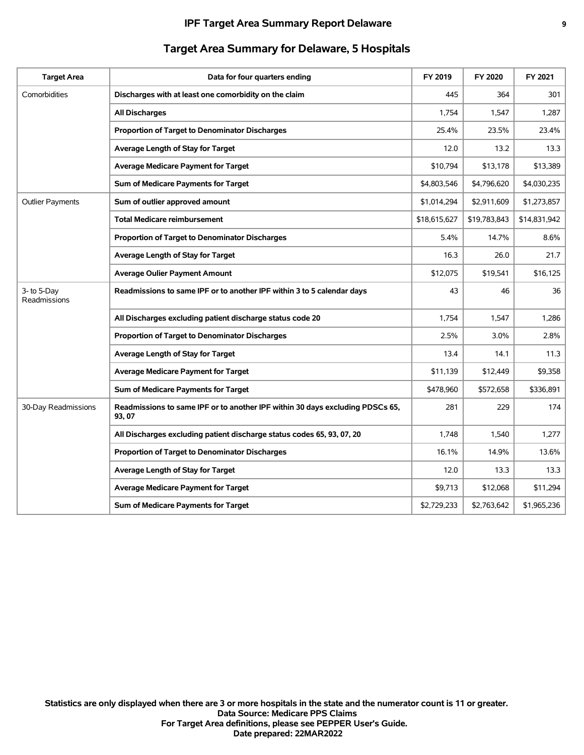## Target Area Summary for Delaware, 5 Hospitals

| Target Area | Data for four quarters ending | FY 2019 | FY 2020 | FY 2021 |
|---|---|---|---|---|
| Comorbidities | **Discharges with at least one comorbidity on the claim** | 445 | 364 | 301 |
| | **All Discharges** | 1,754 | 1,547 | 1,287 |
| | **Proportion of Target to Denominator Discharges** | 25.4% | 23.5% | 23.4% |
| | **Average Length of Stay for Target** | 12.0 | 13.2 | 13.3 |
| | **Average Medicare Payment for Target** | $10,794 | $13,178 | $13,389 |
| | **Sum of Medicare Payments for Target** | $4,803,546 | $4,796,620 | $4,030,235 |
| Outlier Payments | **Sum of outlier approved amount** | $1,014,294 | $2,911,609 | $1,273,857 |
| | **Total Medicare reimbursement** | $18,615,627 | $19,783,843 | $14,831,942 |
| | **Proportion of Target to Denominator Discharges** | 5.4% | 14.7% | 8.6% |
| | **Average Length of Stay for Target** | 16.3 | 26.0 | 21.7 |
| | **Average Oulier Payment Amount** | $12,075 | $19,541 | $16,125 |
| 3- to 5-Day Readmissions | **Readmissions to same IPF or to another IPF within 3 to 5 calendar days** | 43 | 46 | 36 |
| | **All Discharges excluding patient discharge status code 20** | 1,754 | 1,547 | 1,286 |
| | **Proportion of Target to Denominator Discharges** | 2.5% | 3.0% | 2.8% |
| | **Average Length of Stay for Target** | 13.4 | 14.1 | 11.3 |
| | **Average Medicare Payment for Target** | $11,139 | $12,449 | $9,358 |
| | **Sum of Medicare Payments for Target** | $478,960 | $572,658 | $336,891 |
| 30-Day Readmissions | **Readmissions to same IPF or to another IPF within 30 days excluding PDSCs 65, 93, 07** | 281 | 229 | 174 |
| | **All Discharges excluding patient discharge status codes 65, 93, 07, 20** | 1,748 | 1,540 | 1,277 |
| | **Proportion of Target to Denominator Discharges** | 16.1% | 14.9% | 13.6% |
| | **Average Length of Stay for Target** | 12.0 | 13.3 | 13.3 |
| | **Average Medicare Payment for Target** | $9,713 | $12,068 | $11,294 |
| | **Sum of Medicare Payments for Target** | $2,729,233 | $2,763,642 | $1,965,236 |

**Statistics are only displayed when there are 3 or more hospitals in the state and the numerator count is 11 or greater.**
**Data Source: Medicare PPS Claims**
**For Target Area definitions, please see PEPPER User's Guide.**
**Date prepared: 22MAR2022**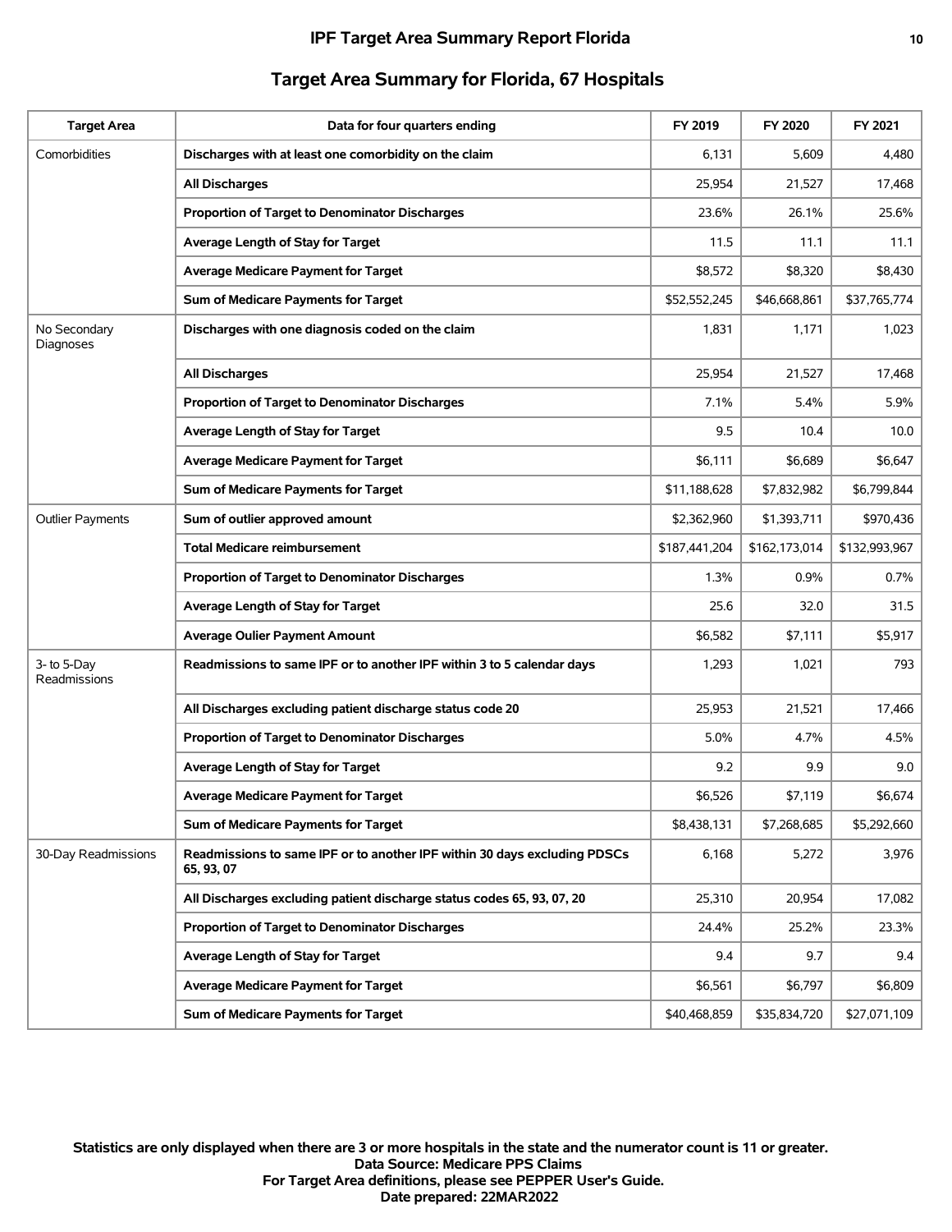# IPF Target Area Summary Report Florida

## Target Area Summary for Florida, 67 Hospitals

| Target Area | Data for four quarters ending | FY 2019 | FY 2020 | FY 2021 |
|---|---|---|---|---|
| Comorbidities | **Discharges with at least one comorbidity on the claim** | 6,131 | 5,609 | 4,480 |
| | **All Discharges** | 25,954 | 21,527 | 17,468 |
| | **Proportion of Target to Denominator Discharges** | 23.6% | 26.1% | 25.6% |
| | **Average Length of Stay for Target** | 11.5 | 11.1 | 11.1 |
| | **Average Medicare Payment for Target** | $8,572 | $8,320 | $8,430 |
| | **Sum of Medicare Payments for Target** | $52,552,245 | $46,668,861 | $37,765,774 |
| No Secondary Diagnoses | **Discharges with one diagnosis coded on the claim** | 1,831 | 1,171 | 1,023 |
| | **All Discharges** | 25,954 | 21,527 | 17,468 |
| | **Proportion of Target to Denominator Discharges** | 7.1% | 5.4% | 5.9% |
| | **Average Length of Stay for Target** | 9.5 | 10.4 | 10.0 |
| | **Average Medicare Payment for Target** | $6,111 | $6,689 | $6,647 |
| | **Sum of Medicare Payments for Target** | $11,188,628 | $7,832,982 | $6,799,844 |
| Outlier Payments | **Sum of outlier approved amount** | $2,362,960 | $1,393,711 | $970,436 |
| | **Total Medicare reimbursement** | $187,441,204 | $162,173,014 | $132,993,967 |
| | **Proportion of Target to Denominator Discharges** | 1.3% | 0.9% | 0.7% |
| | **Average Length of Stay for Target** | 25.6 | 32.0 | 31.5 |
| | **Average Oulier Payment Amount** | $6,582 | $7,111 | $5,917 |
| 3- to 5-Day Readmissions | **Readmissions to same IPF or to another IPF within 3 to 5 calendar days** | 1,293 | 1,021 | 793 |
| | **All Discharges excluding patient discharge status code 20** | 25,953 | 21,521 | 17,466 |
| | **Proportion of Target to Denominator Discharges** | 5.0% | 4.7% | 4.5% |
| | **Average Length of Stay for Target** | 9.2 | 9.9 | 9.0 |
| | **Average Medicare Payment for Target** | $6,526 | $7,119 | $6,674 |
| | **Sum of Medicare Payments for Target** | $8,438,131 | $7,268,685 | $5,292,660 |
| 30-Day Readmissions | **Readmissions to same IPF or to another IPF within 30 days excluding PDSCs 65, 93, 07** | 6,168 | 5,272 | 3,976 |
| | **All Discharges excluding patient discharge status codes 65, 93, 07, 20** | 25,310 | 20,954 | 17,082 |
| | **Proportion of Target to Denominator Discharges** | 24.4% | 25.2% | 23.3% |
| | **Average Length of Stay for Target** | 9.4 | 9.7 | 9.4 |
| | **Average Medicare Payment for Target** | $6,561 | $6,797 | $6,809 |
| | **Sum of Medicare Payments for Target** | $40,468,859 | $35,834,720 | $27,071,109 |

**Statistics are only displayed when there are 3 or more hospitals in the state and the numerator count is 11 or greater.**
**Data Source: Medicare PPS Claims**
**For Target Area definitions, please see PEPPER User's Guide.**
**Date prepared: 22MAR2022**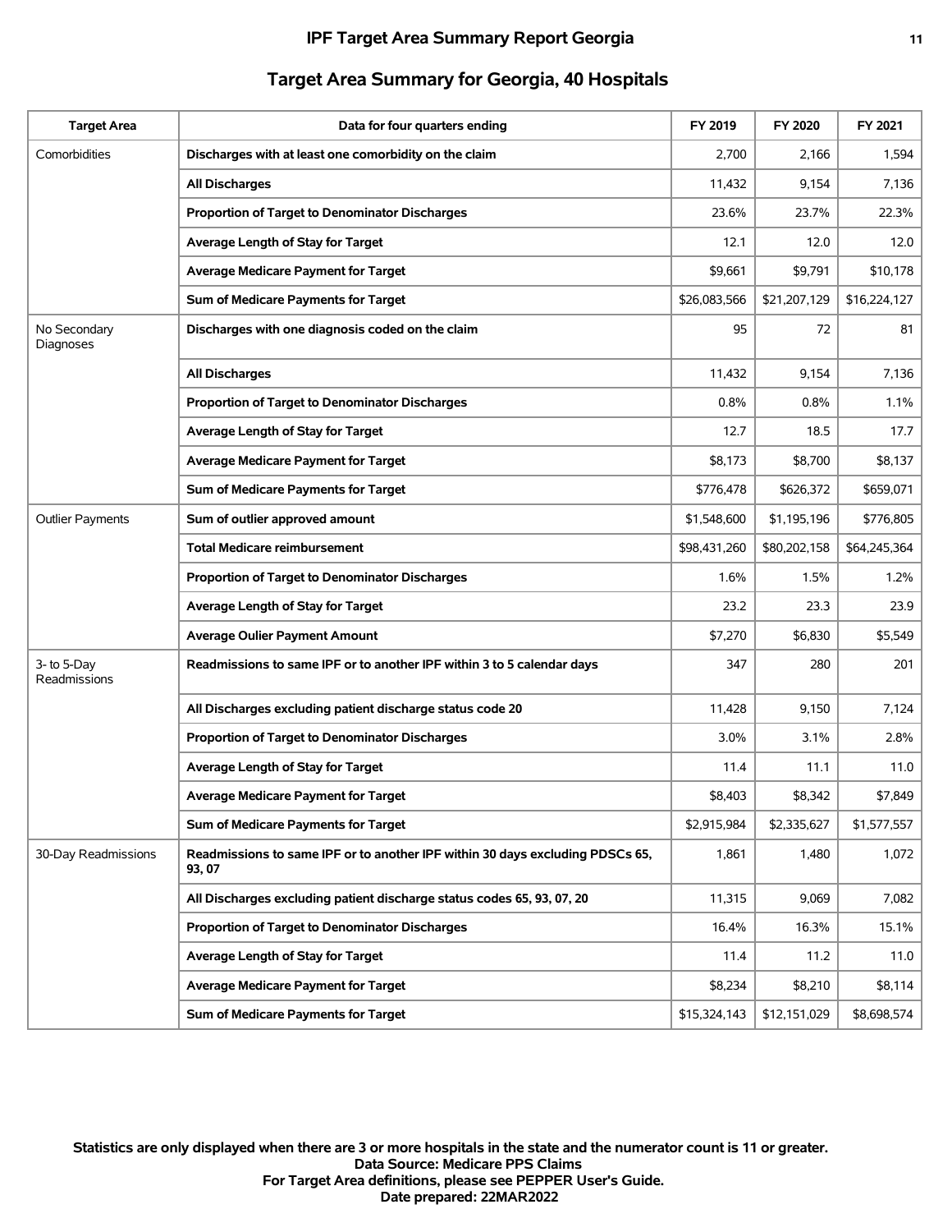# IPF Target Area Summary Report Georgia

## Target Area Summary for Georgia, 40 Hospitals

| Target Area | Data for four quarters ending | FY 2019 | FY 2020 | FY 2021 |
|---|---|---|---|---|
| Comorbidities | **Discharges with at least one comorbidity on the claim** | 2,700 | 2,166 | 1,594 |
| | **All Discharges** | 11,432 | 9,154 | 7,136 |
| | **Proportion of Target to Denominator Discharges** | 23.6% | 23.7% | 22.3% |
| | **Average Length of Stay for Target** | 12.1 | 12.0 | 12.0 |
| | **Average Medicare Payment for Target** | $9,661 | $9,791 | $10,178 |
| | **Sum of Medicare Payments for Target** | $26,083,566 | $21,207,129 | $16,224,127 |
| No Secondary Diagnoses | **Discharges with one diagnosis coded on the claim** | 95 | 72 | 81 |
| | **All Discharges** | 11,432 | 9,154 | 7,136 |
| | **Proportion of Target to Denominator Discharges** | 0.8% | 0.8% | 1.1% |
| | **Average Length of Stay for Target** | 12.7 | 18.5 | 17.7 |
| | **Average Medicare Payment for Target** | $8,173 | $8,700 | $8,137 |
| | **Sum of Medicare Payments for Target** | $776,478 | $626,372 | $659,071 |
| Outlier Payments | **Sum of outlier approved amount** | $1,548,600 | $1,195,196 | $776,805 |
| | **Total Medicare reimbursement** | $98,431,260 | $80,202,158 | $64,245,364 |
| | **Proportion of Target to Denominator Discharges** | 1.6% | 1.5% | 1.2% |
| | **Average Length of Stay for Target** | 23.2 | 23.3 | 23.9 |
| | **Average Oulier Payment Amount** | $7,270 | $6,830 | $5,549 |
| 3- to 5-Day Readmissions | **Readmissions to same IPF or to another IPF within 3 to 5 calendar days** | 347 | 280 | 201 |
| | **All Discharges excluding patient discharge status code 20** | 11,428 | 9,150 | 7,124 |
| | **Proportion of Target to Denominator Discharges** | 3.0% | 3.1% | 2.8% |
| | **Average Length of Stay for Target** | 11.4 | 11.1 | 11.0 |
| | **Average Medicare Payment for Target** | $8,403 | $8,342 | $7,849 |
| | **Sum of Medicare Payments for Target** | $2,915,984 | $2,335,627 | $1,577,557 |
| 30-Day Readmissions | **Readmissions to same IPF or to another IPF within 30 days excluding PDSCs 65, 93, 07** | 1,861 | 1,480 | 1,072 |
| | **All Discharges excluding patient discharge status codes 65, 93, 07, 20** | 11,315 | 9,069 | 7,082 |
| | **Proportion of Target to Denominator Discharges** | 16.4% | 16.3% | 15.1% |
| | **Average Length of Stay for Target** | 11.4 | 11.2 | 11.0 |
| | **Average Medicare Payment for Target** | $8,234 | $8,210 | $8,114 |
| | **Sum of Medicare Payments for Target** | $15,324,143 | $12,151,029 | $8,698,574 |

**Statistics are only displayed when there are 3 or more hospitals in the state and the numerator count is 11 or greater.**
**Data Source: Medicare PPS Claims**
**For Target Area definitions, please see PEPPER User's Guide.**
**Date prepared: 22MAR2022**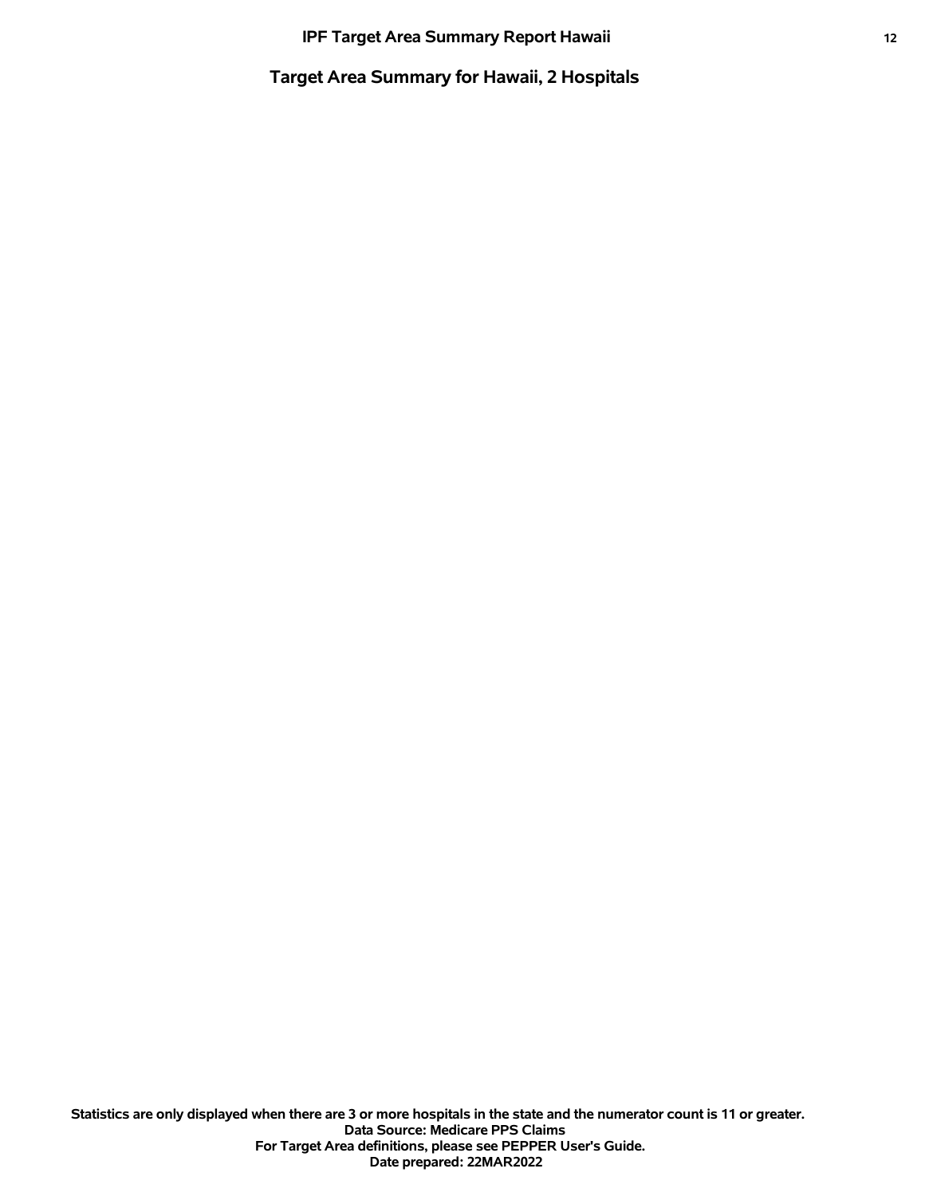## Target Area Summary for Hawaii, 2 Hospitals

**Statistics are only displayed when there are 3 or more hospitals in the state and the numerator count is 11 or greater.**
**Data Source: Medicare PPS Claims**
**For Target Area definitions, please see PEPPER User's Guide.**
**Date prepared: 22MAR2022**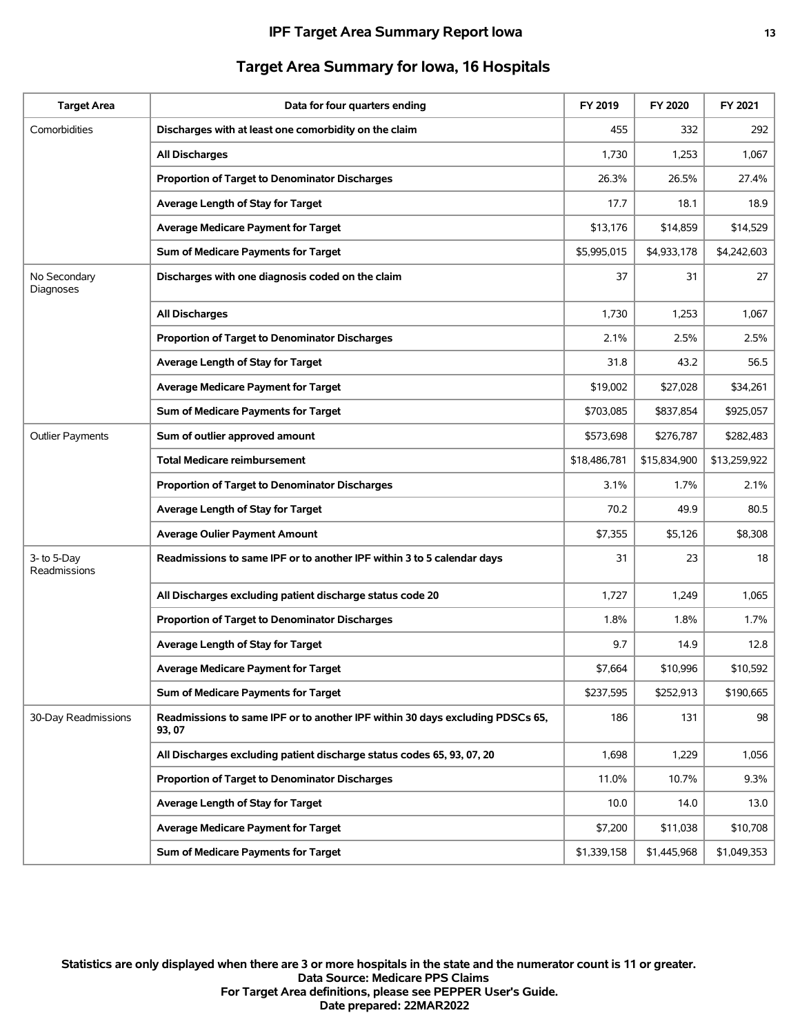## Target Area Summary for Iowa, 16 Hospitals

| Target Area | Data for four quarters ending | FY 2019 | FY 2020 | FY 2021 |
|---|---|---|---|---|
| Comorbidities | **Discharges with at least one comorbidity on the claim** | 455 | 332 | 292 |
| | **All Discharges** | 1,730 | 1,253 | 1,067 |
| | **Proportion of Target to Denominator Discharges** | 26.3% | 26.5% | 27.4% |
| | **Average Length of Stay for Target** | 17.7 | 18.1 | 18.9 |
| | **Average Medicare Payment for Target** | $13,176 | $14,859 | $14,529 |
| | **Sum of Medicare Payments for Target** | $5,995,015 | $4,933,178 | $4,242,603 |
| No Secondary Diagnoses | **Discharges with one diagnosis coded on the claim** | 37 | 31 | 27 |
| | **All Discharges** | 1,730 | 1,253 | 1,067 |
| | **Proportion of Target to Denominator Discharges** | 2.1% | 2.5% | 2.5% |
| | **Average Length of Stay for Target** | 31.8 | 43.2 | 56.5 |
| | **Average Medicare Payment for Target** | $19,002 | $27,028 | $34,261 |
| | **Sum of Medicare Payments for Target** | $703,085 | $837,854 | $925,057 |
| Outlier Payments | **Sum of outlier approved amount** | $573,698 | $276,787 | $282,483 |
| | **Total Medicare reimbursement** | $18,486,781 | $15,834,900 | $13,259,922 |
| | **Proportion of Target to Denominator Discharges** | 3.1% | 1.7% | 2.1% |
| | **Average Length of Stay for Target** | 70.2 | 49.9 | 80.5 |
| | **Average Oulier Payment Amount** | $7,355 | $5,126 | $8,308 |
| 3- to 5-Day Readmissions | **Readmissions to same IPF or to another IPF within 3 to 5 calendar days** | 31 | 23 | 18 |
| | **All Discharges excluding patient discharge status code 20** | 1,727 | 1,249 | 1,065 |
| | **Proportion of Target to Denominator Discharges** | 1.8% | 1.8% | 1.7% |
| | **Average Length of Stay for Target** | 9.7 | 14.9 | 12.8 |
| | **Average Medicare Payment for Target** | $7,664 | $10,996 | $10,592 |
| | **Sum of Medicare Payments for Target** | $237,595 | $252,913 | $190,665 |
| 30-Day Readmissions | **Readmissions to same IPF or to another IPF within 30 days excluding PDSCs 65, 93, 07** | 186 | 131 | 98 |
| | **All Discharges excluding patient discharge status codes 65, 93, 07, 20** | 1,698 | 1,229 | 1,056 |
| | **Proportion of Target to Denominator Discharges** | 11.0% | 10.7% | 9.3% |
| | **Average Length of Stay for Target** | 10.0 | 14.0 | 13.0 |
| | **Average Medicare Payment for Target** | $7,200 | $11,038 | $10,708 |
| | **Sum of Medicare Payments for Target** | $1,339,158 | $1,445,968 | $1,049,353 |

**Statistics are only displayed when there are 3 or more hospitals in the state and the numerator count is 11 or greater.**
**Data Source: Medicare PPS Claims**
**For Target Area definitions, please see PEPPER User's Guide.**
**Date prepared: 22MAR2022**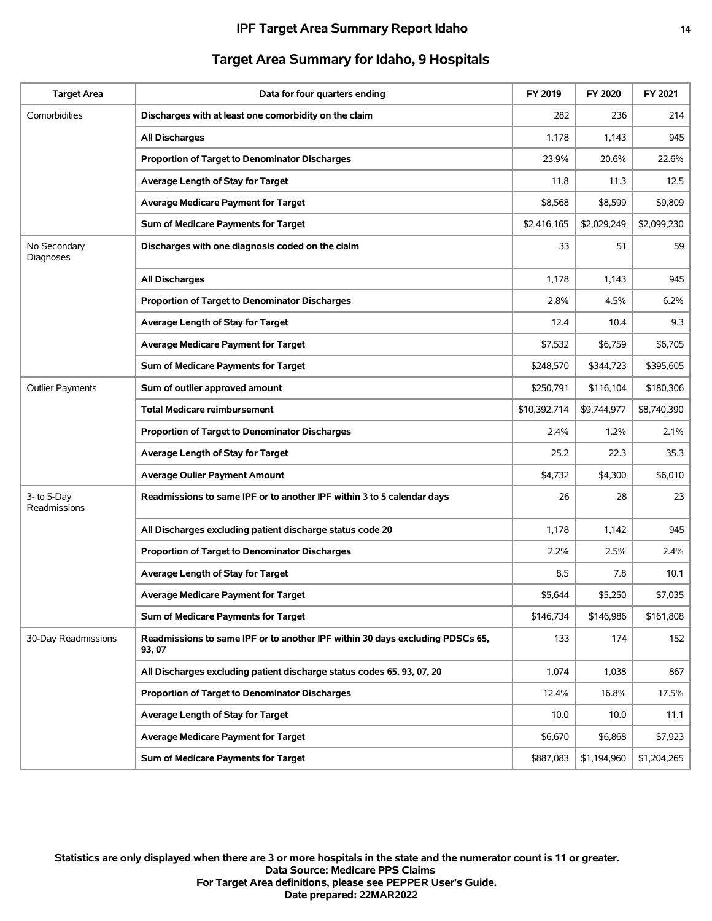## Target Area Summary for Idaho, 9 Hospitals

| Target Area | Data for four quarters ending | FY 2019 | FY 2020 | FY 2021 |
|---|---|---|---|---|
| Comorbidities | **Discharges with at least one comorbidity on the claim** | 282 | 236 | 214 |
| | **All Discharges** | 1,178 | 1,143 | 945 |
| | **Proportion of Target to Denominator Discharges** | 23.9% | 20.6% | 22.6% |
| | **Average Length of Stay for Target** | 11.8 | 11.3 | 12.5 |
| | **Average Medicare Payment for Target** | $8,568 | $8,599 | $9,809 |
| | **Sum of Medicare Payments for Target** | $2,416,165 | $2,029,249 | $2,099,230 |
| No Secondary Diagnoses | **Discharges with one diagnosis coded on the claim** | 33 | 51 | 59 |
| | **All Discharges** | 1,178 | 1,143 | 945 |
| | **Proportion of Target to Denominator Discharges** | 2.8% | 4.5% | 6.2% |
| | **Average Length of Stay for Target** | 12.4 | 10.4 | 9.3 |
| | **Average Medicare Payment for Target** | $7,532 | $6,759 | $6,705 |
| | **Sum of Medicare Payments for Target** | $248,570 | $344,723 | $395,605 |
| Outlier Payments | **Sum of outlier approved amount** | $250,791 | $116,104 | $180,306 |
| | **Total Medicare reimbursement** | $10,392,714 | $9,744,977 | $8,740,390 |
| | **Proportion of Target to Denominator Discharges** | 2.4% | 1.2% | 2.1% |
| | **Average Length of Stay for Target** | 25.2 | 22.3 | 35.3 |
| | **Average Oulier Payment Amount** | $4,732 | $4,300 | $6,010 |
| 3- to 5-Day Readmissions | **Readmissions to same IPF or to another IPF within 3 to 5 calendar days** | 26 | 28 | 23 |
| | **All Discharges excluding patient discharge status code 20** | 1,178 | 1,142 | 945 |
| | **Proportion of Target to Denominator Discharges** | 2.2% | 2.5% | 2.4% |
| | **Average Length of Stay for Target** | 8.5 | 7.8 | 10.1 |
| | **Average Medicare Payment for Target** | $5,644 | $5,250 | $7,035 |
| | **Sum of Medicare Payments for Target** | $146,734 | $146,986 | $161,808 |
| 30-Day Readmissions | **Readmissions to same IPF or to another IPF within 30 days excluding PDSCs 65, 93, 07** | 133 | 174 | 152 |
| | **All Discharges excluding patient discharge status codes 65, 93, 07, 20** | 1,074 | 1,038 | 867 |
| | **Proportion of Target to Denominator Discharges** | 12.4% | 16.8% | 17.5% |
| | **Average Length of Stay for Target** | 10.0 | 10.0 | 11.1 |
| | **Average Medicare Payment for Target** | $6,670 | $6,868 | $7,923 |
| | **Sum of Medicare Payments for Target** | $887,083 | $1,194,960 | $1,204,265 |

**Statistics are only displayed when there are 3 or more hospitals in the state and the numerator count is 11 or greater.**
**Data Source: Medicare PPS Claims**
**For Target Area definitions, please see PEPPER User's Guide.**
**Date prepared: 22MAR2022**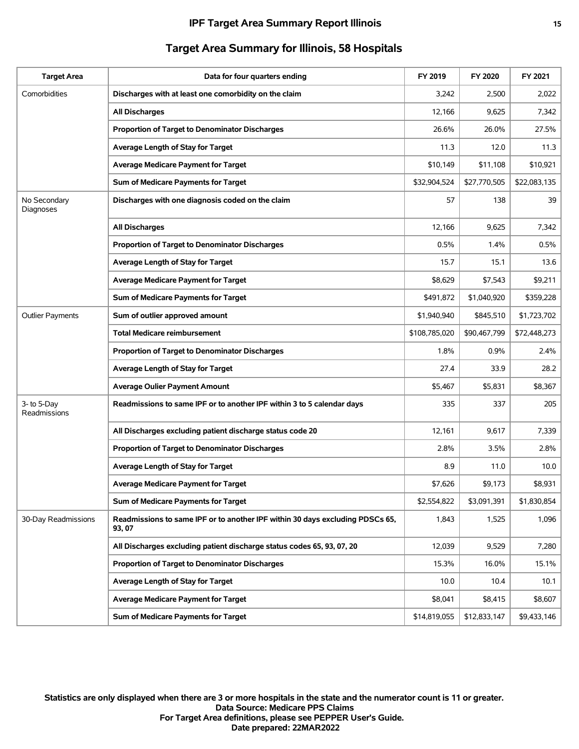## Target Area Summary for Illinois, 58 Hospitals

| Target Area | Data for four quarters ending | FY 2019 | FY 2020 | FY 2021 |
|---|---|---|---|---|
| Comorbidities | **Discharges with at least one comorbidity on the claim** | 3,242 | 2,500 | 2,022 |
| | **All Discharges** | 12,166 | 9,625 | 7,342 |
| | **Proportion of Target to Denominator Discharges** | 26.6% | 26.0% | 27.5% |
| | **Average Length of Stay for Target** | 11.3 | 12.0 | 11.3 |
| | **Average Medicare Payment for Target** | $10,149 | $11,108 | $10,921 |
| | **Sum of Medicare Payments for Target** | $32,904,524 | $27,770,505 | $22,083,135 |
| No Secondary Diagnoses | **Discharges with one diagnosis coded on the claim** | 57 | 138 | 39 |
| | **All Discharges** | 12,166 | 9,625 | 7,342 |
| | **Proportion of Target to Denominator Discharges** | 0.5% | 1.4% | 0.5% |
| | **Average Length of Stay for Target** | 15.7 | 15.1 | 13.6 |
| | **Average Medicare Payment for Target** | $8,629 | $7,543 | $9,211 |
| | **Sum of Medicare Payments for Target** | $491,872 | $1,040,920 | $359,228 |
| Outlier Payments | **Sum of outlier approved amount** | $1,940,940 | $845,510 | $1,723,702 |
| | **Total Medicare reimbursement** | $108,785,020 | $90,467,799 | $72,448,273 |
| | **Proportion of Target to Denominator Discharges** | 1.8% | 0.9% | 2.4% |
| | **Average Length of Stay for Target** | 27.4 | 33.9 | 28.2 |
| | **Average Oulier Payment Amount** | $5,467 | $5,831 | $8,367 |
| 3- to 5-Day Readmissions | **Readmissions to same IPF or to another IPF within 3 to 5 calendar days** | 335 | 337 | 205 |
| | **All Discharges excluding patient discharge status code 20** | 12,161 | 9,617 | 7,339 |
| | **Proportion of Target to Denominator Discharges** | 2.8% | 3.5% | 2.8% |
| | **Average Length of Stay for Target** | 8.9 | 11.0 | 10.0 |
| | **Average Medicare Payment for Target** | $7,626 | $9,173 | $8,931 |
| | **Sum of Medicare Payments for Target** | $2,554,822 | $3,091,391 | $1,830,854 |
| 30-Day Readmissions | **Readmissions to same IPF or to another IPF within 30 days excluding PDSCs 65, 93, 07** | 1,843 | 1,525 | 1,096 |
| | **All Discharges excluding patient discharge status codes 65, 93, 07, 20** | 12,039 | 9,529 | 7,280 |
| | **Proportion of Target to Denominator Discharges** | 15.3% | 16.0% | 15.1% |
| | **Average Length of Stay for Target** | 10.0 | 10.4 | 10.1 |
| | **Average Medicare Payment for Target** | $8,041 | $8,415 | $8,607 |
| | **Sum of Medicare Payments for Target** | $14,819,055 | $12,833,147 | $9,433,146 |

**Statistics are only displayed when there are 3 or more hospitals in the state and the numerator count is 11 or greater.**
**Data Source: Medicare PPS Claims**
**For Target Area definitions, please see PEPPER User's Guide.**
**Date prepared: 22MAR2022**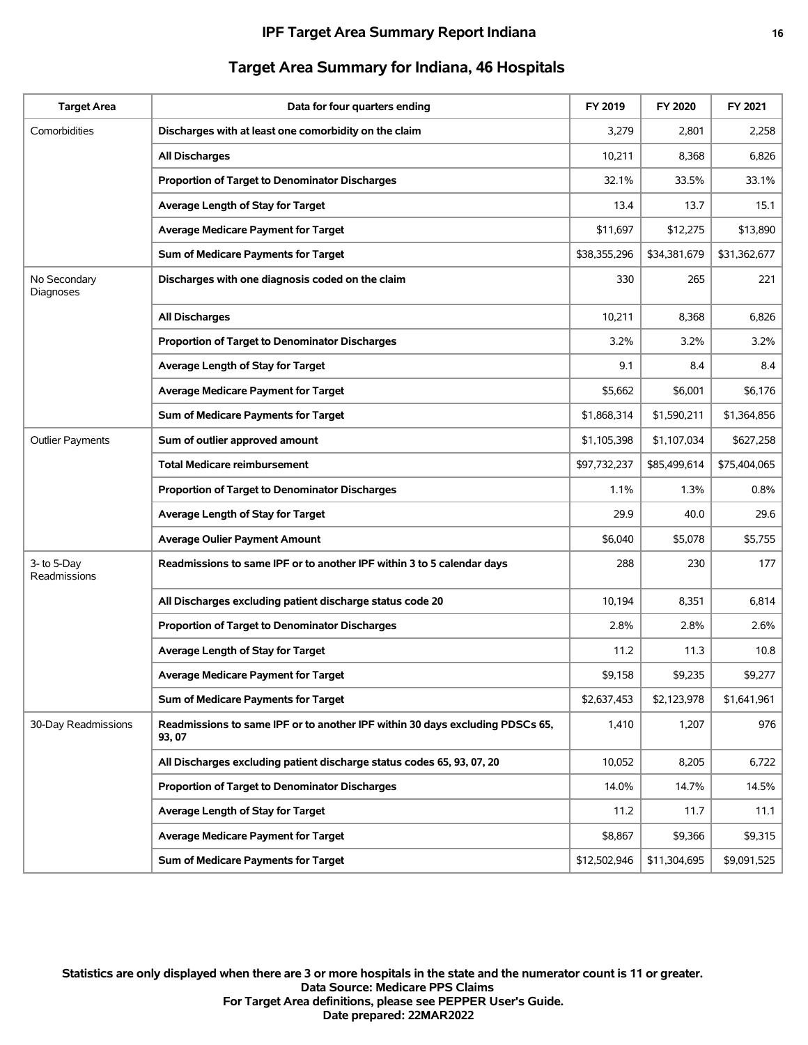## Target Area Summary for Indiana, 46 Hospitals

| Target Area | Data for four quarters ending | FY 2019 | FY 2020 | FY 2021 |
|---|---|---|---|---|
| Comorbidities | **Discharges with at least one comorbidity on the claim** | 3,279 | 2,801 | 2,258 |
| | **All Discharges** | 10,211 | 8,368 | 6,826 |
| | **Proportion of Target to Denominator Discharges** | 32.1% | 33.5% | 33.1% |
| | **Average Length of Stay for Target** | 13.4 | 13.7 | 15.1 |
| | **Average Medicare Payment for Target** | $11,697 | $12,275 | $13,890 |
| | **Sum of Medicare Payments for Target** | $38,355,296 | $34,381,679 | $31,362,677 |
| No Secondary Diagnoses | **Discharges with one diagnosis coded on the claim** | 330 | 265 | 221 |
| | **All Discharges** | 10,211 | 8,368 | 6,826 |
| | **Proportion of Target to Denominator Discharges** | 3.2% | 3.2% | 3.2% |
| | **Average Length of Stay for Target** | 9.1 | 8.4 | 8.4 |
| | **Average Medicare Payment for Target** | $5,662 | $6,001 | $6,176 |
| | **Sum of Medicare Payments for Target** | $1,868,314 | $1,590,211 | $1,364,856 |
| Outlier Payments | **Sum of outlier approved amount** | $1,105,398 | $1,107,034 | $627,258 |
| | **Total Medicare reimbursement** | $97,732,237 | $85,499,614 | $75,404,065 |
| | **Proportion of Target to Denominator Discharges** | 1.1% | 1.3% | 0.8% |
| | **Average Length of Stay for Target** | 29.9 | 40.0 | 29.6 |
| | **Average Oulier Payment Amount** | $6,040 | $5,078 | $5,755 |
| 3- to 5-Day Readmissions | **Readmissions to same IPF or to another IPF within 3 to 5 calendar days** | 288 | 230 | 177 |
| | **All Discharges excluding patient discharge status code 20** | 10,194 | 8,351 | 6,814 |
| | **Proportion of Target to Denominator Discharges** | 2.8% | 2.8% | 2.6% |
| | **Average Length of Stay for Target** | 11.2 | 11.3 | 10.8 |
| | **Average Medicare Payment for Target** | $9,158 | $9,235 | $9,277 |
| | **Sum of Medicare Payments for Target** | $2,637,453 | $2,123,978 | $1,641,961 |
| 30-Day Readmissions | **Readmissions to same IPF or to another IPF within 30 days excluding PDSCs 65, 93, 07** | 1,410 | 1,207 | 976 |
| | **All Discharges excluding patient discharge status codes 65, 93, 07, 20** | 10,052 | 8,205 | 6,722 |
| | **Proportion of Target to Denominator Discharges** | 14.0% | 14.7% | 14.5% |
| | **Average Length of Stay for Target** | 11.2 | 11.7 | 11.1 |
| | **Average Medicare Payment for Target** | $8,867 | $9,366 | $9,315 |
| | **Sum of Medicare Payments for Target** | $12,502,946 | $11,304,695 | $9,091,525 |

**Statistics are only displayed when there are 3 or more hospitals in the state and the numerator count is 11 or greater.**
**Data Source: Medicare PPS Claims**
**For Target Area definitions, please see PEPPER User's Guide.**
**Date prepared: 22MAR2022**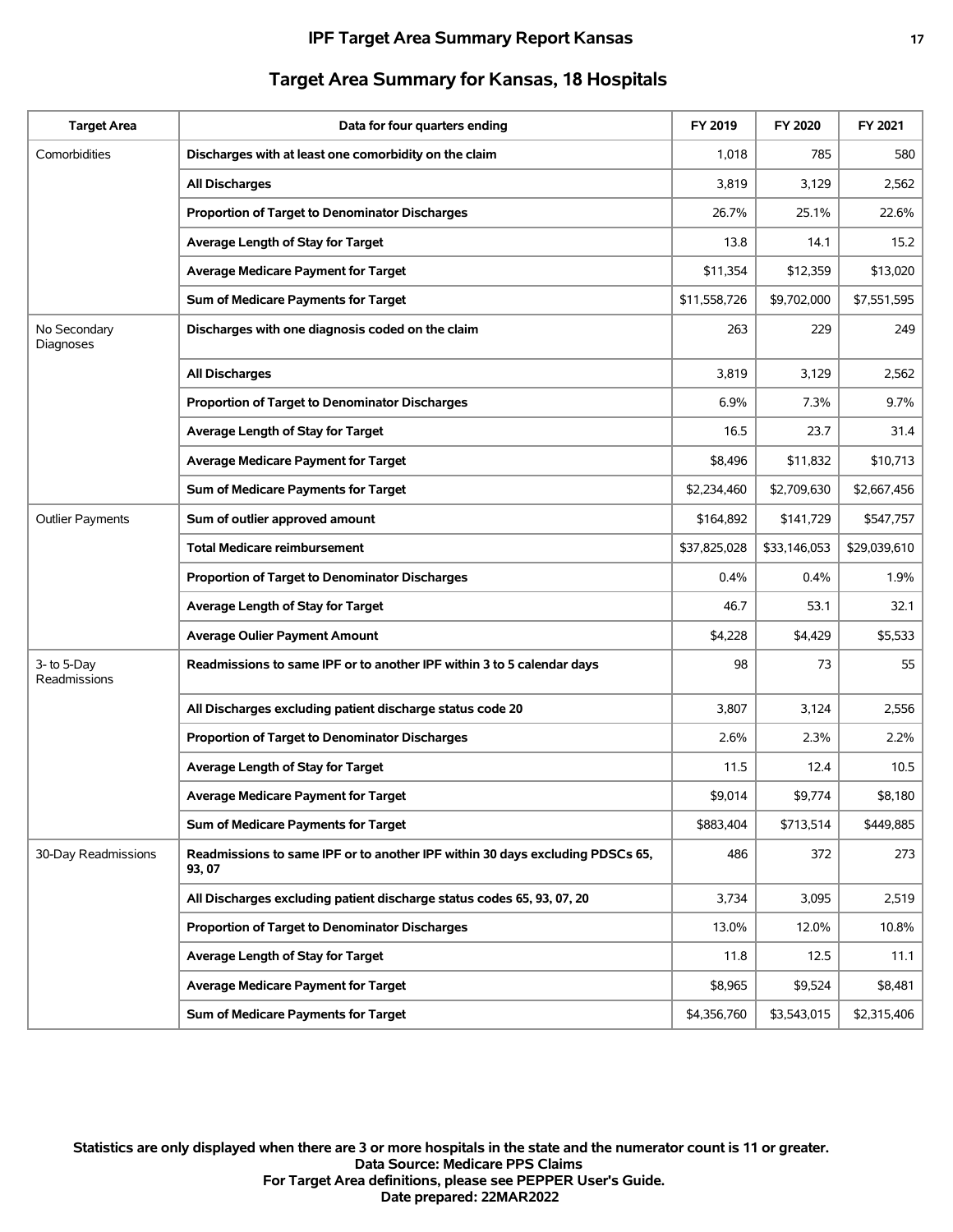## Target Area Summary for Kansas, 18 Hospitals

| Target Area | Data for four quarters ending | FY 2019 | FY 2020 | FY 2021 |
|---|---|---|---|---|
| Comorbidities | **Discharges with at least one comorbidity on the claim** | 1,018 | 785 | 580 |
| | **All Discharges** | 3,819 | 3,129 | 2,562 |
| | **Proportion of Target to Denominator Discharges** | 26.7% | 25.1% | 22.6% |
| | **Average Length of Stay for Target** | 13.8 | 14.1 | 15.2 |
| | **Average Medicare Payment for Target** | $11,354 | $12,359 | $13,020 |
| | **Sum of Medicare Payments for Target** | $11,558,726 | $9,702,000 | $7,551,595 |
| No Secondary Diagnoses | **Discharges with one diagnosis coded on the claim** | 263 | 229 | 249 |
| | **All Discharges** | 3,819 | 3,129 | 2,562 |
| | **Proportion of Target to Denominator Discharges** | 6.9% | 7.3% | 9.7% |
| | **Average Length of Stay for Target** | 16.5 | 23.7 | 31.4 |
| | **Average Medicare Payment for Target** | $8,496 | $11,832 | $10,713 |
| | **Sum of Medicare Payments for Target** | $2,234,460 | $2,709,630 | $2,667,456 |
| Outlier Payments | **Sum of outlier approved amount** | $164,892 | $141,729 | $547,757 |
| | **Total Medicare reimbursement** | $37,825,028 | $33,146,053 | $29,039,610 |
| | **Proportion of Target to Denominator Discharges** | 0.4% | 0.4% | 1.9% |
| | **Average Length of Stay for Target** | 46.7 | 53.1 | 32.1 |
| | **Average Oulier Payment Amount** | $4,228 | $4,429 | $5,533 |
| 3- to 5-Day Readmissions | **Readmissions to same IPF or to another IPF within 3 to 5 calendar days** | 98 | 73 | 55 |
| | **All Discharges excluding patient discharge status code 20** | 3,807 | 3,124 | 2,556 |
| | **Proportion of Target to Denominator Discharges** | 2.6% | 2.3% | 2.2% |
| | **Average Length of Stay for Target** | 11.5 | 12.4 | 10.5 |
| | **Average Medicare Payment for Target** | $9,014 | $9,774 | $8,180 |
| | **Sum of Medicare Payments for Target** | $883,404 | $713,514 | $449,885 |
| 30-Day Readmissions | **Readmissions to same IPF or to another IPF within 30 days excluding PDSCs 65, 93, 07** | 486 | 372 | 273 |
| | **All Discharges excluding patient discharge status codes 65, 93, 07, 20** | 3,734 | 3,095 | 2,519 |
| | **Proportion of Target to Denominator Discharges** | 13.0% | 12.0% | 10.8% |
| | **Average Length of Stay for Target** | 11.8 | 12.5 | 11.1 |
| | **Average Medicare Payment for Target** | $8,965 | $9,524 | $8,481 |
| | **Sum of Medicare Payments for Target** | $4,356,760 | $3,543,015 | $2,315,406 |

**Statistics are only displayed when there are 3 or more hospitals in the state and the numerator count is 11 or greater.**
**Data Source: Medicare PPS Claims**
**For Target Area definitions, please see PEPPER User's Guide.**
**Date prepared: 22MAR2022**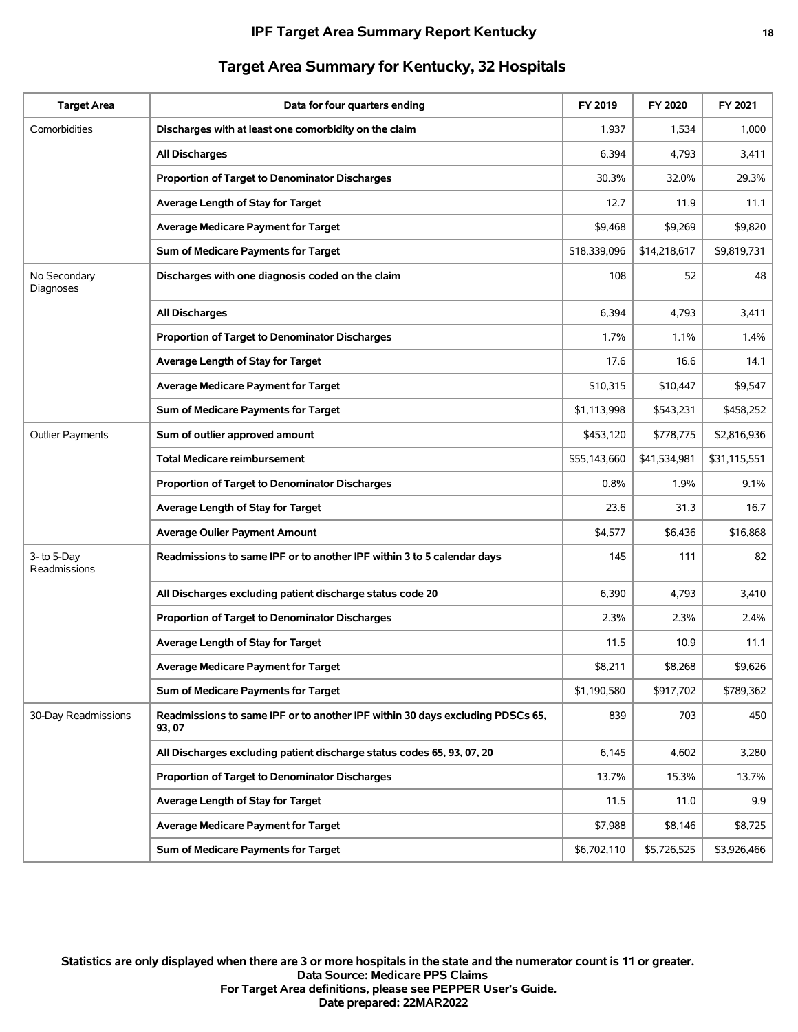# IPF Target Area Summary Report Kentucky

## Target Area Summary for Kentucky, 32 Hospitals

| Target Area | Data for four quarters ending | FY 2019 | FY 2020 | FY 2021 |
|---|---|---|---|---|
| Comorbidities | **Discharges with at least one comorbidity on the claim** | 1,937 | 1,534 | 1,000 |
| | **All Discharges** | 6,394 | 4,793 | 3,411 |
| | **Proportion of Target to Denominator Discharges** | 30.3% | 32.0% | 29.3% |
| | **Average Length of Stay for Target** | 12.7 | 11.9 | 11.1 |
| | **Average Medicare Payment for Target** | $9,468 | $9,269 | $9,820 |
| | **Sum of Medicare Payments for Target** | $18,339,096 | $14,218,617 | $9,819,731 |
| No Secondary Diagnoses | **Discharges with one diagnosis coded on the claim** | 108 | 52 | 48 |
| | **All Discharges** | 6,394 | 4,793 | 3,411 |
| | **Proportion of Target to Denominator Discharges** | 1.7% | 1.1% | 1.4% |
| | **Average Length of Stay for Target** | 17.6 | 16.6 | 14.1 |
| | **Average Medicare Payment for Target** | $10,315 | $10,447 | $9,547 |
| | **Sum of Medicare Payments for Target** | $1,113,998 | $543,231 | $458,252 |
| Outlier Payments | **Sum of outlier approved amount** | $453,120 | $778,775 | $2,816,936 |
| | **Total Medicare reimbursement** | $55,143,660 | $41,534,981 | $31,115,551 |
| | **Proportion of Target to Denominator Discharges** | 0.8% | 1.9% | 9.1% |
| | **Average Length of Stay for Target** | 23.6 | 31.3 | 16.7 |
| | **Average Oulier Payment Amount** | $4,577 | $6,436 | $16,868 |
| 3- to 5-Day Readmissions | **Readmissions to same IPF or to another IPF within 3 to 5 calendar days** | 145 | 111 | 82 |
| | **All Discharges excluding patient discharge status code 20** | 6,390 | 4,793 | 3,410 |
| | **Proportion of Target to Denominator Discharges** | 2.3% | 2.3% | 2.4% |
| | **Average Length of Stay for Target** | 11.5 | 10.9 | 11.1 |
| | **Average Medicare Payment for Target** | $8,211 | $8,268 | $9,626 |
| | **Sum of Medicare Payments for Target** | $1,190,580 | $917,702 | $789,362 |
| 30-Day Readmissions | **Readmissions to same IPF or to another IPF within 30 days excluding PDSCs 65, 93, 07** | 839 | 703 | 450 |
| | **All Discharges excluding patient discharge status codes 65, 93, 07, 20** | 6,145 | 4,602 | 3,280 |
| | **Proportion of Target to Denominator Discharges** | 13.7% | 15.3% | 13.7% |
| | **Average Length of Stay for Target** | 11.5 | 11.0 | 9.9 |
| | **Average Medicare Payment for Target** | $7,988 | $8,146 | $8,725 |
| | **Sum of Medicare Payments for Target** | $6,702,110 | $5,726,525 | $3,926,466 |

**Statistics are only displayed when there are 3 or more hospitals in the state and the numerator count is 11 or greater.**
**Data Source: Medicare PPS Claims**
**For Target Area definitions, please see PEPPER User's Guide.**
**Date prepared: 22MAR2022**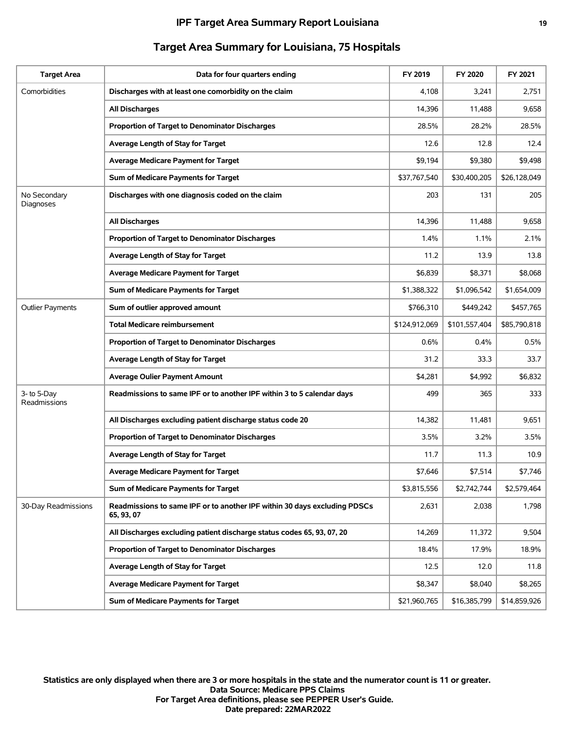# IPF Target Area Summary Report Louisiana

## Target Area Summary for Louisiana, 75 Hospitals

| Target Area | Data for four quarters ending | FY 2019 | FY 2020 | FY 2021 |
|---|---|---|---|---|
| Comorbidities | **Discharges with at least one comorbidity on the claim** | 4,108 | 3,241 | 2,751 |
| | **All Discharges** | 14,396 | 11,488 | 9,658 |
| | **Proportion of Target to Denominator Discharges** | 28.5% | 28.2% | 28.5% |
| | **Average Length of Stay for Target** | 12.6 | 12.8 | 12.4 |
| | **Average Medicare Payment for Target** | $9,194 | $9,380 | $9,498 |
| | **Sum of Medicare Payments for Target** | $37,767,540 | $30,400,205 | $26,128,049 |
| No Secondary Diagnoses | **Discharges with one diagnosis coded on the claim** | 203 | 131 | 205 |
| | **All Discharges** | 14,396 | 11,488 | 9,658 |
| | **Proportion of Target to Denominator Discharges** | 1.4% | 1.1% | 2.1% |
| | **Average Length of Stay for Target** | 11.2 | 13.9 | 13.8 |
| | **Average Medicare Payment for Target** | $6,839 | $8,371 | $8,068 |
| | **Sum of Medicare Payments for Target** | $1,388,322 | $1,096,542 | $1,654,009 |
| Outlier Payments | **Sum of outlier approved amount** | $766,310 | $449,242 | $457,765 |
| | **Total Medicare reimbursement** | $124,912,069 | $101,557,404 | $85,790,818 |
| | **Proportion of Target to Denominator Discharges** | 0.6% | 0.4% | 0.5% |
| | **Average Length of Stay for Target** | 31.2 | 33.3 | 33.7 |
| | **Average Oulier Payment Amount** | $4,281 | $4,992 | $6,832 |
| 3- to 5-Day Readmissions | **Readmissions to same IPF or to another IPF within 3 to 5 calendar days** | 499 | 365 | 333 |
| | **All Discharges excluding patient discharge status code 20** | 14,382 | 11,481 | 9,651 |
| | **Proportion of Target to Denominator Discharges** | 3.5% | 3.2% | 3.5% |
| | **Average Length of Stay for Target** | 11.7 | 11.3 | 10.9 |
| | **Average Medicare Payment for Target** | $7,646 | $7,514 | $7,746 |
| | **Sum of Medicare Payments for Target** | $3,815,556 | $2,742,744 | $2,579,464 |
| 30-Day Readmissions | **Readmissions to same IPF or to another IPF within 30 days excluding PDSCs 65, 93, 07** | 2,631 | 2,038 | 1,798 |
| | **All Discharges excluding patient discharge status codes 65, 93, 07, 20** | 14,269 | 11,372 | 9,504 |
| | **Proportion of Target to Denominator Discharges** | 18.4% | 17.9% | 18.9% |
| | **Average Length of Stay for Target** | 12.5 | 12.0 | 11.8 |
| | **Average Medicare Payment for Target** | $8,347 | $8,040 | $8,265 |
| | **Sum of Medicare Payments for Target** | $21,960,765 | $16,385,799 | $14,859,926 |

**Statistics are only displayed when there are 3 or more hospitals in the state and the numerator count is 11 or greater.**
**Data Source: Medicare PPS Claims**
**For Target Area definitions, please see PEPPER User's Guide.**
**Date prepared: 22MAR2022**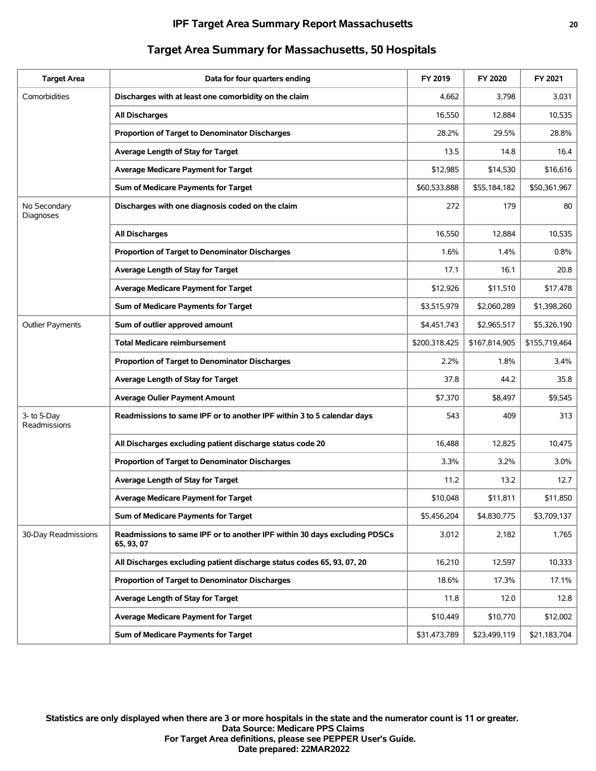## Target Area Summary for Massachusetts, 50 Hospitals

| Target Area | Data for four quarters ending | FY 2019 | FY 2020 | FY 2021 |
|---|---|---|---|---|
| Comorbidities | **Discharges with at least one comorbidity on the claim** | 4,662 | 3,798 | 3,031 |
| | **All Discharges** | 16,550 | 12,884 | 10,535 |
| | **Proportion of Target to Denominator Discharges** | 28.2% | 29.5% | 28.8% |
| | **Average Length of Stay for Target** | 13.5 | 14.8 | 16.4 |
| | **Average Medicare Payment for Target** | $12,985 | $14,530 | $16,616 |
| | **Sum of Medicare Payments for Target** | $60,533,888 | $55,184,182 | $50,361,967 |
| No Secondary Diagnoses | **Discharges with one diagnosis coded on the claim** | 272 | 179 | 80 |
| | **All Discharges** | 16,550 | 12,884 | 10,535 |
| | **Proportion of Target to Denominator Discharges** | 1.6% | 1.4% | 0.8% |
| | **Average Length of Stay for Target** | 17.1 | 16.1 | 20.8 |
| | **Average Medicare Payment for Target** | $12,926 | $11,510 | $17,478 |
| | **Sum of Medicare Payments for Target** | $3,515,979 | $2,060,289 | $1,398,260 |
| Outlier Payments | **Sum of outlier approved amount** | $4,451,743 | $2,965,517 | $5,326,190 |
| | **Total Medicare reimbursement** | $200,318,425 | $167,814,905 | $155,719,464 |
| | **Proportion of Target to Denominator Discharges** | 2.2% | 1.8% | 3.4% |
| | **Average Length of Stay for Target** | 37.8 | 44.2 | 35.8 |
| | **Average Oulier Payment Amount** | $7,370 | $8,497 | $9,545 |
| 3- to 5-Day Readmissions | **Readmissions to same IPF or to another IPF within 3 to 5 calendar days** | 543 | 409 | 313 |
| | **All Discharges excluding patient discharge status code 20** | 16,488 | 12,825 | 10,475 |
| | **Proportion of Target to Denominator Discharges** | 3.3% | 3.2% | 3.0% |
| | **Average Length of Stay for Target** | 11.2 | 13.2 | 12.7 |
| | **Average Medicare Payment for Target** | $10,048 | $11,811 | $11,850 |
| | **Sum of Medicare Payments for Target** | $5,456,204 | $4,830,775 | $3,709,137 |
| 30-Day Readmissions | **Readmissions to same IPF or to another IPF within 30 days excluding PDSCs 65, 93, 07** | 3,012 | 2,182 | 1,765 |
| | **All Discharges excluding patient discharge status codes 65, 93, 07, 20** | 16,210 | 12,597 | 10,333 |
| | **Proportion of Target to Denominator Discharges** | 18.6% | 17.3% | 17.1% |
| | **Average Length of Stay for Target** | 11.8 | 12.0 | 12.8 |
| | **Average Medicare Payment for Target** | $10,449 | $10,770 | $12,002 |
| | **Sum of Medicare Payments for Target** | $31,473,789 | $23,499,119 | $21,183,704 |

**Statistics are only displayed when there are 3 or more hospitals in the state and the numerator count is 11 or greater.**
**Data Source: Medicare PPS Claims**
**For Target Area definitions, please see PEPPER User's Guide.**
**Date prepared: 22MAR2022**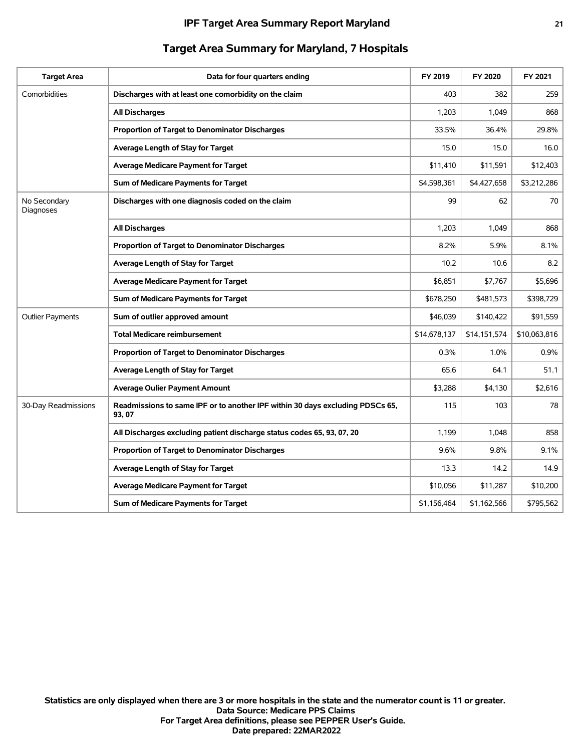## Target Area Summary for Maryland, 7 Hospitals

| Target Area | Data for four quarters ending | FY 2019 | FY 2020 | FY 2021 |
|---|---|---|---|---|
| Comorbidities | **Discharges with at least one comorbidity on the claim** | 403 | 382 | 259 |
| | **All Discharges** | 1,203 | 1,049 | 868 |
| | **Proportion of Target to Denominator Discharges** | 33.5% | 36.4% | 29.8% |
| | **Average Length of Stay for Target** | 15.0 | 15.0 | 16.0 |
| | **Average Medicare Payment for Target** | $11,410 | $11,591 | $12,403 |
| | **Sum of Medicare Payments for Target** | $4,598,361 | $4,427,658 | $3,212,286 |
| No Secondary Diagnoses | **Discharges with one diagnosis coded on the claim** | 99 | 62 | 70 |
| | **All Discharges** | 1,203 | 1,049 | 868 |
| | **Proportion of Target to Denominator Discharges** | 8.2% | 5.9% | 8.1% |
| | **Average Length of Stay for Target** | 10.2 | 10.6 | 8.2 |
| | **Average Medicare Payment for Target** | $6,851 | $7,767 | $5,696 |
| | **Sum of Medicare Payments for Target** | $678,250 | $481,573 | $398,729 |
| Outlier Payments | **Sum of outlier approved amount** | $46,039 | $140,422 | $91,559 |
| | **Total Medicare reimbursement** | $14,678,137 | $14,151,574 | $10,063,816 |
| | **Proportion of Target to Denominator Discharges** | 0.3% | 1.0% | 0.9% |
| | **Average Length of Stay for Target** | 65.6 | 64.1 | 51.1 |
| | **Average Oulier Payment Amount** | $3,288 | $4,130 | $2,616 |
| 30-Day Readmissions | **Readmissions to same IPF or to another IPF within 30 days excluding PDSCs 65, 93, 07** | 115 | 103 | 78 |
| | **All Discharges excluding patient discharge status codes 65, 93, 07, 20** | 1,199 | 1,048 | 858 |
| | **Proportion of Target to Denominator Discharges** | 9.6% | 9.8% | 9.1% |
| | **Average Length of Stay for Target** | 13.3 | 14.2 | 14.9 |
| | **Average Medicare Payment for Target** | $10,056 | $11,287 | $10,200 |
| | **Sum of Medicare Payments for Target** | $1,156,464 | $1,162,566 | $795,562 |

**Statistics are only displayed when there are 3 or more hospitals in the state and the numerator count is 11 or greater.**
**Data Source: Medicare PPS Claims**
**For Target Area definitions, please see PEPPER User's Guide.**
**Date prepared: 22MAR2022**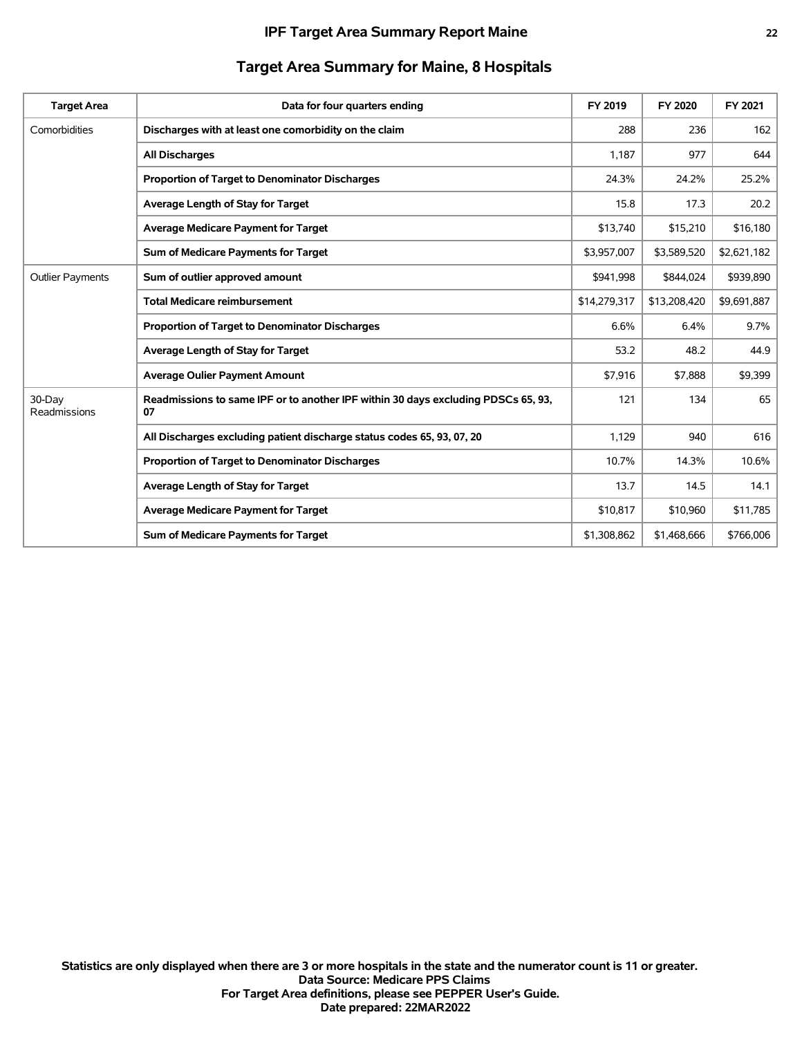# IPF Target Area Summary Report Maine

## Target Area Summary for Maine, 8 Hospitals

| Target Area | Data for four quarters ending | FY 2019 | FY 2020 | FY 2021 |
|---|---|---|---|---|
| Comorbidities | **Discharges with at least one comorbidity on the claim** | 288 | 236 | 162 |
| | **All Discharges** | 1,187 | 977 | 644 |
| | **Proportion of Target to Denominator Discharges** | 24.3% | 24.2% | 25.2% |
| | **Average Length of Stay for Target** | 15.8 | 17.3 | 20.2 |
| | **Average Medicare Payment for Target** | $13,740 | $15,210 | $16,180 |
| | **Sum of Medicare Payments for Target** | $3,957,007 | $3,589,520 | $2,621,182 |
| Outlier Payments | **Sum of outlier approved amount** | $941,998 | $844,024 | $939,890 |
| | **Total Medicare reimbursement** | $14,279,317 | $13,208,420 | $9,691,887 |
| | **Proportion of Target to Denominator Discharges** | 6.6% | 6.4% | 9.7% |
| | **Average Length of Stay for Target** | 53.2 | 48.2 | 44.9 |
| | **Average Oulier Payment Amount** | $7,916 | $7,888 | $9,399 |
| 30-Day Readmissions | **Readmissions to same IPF or to another IPF within 30 days excluding PDSCs 65, 93, 07** | 121 | 134 | 65 |
| | **All Discharges excluding patient discharge status codes 65, 93, 07, 20** | 1,129 | 940 | 616 |
| | **Proportion of Target to Denominator Discharges** | 10.7% | 14.3% | 10.6% |
| | **Average Length of Stay for Target** | 13.7 | 14.5 | 14.1 |
| | **Average Medicare Payment for Target** | $10,817 | $10,960 | $11,785 |
| | **Sum of Medicare Payments for Target** | $1,308,862 | $1,468,666 | $766,006 |

**Statistics are only displayed when there are 3 or more hospitals in the state and the numerator count is 11 or greater.**
**Data Source: Medicare PPS Claims**
**For Target Area definitions, please see PEPPER User's Guide.**
**Date prepared: 22MAR2022**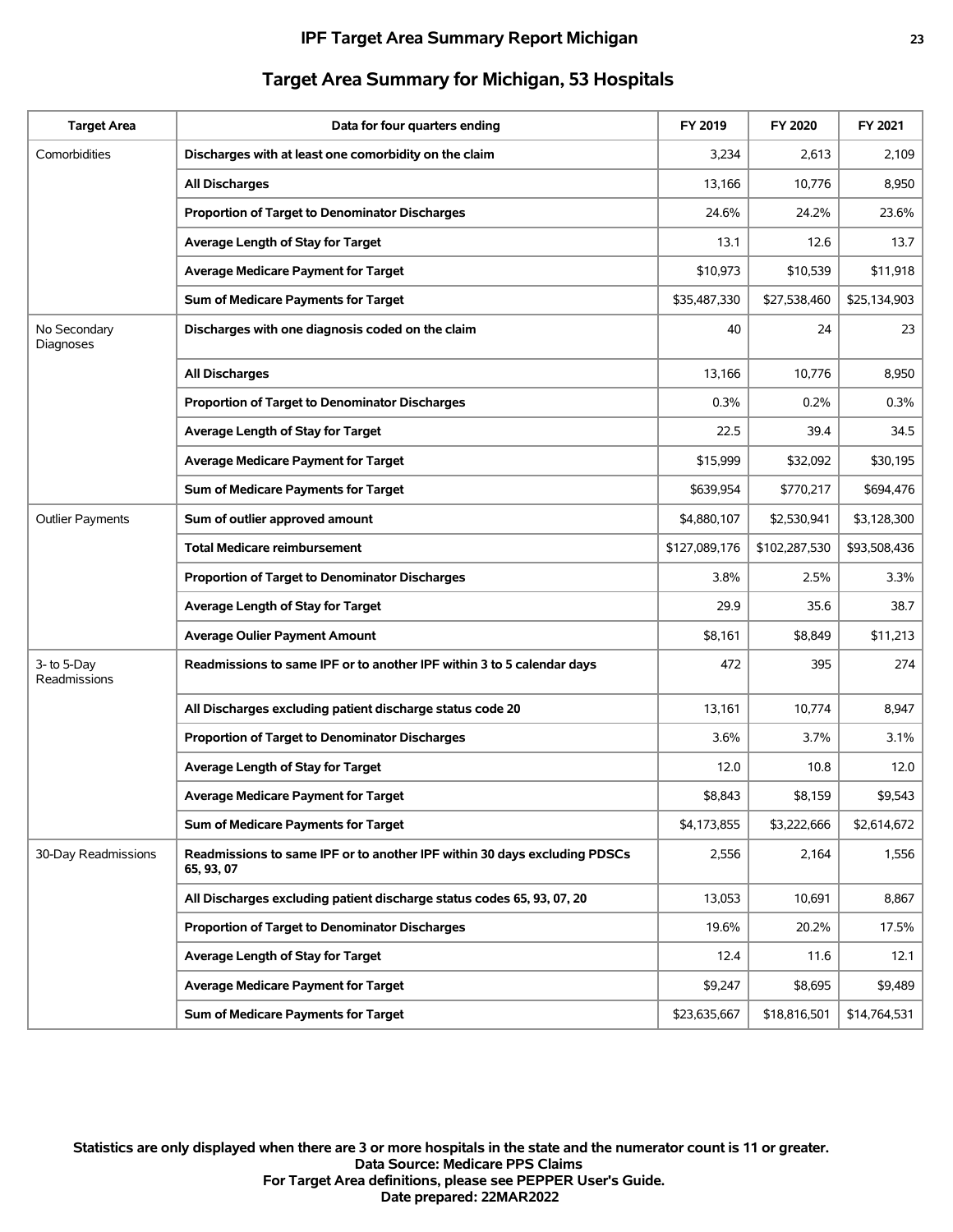# IPF Target Area Summary Report Michigan

## Target Area Summary for Michigan, 53 Hospitals

| Target Area | Data for four quarters ending | FY 2019 | FY 2020 | FY 2021 |
|---|---|---|---|---|
| Comorbidities | **Discharges with at least one comorbidity on the claim** | 3,234 | 2,613 | 2,109 |
| | **All Discharges** | 13,166 | 10,776 | 8,950 |
| | **Proportion of Target to Denominator Discharges** | 24.6% | 24.2% | 23.6% |
| | **Average Length of Stay for Target** | 13.1 | 12.6 | 13.7 |
| | **Average Medicare Payment for Target** | $10,973 | $10,539 | $11,918 |
| | **Sum of Medicare Payments for Target** | $35,487,330 | $27,538,460 | $25,134,903 |
| No Secondary Diagnoses | **Discharges with one diagnosis coded on the claim** | 40 | 24 | 23 |
| | **All Discharges** | 13,166 | 10,776 | 8,950 |
| | **Proportion of Target to Denominator Discharges** | 0.3% | 0.2% | 0.3% |
| | **Average Length of Stay for Target** | 22.5 | 39.4 | 34.5 |
| | **Average Medicare Payment for Target** | $15,999 | $32,092 | $30,195 |
| | **Sum of Medicare Payments for Target** | $639,954 | $770,217 | $694,476 |
| Outlier Payments | **Sum of outlier approved amount** | $4,880,107 | $2,530,941 | $3,128,300 |
| | **Total Medicare reimbursement** | $127,089,176 | $102,287,530 | $93,508,436 |
| | **Proportion of Target to Denominator Discharges** | 3.8% | 2.5% | 3.3% |
| | **Average Length of Stay for Target** | 29.9 | 35.6 | 38.7 |
| | **Average Oulier Payment Amount** | $8,161 | $8,849 | $11,213 |
| 3- to 5-Day Readmissions | **Readmissions to same IPF or to another IPF within 3 to 5 calendar days** | 472 | 395 | 274 |
| | **All Discharges excluding patient discharge status code 20** | 13,161 | 10,774 | 8,947 |
| | **Proportion of Target to Denominator Discharges** | 3.6% | 3.7% | 3.1% |
| | **Average Length of Stay for Target** | 12.0 | 10.8 | 12.0 |
| | **Average Medicare Payment for Target** | $8,843 | $8,159 | $9,543 |
| | **Sum of Medicare Payments for Target** | $4,173,855 | $3,222,666 | $2,614,672 |
| 30-Day Readmissions | **Readmissions to same IPF or to another IPF within 30 days excluding PDSCs 65, 93, 07** | 2,556 | 2,164 | 1,556 |
| | **All Discharges excluding patient discharge status codes 65, 93, 07, 20** | 13,053 | 10,691 | 8,867 |
| | **Proportion of Target to Denominator Discharges** | 19.6% | 20.2% | 17.5% |
| | **Average Length of Stay for Target** | 12.4 | 11.6 | 12.1 |
| | **Average Medicare Payment for Target** | $9,247 | $8,695 | $9,489 |
| | **Sum of Medicare Payments for Target** | $23,635,667 | $18,816,501 | $14,764,531 |

**Statistics are only displayed when there are 3 or more hospitals in the state and the numerator count is 11 or greater.**
**Data Source: Medicare PPS Claims**
**For Target Area definitions, please see PEPPER User's Guide.**
**Date prepared: 22MAR2022**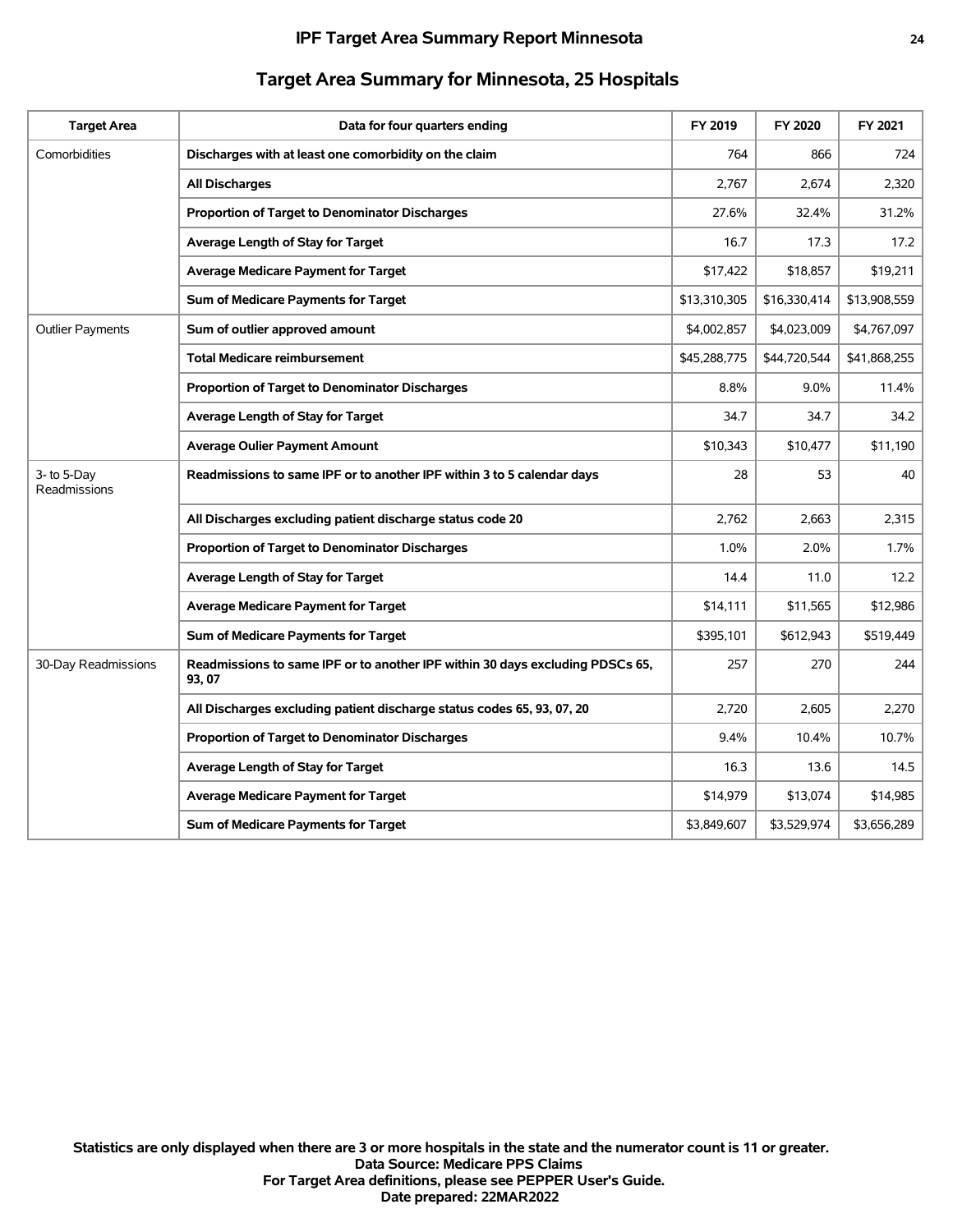## Target Area Summary for Minnesota, 25 Hospitals

| Target Area | Data for four quarters ending | FY 2019 | FY 2020 | FY 2021 |
|---|---|---|---|---|
| Comorbidities | **Discharges with at least one comorbidity on the claim** | 764 | 866 | 724 |
| | **All Discharges** | 2,767 | 2,674 | 2,320 |
| | **Proportion of Target to Denominator Discharges** | 27.6% | 32.4% | 31.2% |
| | **Average Length of Stay for Target** | 16.7 | 17.3 | 17.2 |
| | **Average Medicare Payment for Target** | $17,422 | $18,857 | $19,211 |
| | **Sum of Medicare Payments for Target** | $13,310,305 | $16,330,414 | $13,908,559 |
| Outlier Payments | **Sum of outlier approved amount** | $4,002,857 | $4,023,009 | $4,767,097 |
| | **Total Medicare reimbursement** | $45,288,775 | $44,720,544 | $41,868,255 |
| | **Proportion of Target to Denominator Discharges** | 8.8% | 9.0% | 11.4% |
| | **Average Length of Stay for Target** | 34.7 | 34.7 | 34.2 |
| | **Average Oulier Payment Amount** | $10,343 | $10,477 | $11,190 |
| 3- to 5-Day Readmissions | **Readmissions to same IPF or to another IPF within 3 to 5 calendar days** | 28 | 53 | 40 |
| | **All Discharges excluding patient discharge status code 20** | 2,762 | 2,663 | 2,315 |
| | **Proportion of Target to Denominator Discharges** | 1.0% | 2.0% | 1.7% |
| | **Average Length of Stay for Target** | 14.4 | 11.0 | 12.2 |
| | **Average Medicare Payment for Target** | $14,111 | $11,565 | $12,986 |
| | **Sum of Medicare Payments for Target** | $395,101 | $612,943 | $519,449 |
| 30-Day Readmissions | **Readmissions to same IPF or to another IPF within 30 days excluding PDSCs 65, 93, 07** | 257 | 270 | 244 |
| | **All Discharges excluding patient discharge status codes 65, 93, 07, 20** | 2,720 | 2,605 | 2,270 |
| | **Proportion of Target to Denominator Discharges** | 9.4% | 10.4% | 10.7% |
| | **Average Length of Stay for Target** | 16.3 | 13.6 | 14.5 |
| | **Average Medicare Payment for Target** | $14,979 | $13,074 | $14,985 |
| | **Sum of Medicare Payments for Target** | $3,849,607 | $3,529,974 | $3,656,289 |

**Statistics are only displayed when there are 3 or more hospitals in the state and the numerator count is 11 or greater.**
**Data Source: Medicare PPS Claims**
**For Target Area definitions, please see PEPPER User's Guide.**
**Date prepared: 22MAR2022**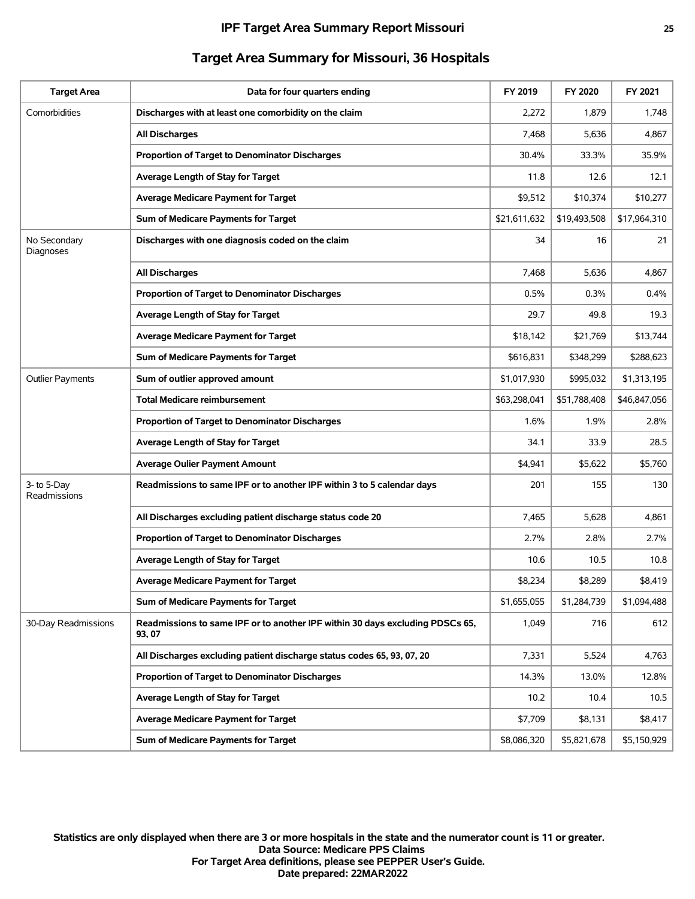## Target Area Summary for Missouri, 36 Hospitals

| Target Area | Data for four quarters ending | FY 2019 | FY 2020 | FY 2021 |
|---|---|---|---|---|
| Comorbidities | **Discharges with at least one comorbidity on the claim** | 2,272 | 1,879 | 1,748 |
| | **All Discharges** | 7,468 | 5,636 | 4,867 |
| | **Proportion of Target to Denominator Discharges** | 30.4% | 33.3% | 35.9% |
| | **Average Length of Stay for Target** | 11.8 | 12.6 | 12.1 |
| | **Average Medicare Payment for Target** | $9,512 | $10,374 | $10,277 |
| | **Sum of Medicare Payments for Target** | $21,611,632 | $19,493,508 | $17,964,310 |
| No Secondary Diagnoses | **Discharges with one diagnosis coded on the claim** | 34 | 16 | 21 |
| | **All Discharges** | 7,468 | 5,636 | 4,867 |
| | **Proportion of Target to Denominator Discharges** | 0.5% | 0.3% | 0.4% |
| | **Average Length of Stay for Target** | 29.7 | 49.8 | 19.3 |
| | **Average Medicare Payment for Target** | $18,142 | $21,769 | $13,744 |
| | **Sum of Medicare Payments for Target** | $616,831 | $348,299 | $288,623 |
| Outlier Payments | **Sum of outlier approved amount** | $1,017,930 | $995,032 | $1,313,195 |
| | **Total Medicare reimbursement** | $63,298,041 | $51,788,408 | $46,847,056 |
| | **Proportion of Target to Denominator Discharges** | 1.6% | 1.9% | 2.8% |
| | **Average Length of Stay for Target** | 34.1 | 33.9 | 28.5 |
| | **Average Oulier Payment Amount** | $4,941 | $5,622 | $5,760 |
| 3- to 5-Day Readmissions | **Readmissions to same IPF or to another IPF within 3 to 5 calendar days** | 201 | 155 | 130 |
| | **All Discharges excluding patient discharge status code 20** | 7,465 | 5,628 | 4,861 |
| | **Proportion of Target to Denominator Discharges** | 2.7% | 2.8% | 2.7% |
| | **Average Length of Stay for Target** | 10.6 | 10.5 | 10.8 |
| | **Average Medicare Payment for Target** | $8,234 | $8,289 | $8,419 |
| | **Sum of Medicare Payments for Target** | $1,655,055 | $1,284,739 | $1,094,488 |
| 30-Day Readmissions | **Readmissions to same IPF or to another IPF within 30 days excluding PDSCs 65, 93, 07** | 1,049 | 716 | 612 |
| | **All Discharges excluding patient discharge status codes 65, 93, 07, 20** | 7,331 | 5,524 | 4,763 |
| | **Proportion of Target to Denominator Discharges** | 14.3% | 13.0% | 12.8% |
| | **Average Length of Stay for Target** | 10.2 | 10.4 | 10.5 |
| | **Average Medicare Payment for Target** | $7,709 | $8,131 | $8,417 |
| | **Sum of Medicare Payments for Target** | $8,086,320 | $5,821,678 | $5,150,929 |

**Statistics are only displayed when there are 3 or more hospitals in the state and the numerator count is 11 or greater.**
**Data Source: Medicare PPS Claims**
**For Target Area definitions, please see PEPPER User's Guide.**
**Date prepared: 22MAR2022**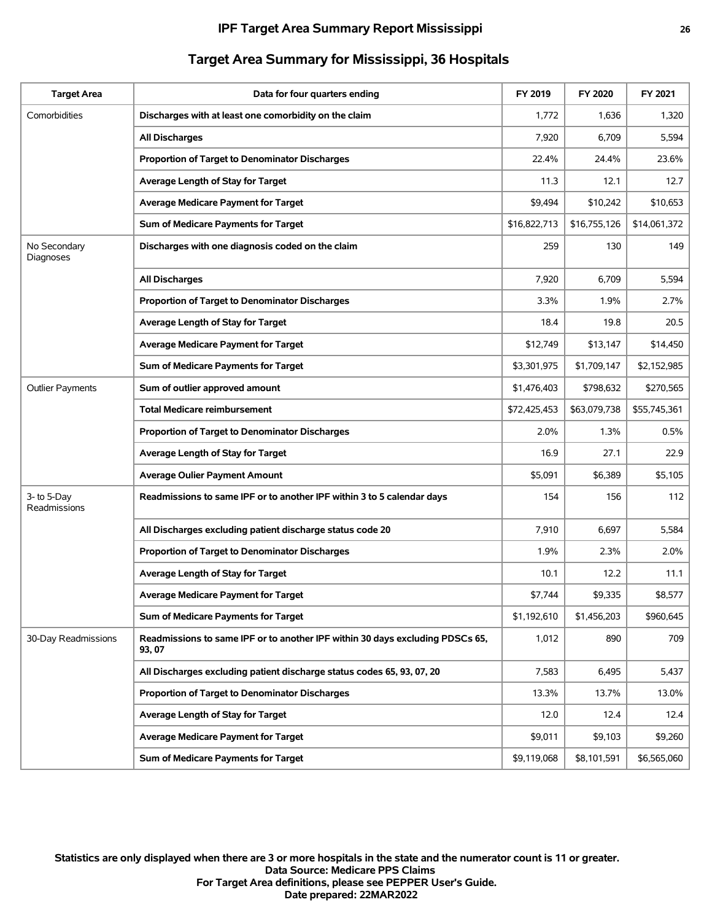## Target Area Summary for Mississippi, 36 Hospitals

| Target Area | Data for four quarters ending | FY 2019 | FY 2020 | FY 2021 |
|---|---|---|---|---|
| Comorbidities | **Discharges with at least one comorbidity on the claim** | 1,772 | 1,636 | 1,320 |
| | **All Discharges** | 7,920 | 6,709 | 5,594 |
| | **Proportion of Target to Denominator Discharges** | 22.4% | 24.4% | 23.6% |
| | **Average Length of Stay for Target** | 11.3 | 12.1 | 12.7 |
| | **Average Medicare Payment for Target** | $9,494 | $10,242 | $10,653 |
| | **Sum of Medicare Payments for Target** | $16,822,713 | $16,755,126 | $14,061,372 |
| No Secondary Diagnoses | **Discharges with one diagnosis coded on the claim** | 259 | 130 | 149 |
| | **All Discharges** | 7,920 | 6,709 | 5,594 |
| | **Proportion of Target to Denominator Discharges** | 3.3% | 1.9% | 2.7% |
| | **Average Length of Stay for Target** | 18.4 | 19.8 | 20.5 |
| | **Average Medicare Payment for Target** | $12,749 | $13,147 | $14,450 |
| | **Sum of Medicare Payments for Target** | $3,301,975 | $1,709,147 | $2,152,985 |
| Outlier Payments | **Sum of outlier approved amount** | $1,476,403 | $798,632 | $270,565 |
| | **Total Medicare reimbursement** | $72,425,453 | $63,079,738 | $55,745,361 |
| | **Proportion of Target to Denominator Discharges** | 2.0% | 1.3% | 0.5% |
| | **Average Length of Stay for Target** | 16.9 | 27.1 | 22.9 |
| | **Average Oulier Payment Amount** | $5,091 | $6,389 | $5,105 |
| 3- to 5-Day Readmissions | **Readmissions to same IPF or to another IPF within 3 to 5 calendar days** | 154 | 156 | 112 |
| | **All Discharges excluding patient discharge status code 20** | 7,910 | 6,697 | 5,584 |
| | **Proportion of Target to Denominator Discharges** | 1.9% | 2.3% | 2.0% |
| | **Average Length of Stay for Target** | 10.1 | 12.2 | 11.1 |
| | **Average Medicare Payment for Target** | $7,744 | $9,335 | $8,577 |
| | **Sum of Medicare Payments for Target** | $1,192,610 | $1,456,203 | $960,645 |
| 30-Day Readmissions | **Readmissions to same IPF or to another IPF within 30 days excluding PDSCs 65, 93, 07** | 1,012 | 890 | 709 |
| | **All Discharges excluding patient discharge status codes 65, 93, 07, 20** | 7,583 | 6,495 | 5,437 |
| | **Proportion of Target to Denominator Discharges** | 13.3% | 13.7% | 13.0% |
| | **Average Length of Stay for Target** | 12.0 | 12.4 | 12.4 |
| | **Average Medicare Payment for Target** | $9,011 | $9,103 | $9,260 |
| | **Sum of Medicare Payments for Target** | $9,119,068 | $8,101,591 | $6,565,060 |

**Statistics are only displayed when there are 3 or more hospitals in the state and the numerator count is 11 or greater.**
**Data Source: Medicare PPS Claims**
**For Target Area definitions, please see PEPPER User's Guide.**
**Date prepared: 22MAR2022**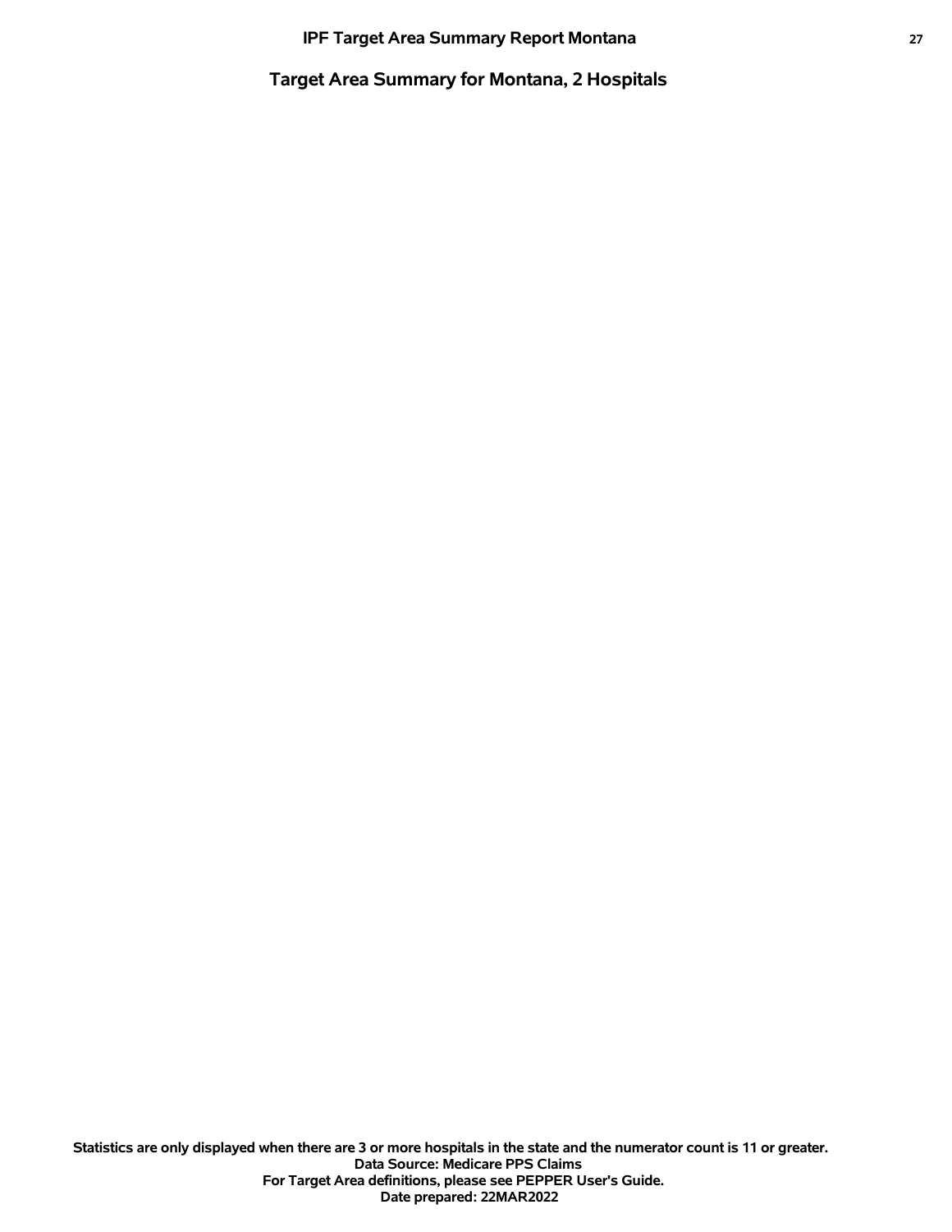# Target Area Summary for Montana, 2 Hospitals

**Statistics are only displayed when there are 3 or more hospitals in the state and the numerator count is 11 or greater.**
**Data Source: Medicare PPS Claims**
**For Target Area definitions, please see PEPPER User's Guide.**
**Date prepared: 22MAR2022**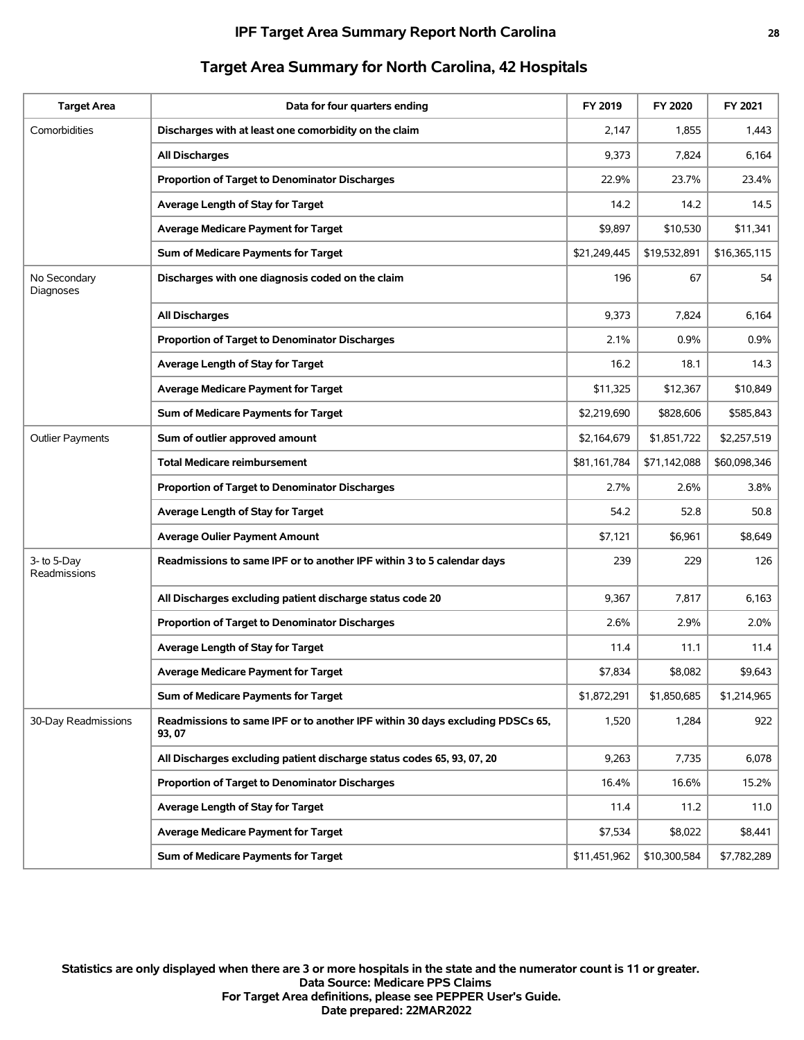# IPF Target Area Summary Report North Carolina

## Target Area Summary for North Carolina, 42 Hospitals

| Target Area | Data for four quarters ending | FY 2019 | FY 2020 | FY 2021 |
|---|---|---|---|---|
| Comorbidities | **Discharges with at least one comorbidity on the claim** | 2,147 | 1,855 | 1,443 |
| | **All Discharges** | 9,373 | 7,824 | 6,164 |
| | **Proportion of Target to Denominator Discharges** | 22.9% | 23.7% | 23.4% |
| | **Average Length of Stay for Target** | 14.2 | 14.2 | 14.5 |
| | **Average Medicare Payment for Target** | $9,897 | $10,530 | $11,341 |
| | **Sum of Medicare Payments for Target** | $21,249,445 | $19,532,891 | $16,365,115 |
| No Secondary Diagnoses | **Discharges with one diagnosis coded on the claim** | 196 | 67 | 54 |
| | **All Discharges** | 9,373 | 7,824 | 6,164 |
| | **Proportion of Target to Denominator Discharges** | 2.1% | 0.9% | 0.9% |
| | **Average Length of Stay for Target** | 16.2 | 18.1 | 14.3 |
| | **Average Medicare Payment for Target** | $11,325 | $12,367 | $10,849 |
| | **Sum of Medicare Payments for Target** | $2,219,690 | $828,606 | $585,843 |
| Outlier Payments | **Sum of outlier approved amount** | $2,164,679 | $1,851,722 | $2,257,519 |
| | **Total Medicare reimbursement** | $81,161,784 | $71,142,088 | $60,098,346 |
| | **Proportion of Target to Denominator Discharges** | 2.7% | 2.6% | 3.8% |
| | **Average Length of Stay for Target** | 54.2 | 52.8 | 50.8 |
| | **Average Oulier Payment Amount** | $7,121 | $6,961 | $8,649 |
| 3- to 5-Day Readmissions | **Readmissions to same IPF or to another IPF within 3 to 5 calendar days** | 239 | 229 | 126 |
| | **All Discharges excluding patient discharge status code 20** | 9,367 | 7,817 | 6,163 |
| | **Proportion of Target to Denominator Discharges** | 2.6% | 2.9% | 2.0% |
| | **Average Length of Stay for Target** | 11.4 | 11.1 | 11.4 |
| | **Average Medicare Payment for Target** | $7,834 | $8,082 | $9,643 |
| | **Sum of Medicare Payments for Target** | $1,872,291 | $1,850,685 | $1,214,965 |
| 30-Day Readmissions | **Readmissions to same IPF or to another IPF within 30 days excluding PDSCs 65, 93, 07** | 1,520 | 1,284 | 922 |
| | **All Discharges excluding patient discharge status codes 65, 93, 07, 20** | 9,263 | 7,735 | 6,078 |
| | **Proportion of Target to Denominator Discharges** | 16.4% | 16.6% | 15.2% |
| | **Average Length of Stay for Target** | 11.4 | 11.2 | 11.0 |
| | **Average Medicare Payment for Target** | $7,534 | $8,022 | $8,441 |
| | **Sum of Medicare Payments for Target** | $11,451,962 | $10,300,584 | $7,782,289 |

**Statistics are only displayed when there are 3 or more hospitals in the state and the numerator count is 11 or greater.**
**Data Source: Medicare PPS Claims**
**For Target Area definitions, please see PEPPER User's Guide.**
**Date prepared: 22MAR2022**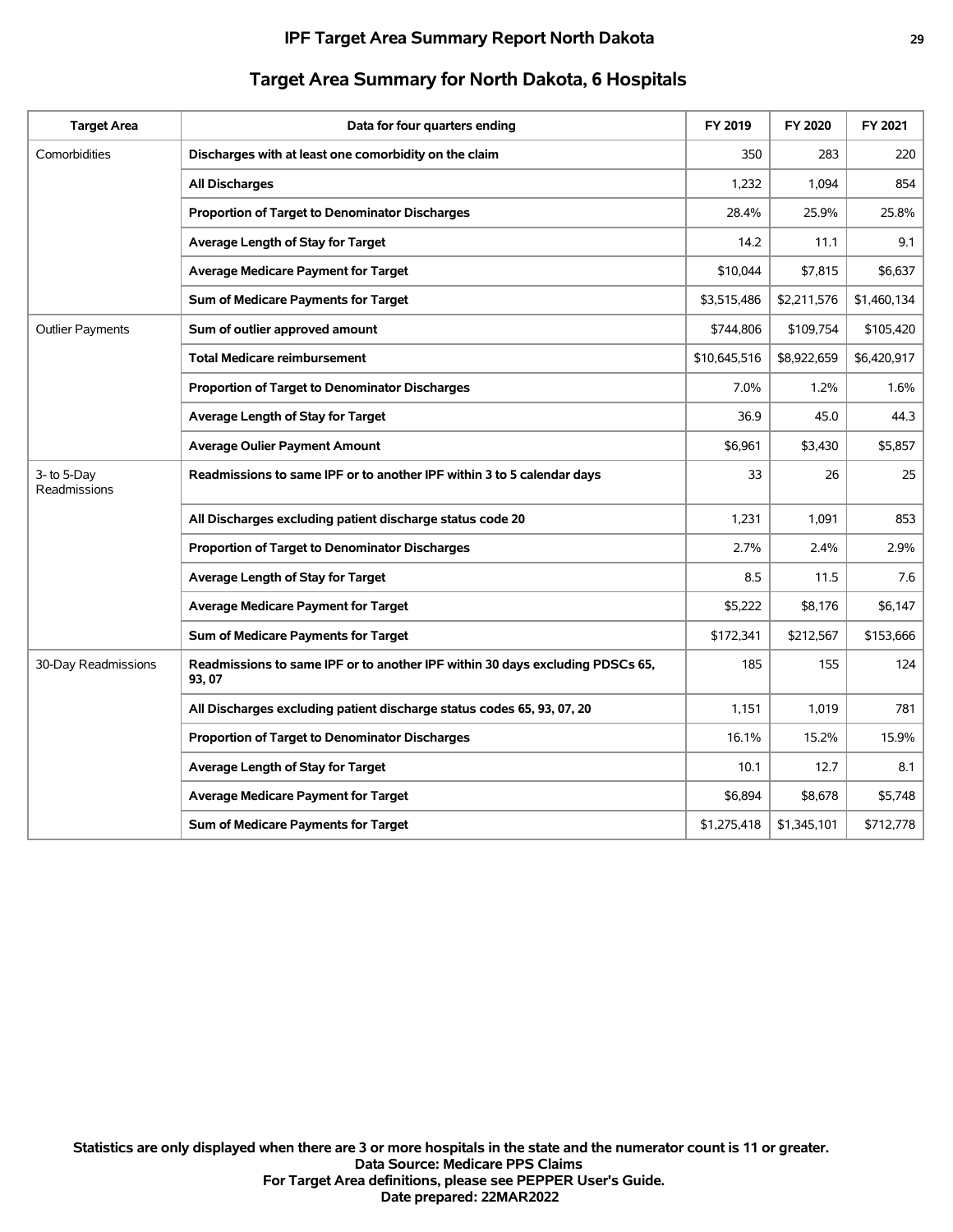## Target Area Summary for North Dakota, 6 Hospitals

| Target Area | Data for four quarters ending | FY 2019 | FY 2020 | FY 2021 |
|---|---|---|---|---|
| Comorbidities | **Discharges with at least one comorbidity on the claim** | 350 | 283 | 220 |
| | **All Discharges** | 1,232 | 1,094 | 854 |
| | **Proportion of Target to Denominator Discharges** | 28.4% | 25.9% | 25.8% |
| | **Average Length of Stay for Target** | 14.2 | 11.1 | 9.1 |
| | **Average Medicare Payment for Target** | $10,044 | $7,815 | $6,637 |
| | **Sum of Medicare Payments for Target** | $3,515,486 | $2,211,576 | $1,460,134 |
| Outlier Payments | **Sum of outlier approved amount** | $744,806 | $109,754 | $105,420 |
| | **Total Medicare reimbursement** | $10,645,516 | $8,922,659 | $6,420,917 |
| | **Proportion of Target to Denominator Discharges** | 7.0% | 1.2% | 1.6% |
| | **Average Length of Stay for Target** | 36.9 | 45.0 | 44.3 |
| | **Average Oulier Payment Amount** | $6,961 | $3,430 | $5,857 |
| 3- to 5-Day Readmissions | **Readmissions to same IPF or to another IPF within 3 to 5 calendar days** | 33 | 26 | 25 |
| | **All Discharges excluding patient discharge status code 20** | 1,231 | 1,091 | 853 |
| | **Proportion of Target to Denominator Discharges** | 2.7% | 2.4% | 2.9% |
| | **Average Length of Stay for Target** | 8.5 | 11.5 | 7.6 |
| | **Average Medicare Payment for Target** | $5,222 | $8,176 | $6,147 |
| | **Sum of Medicare Payments for Target** | $172,341 | $212,567 | $153,666 |
| 30-Day Readmissions | **Readmissions to same IPF or to another IPF within 30 days excluding PDSCs 65, 93, 07** | 185 | 155 | 124 |
| | **All Discharges excluding patient discharge status codes 65, 93, 07, 20** | 1,151 | 1,019 | 781 |
| | **Proportion of Target to Denominator Discharges** | 16.1% | 15.2% | 15.9% |
| | **Average Length of Stay for Target** | 10.1 | 12.7 | 8.1 |
| | **Average Medicare Payment for Target** | $6,894 | $8,678 | $5,748 |
| | **Sum of Medicare Payments for Target** | $1,275,418 | $1,345,101 | $712,778 |

**Statistics are only displayed when there are 3 or more hospitals in the state and the numerator count is 11 or greater.**
**Data Source: Medicare PPS Claims**
**For Target Area definitions, please see PEPPER User's Guide.**
**Date prepared: 22MAR2022**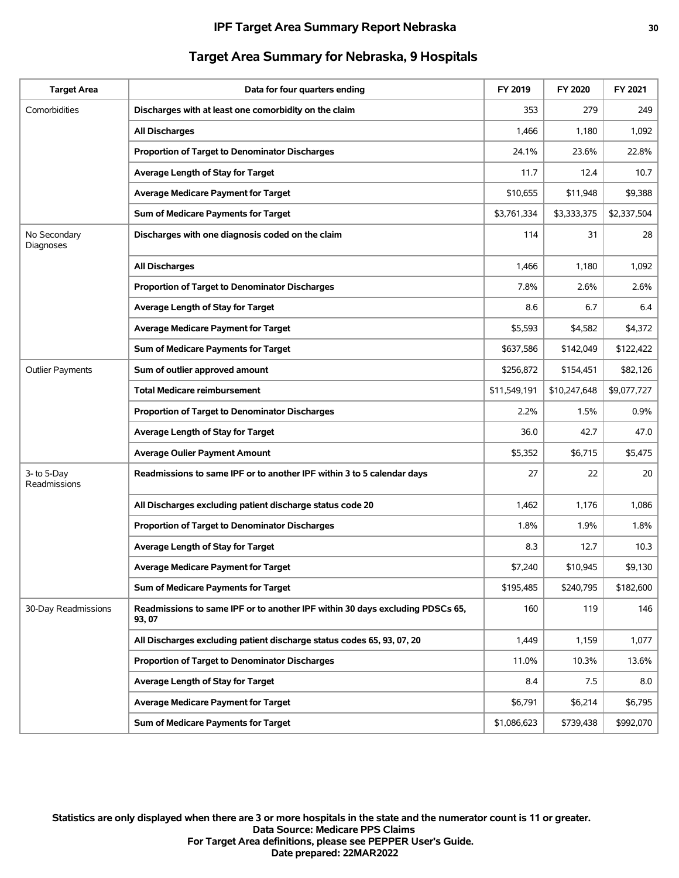## Target Area Summary for Nebraska, 9 Hospitals

| Target Area | Data for four quarters ending | FY 2019 | FY 2020 | FY 2021 |
|---|---|---|---|---|
| Comorbidities | **Discharges with at least one comorbidity on the claim** | 353 | 279 | 249 |
| | **All Discharges** | 1,466 | 1,180 | 1,092 |
| | **Proportion of Target to Denominator Discharges** | 24.1% | 23.6% | 22.8% |
| | **Average Length of Stay for Target** | 11.7 | 12.4 | 10.7 |
| | **Average Medicare Payment for Target** | $10,655 | $11,948 | $9,388 |
| | **Sum of Medicare Payments for Target** | $3,761,334 | $3,333,375 | $2,337,504 |
| No Secondary Diagnoses | **Discharges with one diagnosis coded on the claim** | 114 | 31 | 28 |
| | **All Discharges** | 1,466 | 1,180 | 1,092 |
| | **Proportion of Target to Denominator Discharges** | 7.8% | 2.6% | 2.6% |
| | **Average Length of Stay for Target** | 8.6 | 6.7 | 6.4 |
| | **Average Medicare Payment for Target** | $5,593 | $4,582 | $4,372 |
| | **Sum of Medicare Payments for Target** | $637,586 | $142,049 | $122,422 |
| Outlier Payments | **Sum of outlier approved amount** | $256,872 | $154,451 | $82,126 |
| | **Total Medicare reimbursement** | $11,549,191 | $10,247,648 | $9,077,727 |
| | **Proportion of Target to Denominator Discharges** | 2.2% | 1.5% | 0.9% |
| | **Average Length of Stay for Target** | 36.0 | 42.7 | 47.0 |
| | **Average Oulier Payment Amount** | $5,352 | $6,715 | $5,475 |
| 3- to 5-Day Readmissions | **Readmissions to same IPF or to another IPF within 3 to 5 calendar days** | 27 | 22 | 20 |
| | **All Discharges excluding patient discharge status code 20** | 1,462 | 1,176 | 1,086 |
| | **Proportion of Target to Denominator Discharges** | 1.8% | 1.9% | 1.8% |
| | **Average Length of Stay for Target** | 8.3 | 12.7 | 10.3 |
| | **Average Medicare Payment for Target** | $7,240 | $10,945 | $9,130 |
| | **Sum of Medicare Payments for Target** | $195,485 | $240,795 | $182,600 |
| 30-Day Readmissions | **Readmissions to same IPF or to another IPF within 30 days excluding PDSCs 65, 93, 07** | 160 | 119 | 146 |
| | **All Discharges excluding patient discharge status codes 65, 93, 07, 20** | 1,449 | 1,159 | 1,077 |
| | **Proportion of Target to Denominator Discharges** | 11.0% | 10.3% | 13.6% |
| | **Average Length of Stay for Target** | 8.4 | 7.5 | 8.0 |
| | **Average Medicare Payment for Target** | $6,791 | $6,214 | $6,795 |
| | **Sum of Medicare Payments for Target** | $1,086,623 | $739,438 | $992,070 |

**Statistics are only displayed when there are 3 or more hospitals in the state and the numerator count is 11 or greater.**
**Data Source: Medicare PPS Claims**
**For Target Area definitions, please see PEPPER User's Guide.**
**Date prepared: 22MAR2022**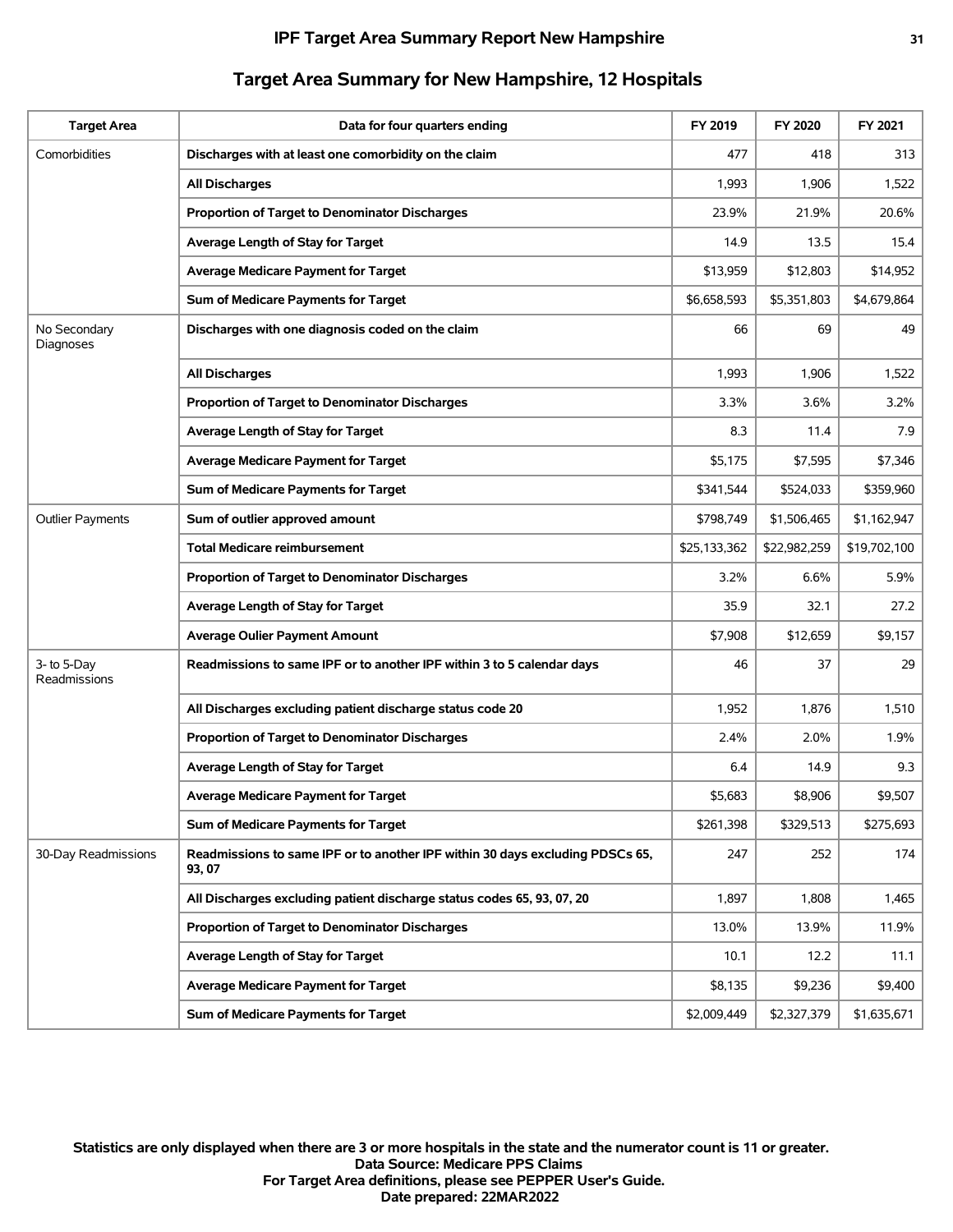## Target Area Summary for New Hampshire, 12 Hospitals

| Target Area | Data for four quarters ending | FY 2019 | FY 2020 | FY 2021 |
|---|---|---|---|---|
| Comorbidities | **Discharges with at least one comorbidity on the claim** | 477 | 418 | 313 |
| | **All Discharges** | 1,993 | 1,906 | 1,522 |
| | **Proportion of Target to Denominator Discharges** | 23.9% | 21.9% | 20.6% |
| | **Average Length of Stay for Target** | 14.9 | 13.5 | 15.4 |
| | **Average Medicare Payment for Target** | $13,959 | $12,803 | $14,952 |
| | **Sum of Medicare Payments for Target** | $6,658,593 | $5,351,803 | $4,679,864 |
| No Secondary Diagnoses | **Discharges with one diagnosis coded on the claim** | 66 | 69 | 49 |
| | **All Discharges** | 1,993 | 1,906 | 1,522 |
| | **Proportion of Target to Denominator Discharges** | 3.3% | 3.6% | 3.2% |
| | **Average Length of Stay for Target** | 8.3 | 11.4 | 7.9 |
| | **Average Medicare Payment for Target** | $5,175 | $7,595 | $7,346 |
| | **Sum of Medicare Payments for Target** | $341,544 | $524,033 | $359,960 |
| Outlier Payments | **Sum of outlier approved amount** | $798,749 | $1,506,465 | $1,162,947 |
| | **Total Medicare reimbursement** | $25,133,362 | $22,982,259 | $19,702,100 |
| | **Proportion of Target to Denominator Discharges** | 3.2% | 6.6% | 5.9% |
| | **Average Length of Stay for Target** | 35.9 | 32.1 | 27.2 |
| | **Average Oulier Payment Amount** | $7,908 | $12,659 | $9,157 |
| 3- to 5-Day Readmissions | **Readmissions to same IPF or to another IPF within 3 to 5 calendar days** | 46 | 37 | 29 |
| | **All Discharges excluding patient discharge status code 20** | 1,952 | 1,876 | 1,510 |
| | **Proportion of Target to Denominator Discharges** | 2.4% | 2.0% | 1.9% |
| | **Average Length of Stay for Target** | 6.4 | 14.9 | 9.3 |
| | **Average Medicare Payment for Target** | $5,683 | $8,906 | $9,507 |
| | **Sum of Medicare Payments for Target** | $261,398 | $329,513 | $275,693 |
| 30-Day Readmissions | **Readmissions to same IPF or to another IPF within 30 days excluding PDSCs 65, 93, 07** | 247 | 252 | 174 |
| | **All Discharges excluding patient discharge status codes 65, 93, 07, 20** | 1,897 | 1,808 | 1,465 |
| | **Proportion of Target to Denominator Discharges** | 13.0% | 13.9% | 11.9% |
| | **Average Length of Stay for Target** | 10.1 | 12.2 | 11.1 |
| | **Average Medicare Payment for Target** | $8,135 | $9,236 | $9,400 |
| | **Sum of Medicare Payments for Target** | $2,009,449 | $2,327,379 | $1,635,671 |

**Statistics are only displayed when there are 3 or more hospitals in the state and the numerator count is 11 or greater.**
**Data Source: Medicare PPS Claims**
**For Target Area definitions, please see PEPPER User's Guide.**
**Date prepared: 22MAR2022**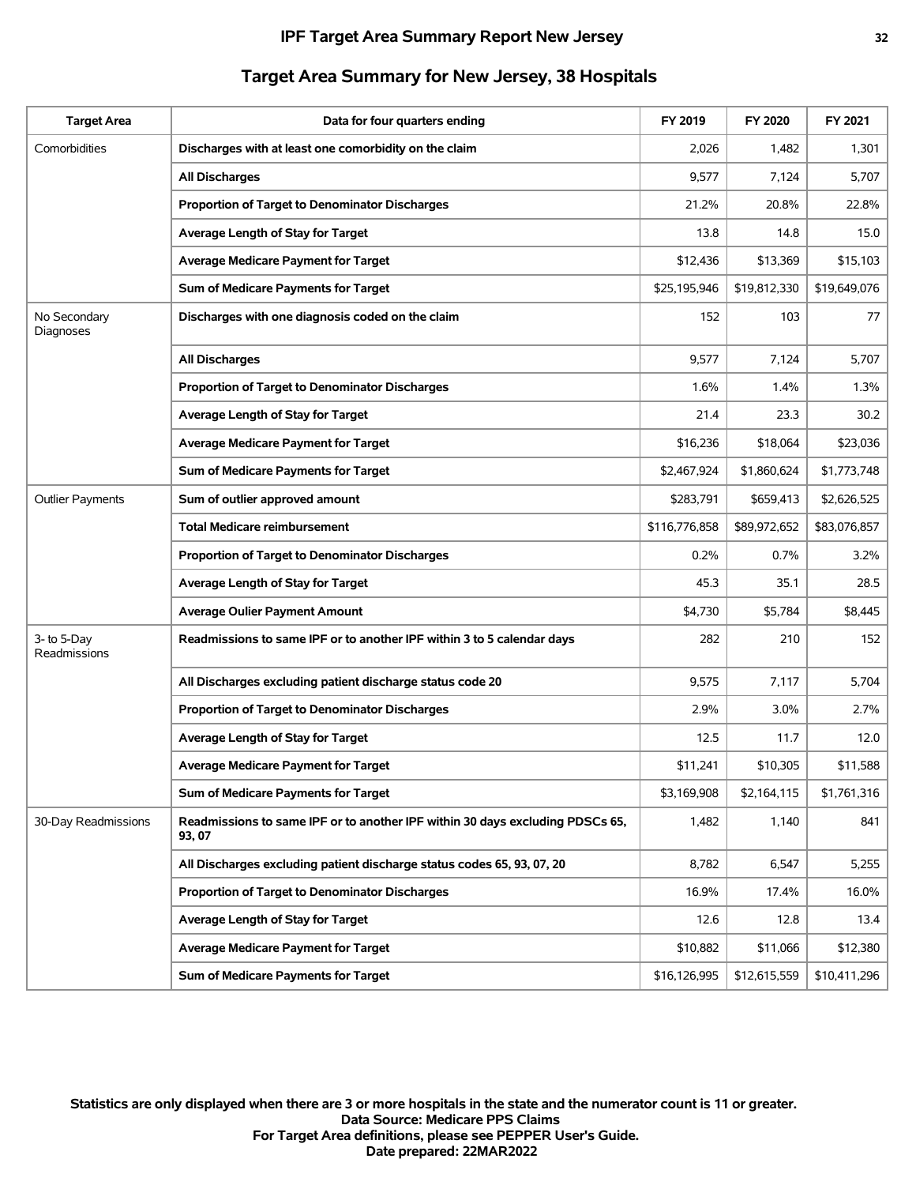## IPF Target Area Summary Report New Jersey

# Target Area Summary for New Jersey, 38 Hospitals

| Target Area | Data for four quarters ending | FY 2019 | FY 2020 | FY 2021 |
|---|---|---|---|---|
| Comorbidities | **Discharges with at least one comorbidity on the claim** | 2,026 | 1,482 | 1,301 |
| | **All Discharges** | 9,577 | 7,124 | 5,707 |
| | **Proportion of Target to Denominator Discharges** | 21.2% | 20.8% | 22.8% |
| | **Average Length of Stay for Target** | 13.8 | 14.8 | 15.0 |
| | **Average Medicare Payment for Target** | $12,436 | $13,369 | $15,103 |
| | **Sum of Medicare Payments for Target** | $25,195,946 | $19,812,330 | $19,649,076 |
| No Secondary Diagnoses | **Discharges with one diagnosis coded on the claim** | 152 | 103 | 77 |
| | **All Discharges** | 9,577 | 7,124 | 5,707 |
| | **Proportion of Target to Denominator Discharges** | 1.6% | 1.4% | 1.3% |
| | **Average Length of Stay for Target** | 21.4 | 23.3 | 30.2 |
| | **Average Medicare Payment for Target** | $16,236 | $18,064 | $23,036 |
| | **Sum of Medicare Payments for Target** | $2,467,924 | $1,860,624 | $1,773,748 |
| Outlier Payments | **Sum of outlier approved amount** | $283,791 | $659,413 | $2,626,525 |
| | **Total Medicare reimbursement** | $116,776,858 | $89,972,652 | $83,076,857 |
| | **Proportion of Target to Denominator Discharges** | 0.2% | 0.7% | 3.2% |
| | **Average Length of Stay for Target** | 45.3 | 35.1 | 28.5 |
| | **Average Oulier Payment Amount** | $4,730 | $5,784 | $8,445 |
| 3- to 5-Day Readmissions | **Readmissions to same IPF or to another IPF within 3 to 5 calendar days** | 282 | 210 | 152 |
| | **All Discharges excluding patient discharge status code 20** | 9,575 | 7,117 | 5,704 |
| | **Proportion of Target to Denominator Discharges** | 2.9% | 3.0% | 2.7% |
| | **Average Length of Stay for Target** | 12.5 | 11.7 | 12.0 |
| | **Average Medicare Payment for Target** | $11,241 | $10,305 | $11,588 |
| | **Sum of Medicare Payments for Target** | $3,169,908 | $2,164,115 | $1,761,316 |
| 30-Day Readmissions | **Readmissions to same IPF or to another IPF within 30 days excluding PDSCs 65, 93, 07** | 1,482 | 1,140 | 841 |
| | **All Discharges excluding patient discharge status codes 65, 93, 07, 20** | 8,782 | 6,547 | 5,255 |
| | **Proportion of Target to Denominator Discharges** | 16.9% | 17.4% | 16.0% |
| | **Average Length of Stay for Target** | 12.6 | 12.8 | 13.4 |
| | **Average Medicare Payment for Target** | $10,882 | $11,066 | $12,380 |
| | **Sum of Medicare Payments for Target** | $16,126,995 | $12,615,559 | $10,411,296 |

**Statistics are only displayed when there are 3 or more hospitals in the state and the numerator count is 11 or greater.**
**Data Source: Medicare PPS Claims**
**For Target Area definitions, please see PEPPER User's Guide.**
**Date prepared: 22MAR2022**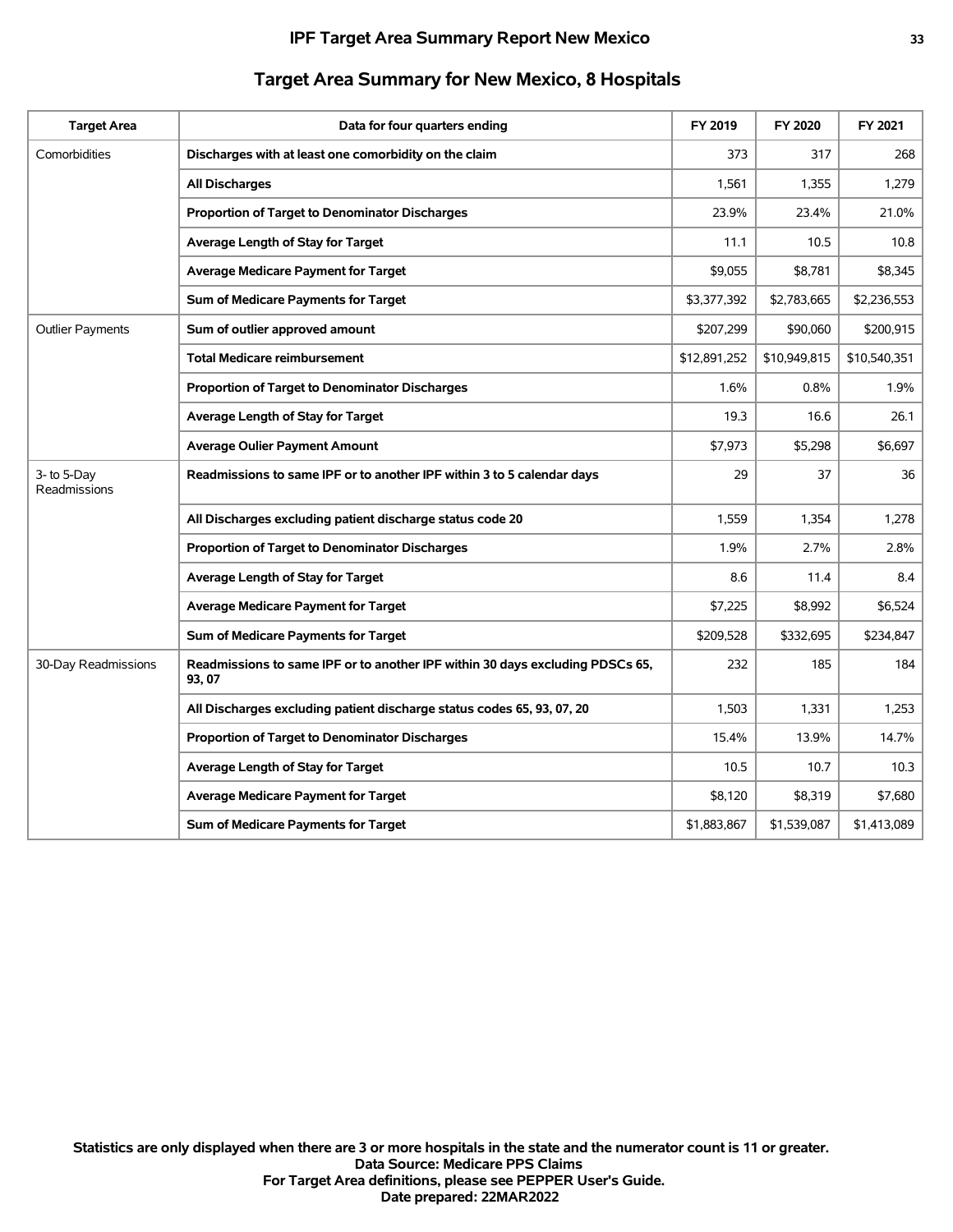# IPF Target Area Summary Report New Mexico

## Target Area Summary for New Mexico, 8 Hospitals

| Target Area | Data for four quarters ending | FY 2019 | FY 2020 | FY 2021 |
|---|---|---|---|---|
| Comorbidities | **Discharges with at least one comorbidity on the claim** | 373 | 317 | 268 |
| | **All Discharges** | 1,561 | 1,355 | 1,279 |
| | **Proportion of Target to Denominator Discharges** | 23.9% | 23.4% | 21.0% |
| | **Average Length of Stay for Target** | 11.1 | 10.5 | 10.8 |
| | **Average Medicare Payment for Target** | $9,055 | $8,781 | $8,345 |
| | **Sum of Medicare Payments for Target** | $3,377,392 | $2,783,665 | $2,236,553 |
| Outlier Payments | **Sum of outlier approved amount** | $207,299 | $90,060 | $200,915 |
| | **Total Medicare reimbursement** | $12,891,252 | $10,949,815 | $10,540,351 |
| | **Proportion of Target to Denominator Discharges** | 1.6% | 0.8% | 1.9% |
| | **Average Length of Stay for Target** | 19.3 | 16.6 | 26.1 |
| | **Average Oulier Payment Amount** | $7,973 | $5,298 | $6,697 |
| 3- to 5-Day Readmissions | **Readmissions to same IPF or to another IPF within 3 to 5 calendar days** | 29 | 37 | 36 |
| | **All Discharges excluding patient discharge status code 20** | 1,559 | 1,354 | 1,278 |
| | **Proportion of Target to Denominator Discharges** | 1.9% | 2.7% | 2.8% |
| | **Average Length of Stay for Target** | 8.6 | 11.4 | 8.4 |
| | **Average Medicare Payment for Target** | $7,225 | $8,992 | $6,524 |
| | **Sum of Medicare Payments for Target** | $209,528 | $332,695 | $234,847 |
| 30-Day Readmissions | **Readmissions to same IPF or to another IPF within 30 days excluding PDSCs 65, 93, 07** | 232 | 185 | 184 |
| | **All Discharges excluding patient discharge status codes 65, 93, 07, 20** | 1,503 | 1,331 | 1,253 |
| | **Proportion of Target to Denominator Discharges** | 15.4% | 13.9% | 14.7% |
| | **Average Length of Stay for Target** | 10.5 | 10.7 | 10.3 |
| | **Average Medicare Payment for Target** | $8,120 | $8,319 | $7,680 |
| | **Sum of Medicare Payments for Target** | $1,883,867 | $1,539,087 | $1,413,089 |

**Statistics are only displayed when there are 3 or more hospitals in the state and the numerator count is 11 or greater.**
**Data Source: Medicare PPS Claims**
**For Target Area definitions, please see PEPPER User's Guide.**
**Date prepared: 22MAR2022**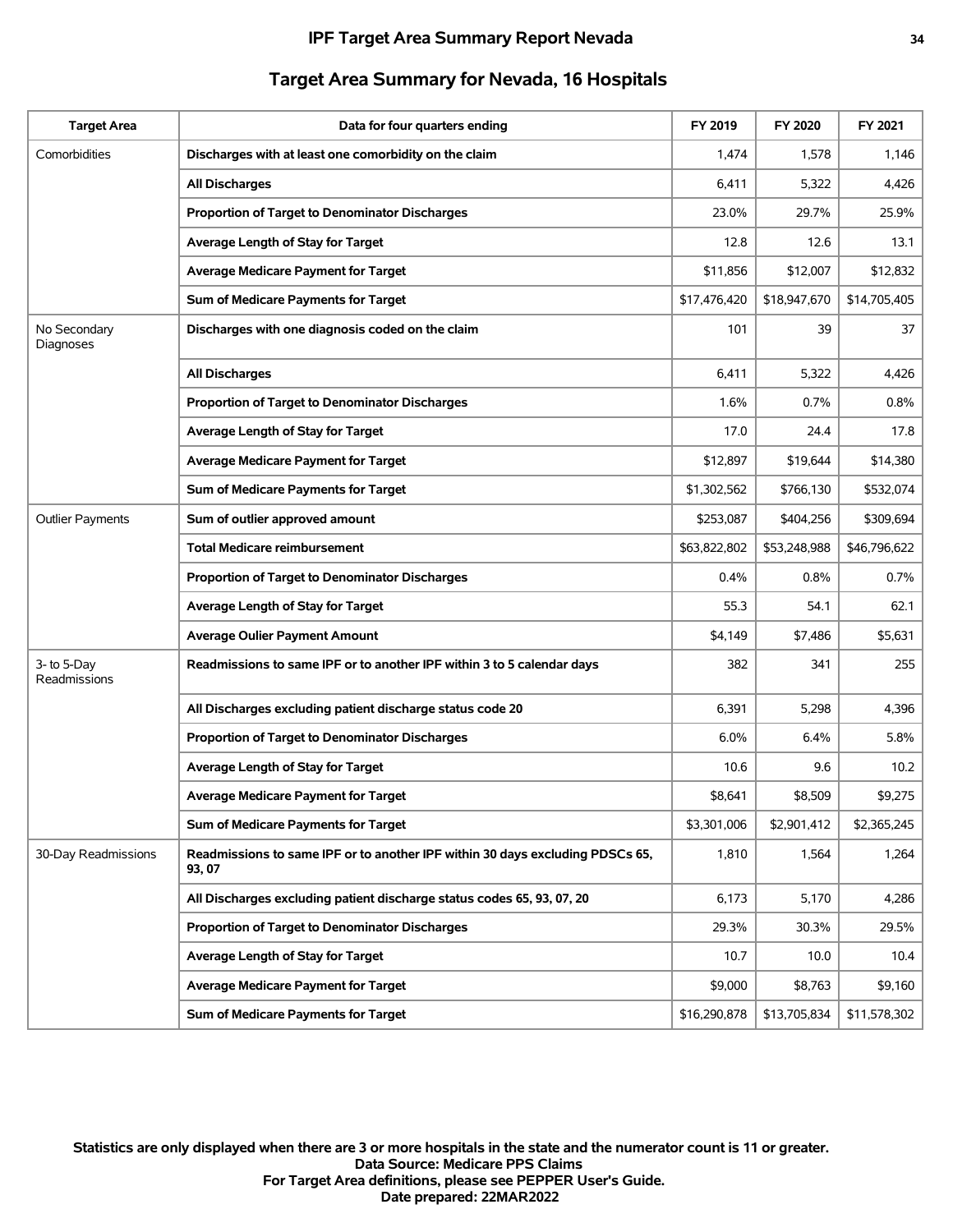## Target Area Summary for Nevada, 16 Hospitals

| Target Area | Data for four quarters ending | FY 2019 | FY 2020 | FY 2021 |
|---|---|---|---|---|
| Comorbidities | **Discharges with at least one comorbidity on the claim** | 1,474 | 1,578 | 1,146 |
| | **All Discharges** | 6,411 | 5,322 | 4,426 |
| | **Proportion of Target to Denominator Discharges** | 23.0% | 29.7% | 25.9% |
| | **Average Length of Stay for Target** | 12.8 | 12.6 | 13.1 |
| | **Average Medicare Payment for Target** | $11,856 | $12,007 | $12,832 |
| | **Sum of Medicare Payments for Target** | $17,476,420 | $18,947,670 | $14,705,405 |
| No Secondary Diagnoses | **Discharges with one diagnosis coded on the claim** | 101 | 39 | 37 |
| | **All Discharges** | 6,411 | 5,322 | 4,426 |
| | **Proportion of Target to Denominator Discharges** | 1.6% | 0.7% | 0.8% |
| | **Average Length of Stay for Target** | 17.0 | 24.4 | 17.8 |
| | **Average Medicare Payment for Target** | $12,897 | $19,644 | $14,380 |
| | **Sum of Medicare Payments for Target** | $1,302,562 | $766,130 | $532,074 |
| Outlier Payments | **Sum of outlier approved amount** | $253,087 | $404,256 | $309,694 |
| | **Total Medicare reimbursement** | $63,822,802 | $53,248,988 | $46,796,622 |
| | **Proportion of Target to Denominator Discharges** | 0.4% | 0.8% | 0.7% |
| | **Average Length of Stay for Target** | 55.3 | 54.1 | 62.1 |
| | **Average Oulier Payment Amount** | $4,149 | $7,486 | $5,631 |
| 3- to 5-Day Readmissions | **Readmissions to same IPF or to another IPF within 3 to 5 calendar days** | 382 | 341 | 255 |
| | **All Discharges excluding patient discharge status code 20** | 6,391 | 5,298 | 4,396 |
| | **Proportion of Target to Denominator Discharges** | 6.0% | 6.4% | 5.8% |
| | **Average Length of Stay for Target** | 10.6 | 9.6 | 10.2 |
| | **Average Medicare Payment for Target** | $8,641 | $8,509 | $9,275 |
| | **Sum of Medicare Payments for Target** | $3,301,006 | $2,901,412 | $2,365,245 |
| 30-Day Readmissions | **Readmissions to same IPF or to another IPF within 30 days excluding PDSCs 65, 93, 07** | 1,810 | 1,564 | 1,264 |
| | **All Discharges excluding patient discharge status codes 65, 93, 07, 20** | 6,173 | 5,170 | 4,286 |
| | **Proportion of Target to Denominator Discharges** | 29.3% | 30.3% | 29.5% |
| | **Average Length of Stay for Target** | 10.7 | 10.0 | 10.4 |
| | **Average Medicare Payment for Target** | $9,000 | $8,763 | $9,160 |
| | **Sum of Medicare Payments for Target** | $16,290,878 | $13,705,834 | $11,578,302 |

**Statistics are only displayed when there are 3 or more hospitals in the state and the numerator count is 11 or greater.**
**Data Source: Medicare PPS Claims**
**For Target Area definitions, please see PEPPER User's Guide.**
**Date prepared: 22MAR2022**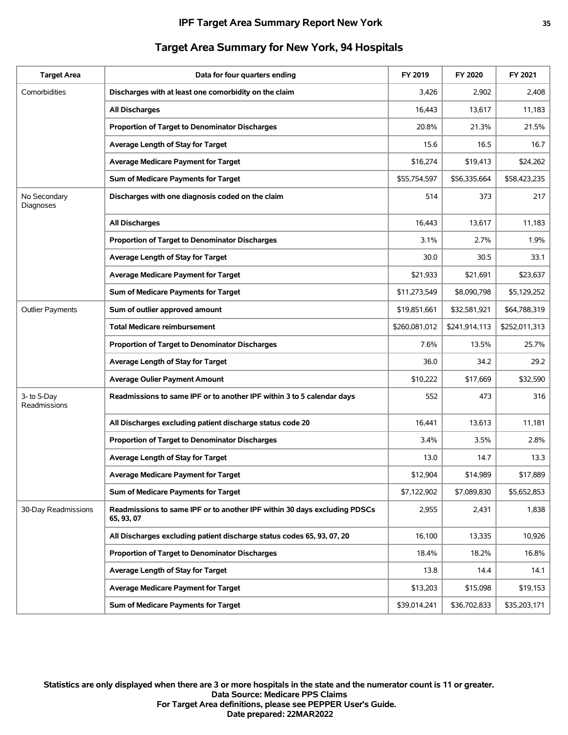## Target Area Summary for New York, 94 Hospitals

| Target Area | Data for four quarters ending | FY 2019 | FY 2020 | FY 2021 |
|---|---|---|---|---|
| Comorbidities | **Discharges with at least one comorbidity on the claim** | 3,426 | 2,902 | 2,408 |
| | **All Discharges** | 16,443 | 13,617 | 11,183 |
| | **Proportion of Target to Denominator Discharges** | 20.8% | 21.3% | 21.5% |
| | **Average Length of Stay for Target** | 15.6 | 16.5 | 16.7 |
| | **Average Medicare Payment for Target** | $16,274 | $19,413 | $24,262 |
| | **Sum of Medicare Payments for Target** | $55,754,597 | $56,335,664 | $58,423,235 |
| No Secondary Diagnoses | **Discharges with one diagnosis coded on the claim** | 514 | 373 | 217 |
| | **All Discharges** | 16,443 | 13,617 | 11,183 |
| | **Proportion of Target to Denominator Discharges** | 3.1% | 2.7% | 1.9% |
| | **Average Length of Stay for Target** | 30.0 | 30.5 | 33.1 |
| | **Average Medicare Payment for Target** | $21,933 | $21,691 | $23,637 |
| | **Sum of Medicare Payments for Target** | $11,273,549 | $8,090,798 | $5,129,252 |
| Outlier Payments | **Sum of outlier approved amount** | $19,851,661 | $32,581,921 | $64,788,319 |
| | **Total Medicare reimbursement** | $260,081,012 | $241,914,113 | $252,011,313 |
| | **Proportion of Target to Denominator Discharges** | 7.6% | 13.5% | 25.7% |
| | **Average Length of Stay for Target** | 36.0 | 34.2 | 29.2 |
| | **Average Oulier Payment Amount** | $10,222 | $17,669 | $32,590 |
| 3- to 5-Day Readmissions | **Readmissions to same IPF or to another IPF within 3 to 5 calendar days** | 552 | 473 | 316 |
| | **All Discharges excluding patient discharge status code 20** | 16,441 | 13,613 | 11,181 |
| | **Proportion of Target to Denominator Discharges** | 3.4% | 3.5% | 2.8% |
| | **Average Length of Stay for Target** | 13.0 | 14.7 | 13.3 |
| | **Average Medicare Payment for Target** | $12,904 | $14,989 | $17,889 |
| | **Sum of Medicare Payments for Target** | $7,122,902 | $7,089,830 | $5,652,853 |
| 30-Day Readmissions | **Readmissions to same IPF or to another IPF within 30 days excluding PDSCs 65, 93, 07** | 2,955 | 2,431 | 1,838 |
| | **All Discharges excluding patient discharge status codes 65, 93, 07, 20** | 16,100 | 13,335 | 10,926 |
| | **Proportion of Target to Denominator Discharges** | 18.4% | 18.2% | 16.8% |
| | **Average Length of Stay for Target** | 13.8 | 14.4 | 14.1 |
| | **Average Medicare Payment for Target** | $13,203 | $15,098 | $19,153 |
| | **Sum of Medicare Payments for Target** | $39,014,241 | $36,702,833 | $35,203,171 |

**Statistics are only displayed when there are 3 or more hospitals in the state and the numerator count is 11 or greater.**
**Data Source: Medicare PPS Claims**
**For Target Area definitions, please see PEPPER User's Guide.**
**Date prepared: 22MAR2022**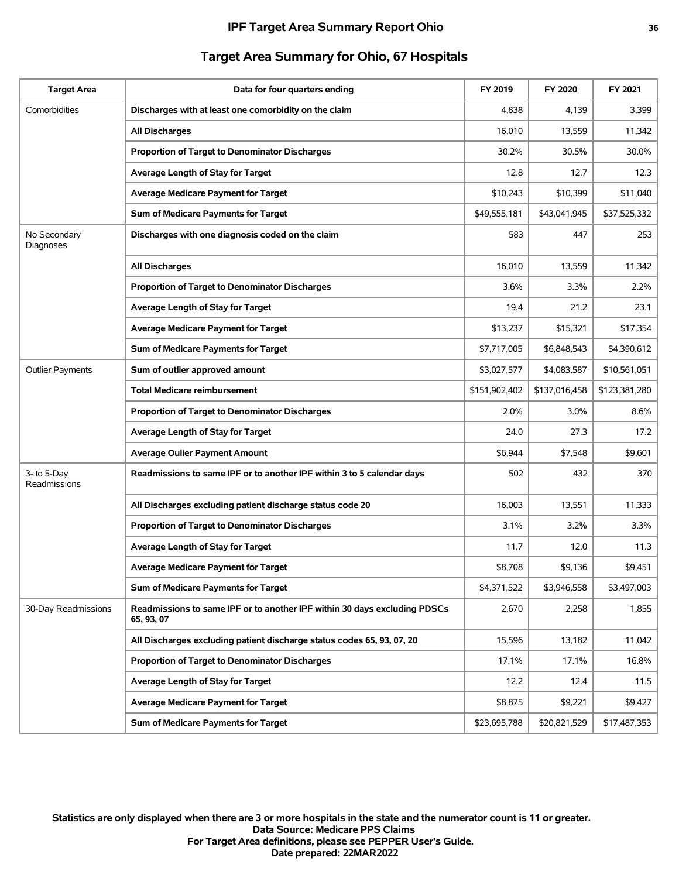# IPF Target Area Summary Report Ohio

## Target Area Summary for Ohio, 67 Hospitals

| Target Area | Data for four quarters ending | FY 2019 | FY 2020 | FY 2021 |
|---|---|---|---|---|
| Comorbidities | **Discharges with at least one comorbidity on the claim** | 4,838 | 4,139 | 3,399 |
| | **All Discharges** | 16,010 | 13,559 | 11,342 |
| | **Proportion of Target to Denominator Discharges** | 30.2% | 30.5% | 30.0% |
| | **Average Length of Stay for Target** | 12.8 | 12.7 | 12.3 |
| | **Average Medicare Payment for Target** | $10,243 | $10,399 | $11,040 |
| | **Sum of Medicare Payments for Target** | $49,555,181 | $43,041,945 | $37,525,332 |
| No Secondary Diagnoses | **Discharges with one diagnosis coded on the claim** | 583 | 447 | 253 |
| | **All Discharges** | 16,010 | 13,559 | 11,342 |
| | **Proportion of Target to Denominator Discharges** | 3.6% | 3.3% | 2.2% |
| | **Average Length of Stay for Target** | 19.4 | 21.2 | 23.1 |
| | **Average Medicare Payment for Target** | $13,237 | $15,321 | $17,354 |
| | **Sum of Medicare Payments for Target** | $7,717,005 | $6,848,543 | $4,390,612 |
| Outlier Payments | **Sum of outlier approved amount** | $3,027,577 | $4,083,587 | $10,561,051 |
| | **Total Medicare reimbursement** | $151,902,402 | $137,016,458 | $123,381,280 |
| | **Proportion of Target to Denominator Discharges** | 2.0% | 3.0% | 8.6% |
| | **Average Length of Stay for Target** | 24.0 | 27.3 | 17.2 |
| | **Average Oulier Payment Amount** | $6,944 | $7,548 | $9,601 |
| 3- to 5-Day Readmissions | **Readmissions to same IPF or to another IPF within 3 to 5 calendar days** | 502 | 432 | 370 |
| | **All Discharges excluding patient discharge status code 20** | 16,003 | 13,551 | 11,333 |
| | **Proportion of Target to Denominator Discharges** | 3.1% | 3.2% | 3.3% |
| | **Average Length of Stay for Target** | 11.7 | 12.0 | 11.3 |
| | **Average Medicare Payment for Target** | $8,708 | $9,136 | $9,451 |
| | **Sum of Medicare Payments for Target** | $4,371,522 | $3,946,558 | $3,497,003 |
| 30-Day Readmissions | **Readmissions to same IPF or to another IPF within 30 days excluding PDSCs 65, 93, 07** | 2,670 | 2,258 | 1,855 |
| | **All Discharges excluding patient discharge status codes 65, 93, 07, 20** | 15,596 | 13,182 | 11,042 |
| | **Proportion of Target to Denominator Discharges** | 17.1% | 17.1% | 16.8% |
| | **Average Length of Stay for Target** | 12.2 | 12.4 | 11.5 |
| | **Average Medicare Payment for Target** | $8,875 | $9,221 | $9,427 |
| | **Sum of Medicare Payments for Target** | $23,695,788 | $20,821,529 | $17,487,353 |

**Statistics are only displayed when there are 3 or more hospitals in the state and the numerator count is 11 or greater.**
**Data Source: Medicare PPS Claims**
**For Target Area definitions, please see PEPPER User's Guide.**
**Date prepared: 22MAR2022**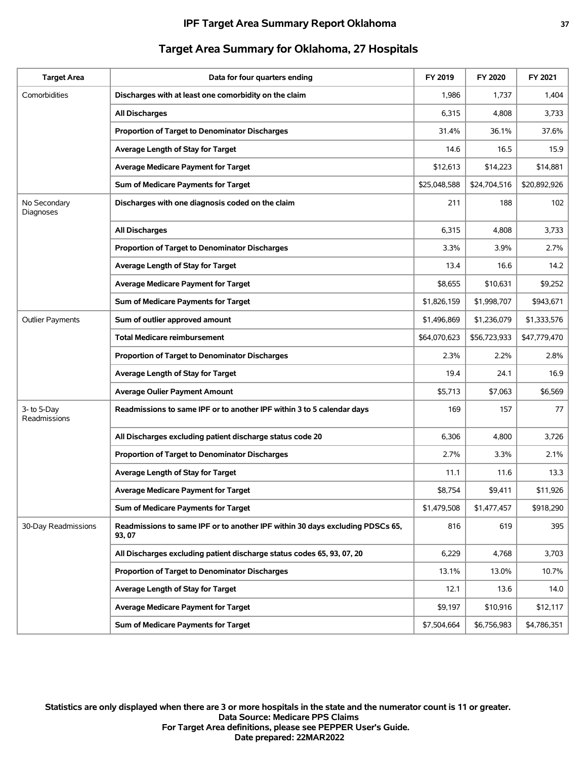# IPF Target Area Summary Report Oklahoma

## Target Area Summary for Oklahoma, 27 Hospitals

| Target Area | Data for four quarters ending | FY 2019 | FY 2020 | FY 2021 |
|---|---|---|---|---|
| Comorbidities | **Discharges with at least one comorbidity on the claim** | 1,986 | 1,737 | 1,404 |
| | **All Discharges** | 6,315 | 4,808 | 3,733 |
| | **Proportion of Target to Denominator Discharges** | 31.4% | 36.1% | 37.6% |
| | **Average Length of Stay for Target** | 14.6 | 16.5 | 15.9 |
| | **Average Medicare Payment for Target** | $12,613 | $14,223 | $14,881 |
| | **Sum of Medicare Payments for Target** | $25,048,588 | $24,704,516 | $20,892,926 |
| No Secondary Diagnoses | **Discharges with one diagnosis coded on the claim** | 211 | 188 | 102 |
| | **All Discharges** | 6,315 | 4,808 | 3,733 |
| | **Proportion of Target to Denominator Discharges** | 3.3% | 3.9% | 2.7% |
| | **Average Length of Stay for Target** | 13.4 | 16.6 | 14.2 |
| | **Average Medicare Payment for Target** | $8,655 | $10,631 | $9,252 |
| | **Sum of Medicare Payments for Target** | $1,826,159 | $1,998,707 | $943,671 |
| Outlier Payments | **Sum of outlier approved amount** | $1,496,869 | $1,236,079 | $1,333,576 |
| | **Total Medicare reimbursement** | $64,070,623 | $56,723,933 | $47,779,470 |
| | **Proportion of Target to Denominator Discharges** | 2.3% | 2.2% | 2.8% |
| | **Average Length of Stay for Target** | 19.4 | 24.1 | 16.9 |
| | **Average Oulier Payment Amount** | $5,713 | $7,063 | $6,569 |
| 3- to 5-Day Readmissions | **Readmissions to same IPF or to another IPF within 3 to 5 calendar days** | 169 | 157 | 77 |
| | **All Discharges excluding patient discharge status code 20** | 6,306 | 4,800 | 3,726 |
| | **Proportion of Target to Denominator Discharges** | 2.7% | 3.3% | 2.1% |
| | **Average Length of Stay for Target** | 11.1 | 11.6 | 13.3 |
| | **Average Medicare Payment for Target** | $8,754 | $9,411 | $11,926 |
| | **Sum of Medicare Payments for Target** | $1,479,508 | $1,477,457 | $918,290 |
| 30-Day Readmissions | **Readmissions to same IPF or to another IPF within 30 days excluding PDSCs 65, 93, 07** | 816 | 619 | 395 |
| | **All Discharges excluding patient discharge status codes 65, 93, 07, 20** | 6,229 | 4,768 | 3,703 |
| | **Proportion of Target to Denominator Discharges** | 13.1% | 13.0% | 10.7% |
| | **Average Length of Stay for Target** | 12.1 | 13.6 | 14.0 |
| | **Average Medicare Payment for Target** | $9,197 | $10,916 | $12,117 |
| | **Sum of Medicare Payments for Target** | $7,504,664 | $6,756,983 | $4,786,351 |

**Statistics are only displayed when there are 3 or more hospitals in the state and the numerator count is 11 or greater.**
**Data Source: Medicare PPS Claims**
**For Target Area definitions, please see PEPPER User's Guide.**
**Date prepared: 22MAR2022**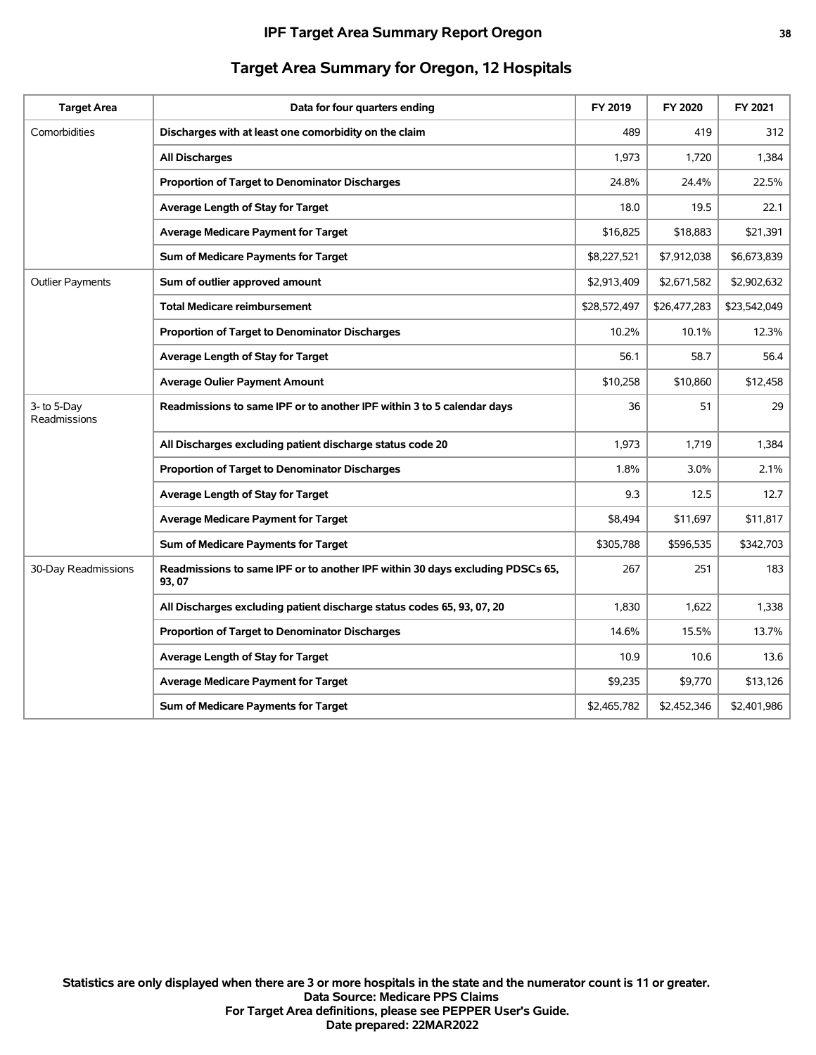# IPF Target Area Summary Report Oregon

## Target Area Summary for Oregon, 12 Hospitals

| Target Area | Data for four quarters ending | FY 2019 | FY 2020 | FY 2021 |
|---|---|---|---|---|
| Comorbidities | **Discharges with at least one comorbidity on the claim** | 489 | 419 | 312 |
| | **All Discharges** | 1,973 | 1,720 | 1,384 |
| | **Proportion of Target to Denominator Discharges** | 24.8% | 24.4% | 22.5% |
| | **Average Length of Stay for Target** | 18.0 | 19.5 | 22.1 |
| | **Average Medicare Payment for Target** | $16,825 | $18,883 | $21,391 |
| | **Sum of Medicare Payments for Target** | $8,227,521 | $7,912,038 | $6,673,839 |
| Outlier Payments | **Sum of outlier approved amount** | $2,913,409 | $2,671,582 | $2,902,632 |
| | **Total Medicare reimbursement** | $28,572,497 | $26,477,283 | $23,542,049 |
| | **Proportion of Target to Denominator Discharges** | 10.2% | 10.1% | 12.3% |
| | **Average Length of Stay for Target** | 56.1 | 58.7 | 56.4 |
| | **Average Oulier Payment Amount** | $10,258 | $10,860 | $12,458 |
| 3- to 5-Day Readmissions | **Readmissions to same IPF or to another IPF within 3 to 5 calendar days** | 36 | 51 | 29 |
| | **All Discharges excluding patient discharge status code 20** | 1,973 | 1,719 | 1,384 |
| | **Proportion of Target to Denominator Discharges** | 1.8% | 3.0% | 2.1% |
| | **Average Length of Stay for Target** | 9.3 | 12.5 | 12.7 |
| | **Average Medicare Payment for Target** | $8,494 | $11,697 | $11,817 |
| | **Sum of Medicare Payments for Target** | $305,788 | $596,535 | $342,703 |
| 30-Day Readmissions | **Readmissions to same IPF or to another IPF within 30 days excluding PDSCs 65, 93, 07** | 267 | 251 | 183 |
| | **All Discharges excluding patient discharge status codes 65, 93, 07, 20** | 1,830 | 1,622 | 1,338 |
| | **Proportion of Target to Denominator Discharges** | 14.6% | 15.5% | 13.7% |
| | **Average Length of Stay for Target** | 10.9 | 10.6 | 13.6 |
| | **Average Medicare Payment for Target** | $9,235 | $9,770 | $13,126 |
| | **Sum of Medicare Payments for Target** | $2,465,782 | $2,452,346 | $2,401,986 |

**Statistics are only displayed when there are 3 or more hospitals in the state and the numerator count is 11 or greater.**
**Data Source: Medicare PPS Claims**
**For Target Area definitions, please see PEPPER User's Guide.**
**Date prepared: 22MAR2022**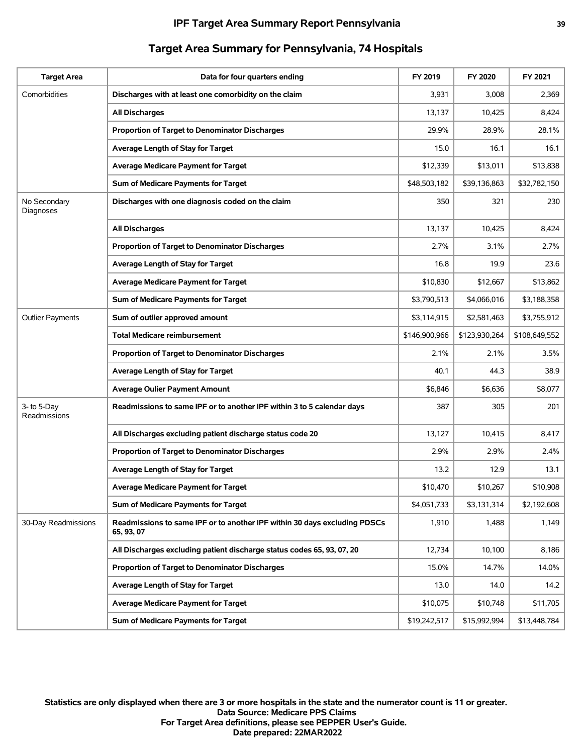## IPF Target Area Summary Report Pennsylvania

### Target Area Summary for Pennsylvania, 74 Hospitals

| Target Area | Data for four quarters ending | FY 2019 | FY 2020 | FY 2021 |
|---|---|---|---|---|
| Comorbidities | **Discharges with at least one comorbidity on the claim** | 3,931 | 3,008 | 2,369 |
| | **All Discharges** | 13,137 | 10,425 | 8,424 |
| | **Proportion of Target to Denominator Discharges** | 29.9% | 28.9% | 28.1% |
| | **Average Length of Stay for Target** | 15.0 | 16.1 | 16.1 |
| | **Average Medicare Payment for Target** | $12,339 | $13,011 | $13,838 |
| | **Sum of Medicare Payments for Target** | $48,503,182 | $39,136,863 | $32,782,150 |
| No Secondary Diagnoses | **Discharges with one diagnosis coded on the claim** | 350 | 321 | 230 |
| | **All Discharges** | 13,137 | 10,425 | 8,424 |
| | **Proportion of Target to Denominator Discharges** | 2.7% | 3.1% | 2.7% |
| | **Average Length of Stay for Target** | 16.8 | 19.9 | 23.6 |
| | **Average Medicare Payment for Target** | $10,830 | $12,667 | $13,862 |
| | **Sum of Medicare Payments for Target** | $3,790,513 | $4,066,016 | $3,188,358 |
| Outlier Payments | **Sum of outlier approved amount** | $3,114,915 | $2,581,463 | $3,755,912 |
| | **Total Medicare reimbursement** | $146,900,966 | $123,930,264 | $108,649,552 |
| | **Proportion of Target to Denominator Discharges** | 2.1% | 2.1% | 3.5% |
| | **Average Length of Stay for Target** | 40.1 | 44.3 | 38.9 |
| | **Average Oulier Payment Amount** | $6,846 | $6,636 | $8,077 |
| 3- to 5-Day Readmissions | **Readmissions to same IPF or to another IPF within 3 to 5 calendar days** | 387 | 305 | 201 |
| | **All Discharges excluding patient discharge status code 20** | 13,127 | 10,415 | 8,417 |
| | **Proportion of Target to Denominator Discharges** | 2.9% | 2.9% | 2.4% |
| | **Average Length of Stay for Target** | 13.2 | 12.9 | 13.1 |
| | **Average Medicare Payment for Target** | $10,470 | $10,267 | $10,908 |
| | **Sum of Medicare Payments for Target** | $4,051,733 | $3,131,314 | $2,192,608 |
| 30-Day Readmissions | **Readmissions to same IPF or to another IPF within 30 days excluding PDSCs 65, 93, 07** | 1,910 | 1,488 | 1,149 |
| | **All Discharges excluding patient discharge status codes 65, 93, 07, 20** | 12,734 | 10,100 | 8,186 |
| | **Proportion of Target to Denominator Discharges** | 15.0% | 14.7% | 14.0% |
| | **Average Length of Stay for Target** | 13.0 | 14.0 | 14.2 |
| | **Average Medicare Payment for Target** | $10,075 | $10,748 | $11,705 |
| | **Sum of Medicare Payments for Target** | $19,242,517 | $15,992,994 | $13,448,784 |

**Statistics are only displayed when there are 3 or more hospitals in the state and the numerator count is 11 or greater.**
**Data Source: Medicare PPS Claims**
**For Target Area definitions, please see PEPPER User's Guide.**
**Date prepared: 22MAR2022**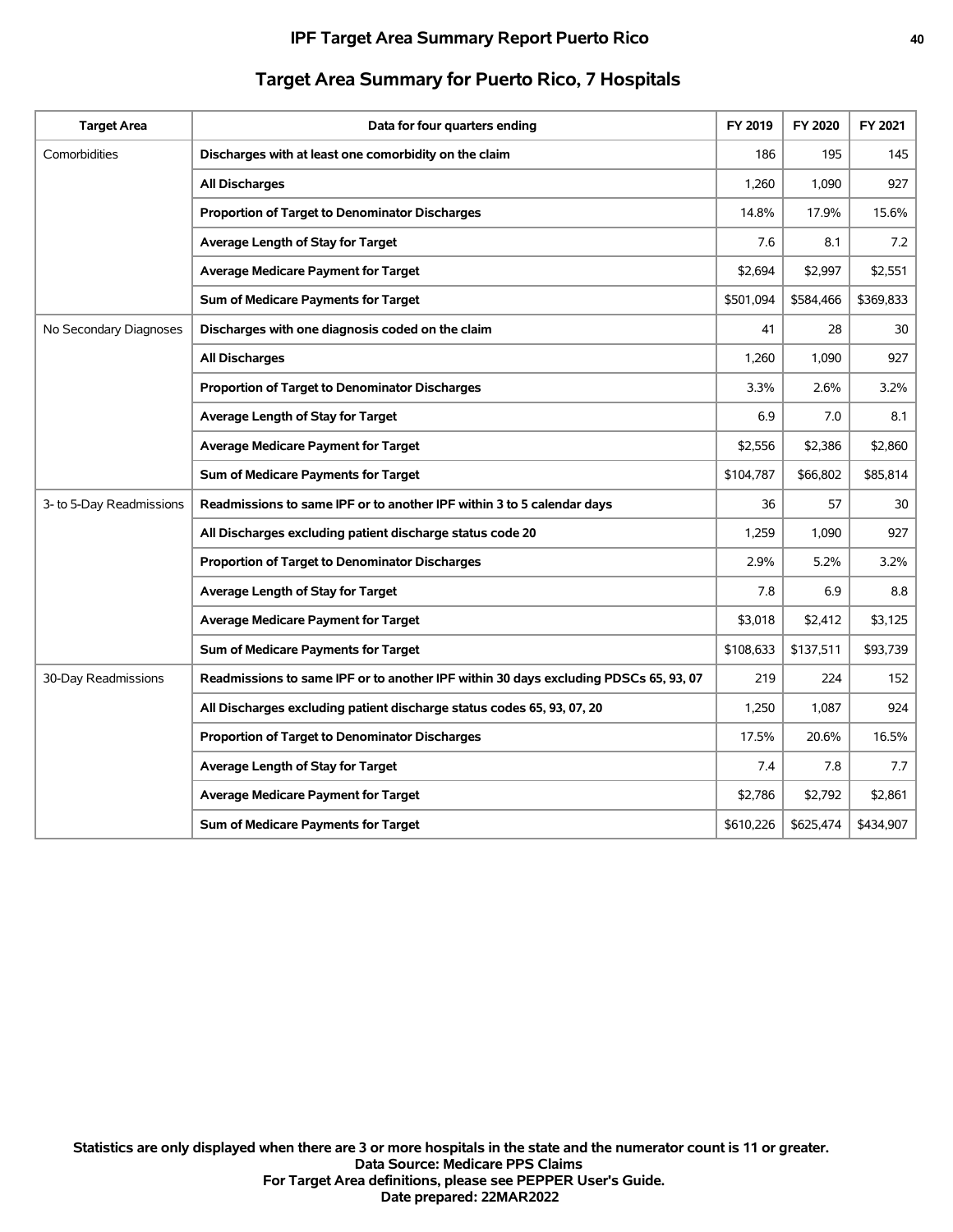# IPF Target Area Summary Report Puerto Rico

## Target Area Summary for Puerto Rico, 7 Hospitals

| Target Area | Data for four quarters ending | FY 2019 | FY 2020 | FY 2021 |
|---|---|---|---|---|
| Comorbidities | **Discharges with at least one comorbidity on the claim** | 186 | 195 | 145 |
| | **All Discharges** | 1,260 | 1,090 | 927 |
| | **Proportion of Target to Denominator Discharges** | 14.8% | 17.9% | 15.6% |
| | **Average Length of Stay for Target** | 7.6 | 8.1 | 7.2 |
| | **Average Medicare Payment for Target** | $2,694 | $2,997 | $2,551 |
| | **Sum of Medicare Payments for Target** | $501,094 | $584,466 | $369,833 |
| No Secondary Diagnoses | **Discharges with one diagnosis coded on the claim** | 41 | 28 | 30 |
| | **All Discharges** | 1,260 | 1,090 | 927 |
| | **Proportion of Target to Denominator Discharges** | 3.3% | 2.6% | 3.2% |
| | **Average Length of Stay for Target** | 6.9 | 7.0 | 8.1 |
| | **Average Medicare Payment for Target** | $2,556 | $2,386 | $2,860 |
| | **Sum of Medicare Payments for Target** | $104,787 | $66,802 | $85,814 |
| 3- to 5-Day Readmissions | **Readmissions to same IPF or to another IPF within 3 to 5 calendar days** | 36 | 57 | 30 |
| | **All Discharges excluding patient discharge status code 20** | 1,259 | 1,090 | 927 |
| | **Proportion of Target to Denominator Discharges** | 2.9% | 5.2% | 3.2% |
| | **Average Length of Stay for Target** | 7.8 | 6.9 | 8.8 |
| | **Average Medicare Payment for Target** | $3,018 | $2,412 | $3,125 |
| | **Sum of Medicare Payments for Target** | $108,633 | $137,511 | $93,739 |
| 30-Day Readmissions | **Readmissions to same IPF or to another IPF within 30 days excluding PDSCs 65, 93, 07** | 219 | 224 | 152 |
| | **All Discharges excluding patient discharge status codes 65, 93, 07, 20** | 1,250 | 1,087 | 924 |
| | **Proportion of Target to Denominator Discharges** | 17.5% | 20.6% | 16.5% |
| | **Average Length of Stay for Target** | 7.4 | 7.8 | 7.7 |
| | **Average Medicare Payment for Target** | $2,786 | $2,792 | $2,861 |
| | **Sum of Medicare Payments for Target** | $610,226 | $625,474 | $434,907 |

**Statistics are only displayed when there are 3 or more hospitals in the state and the numerator count is 11 or greater.**
**Data Source: Medicare PPS Claims**
**For Target Area definitions, please see PEPPER User's Guide.**
**Date prepared: 22MAR2022**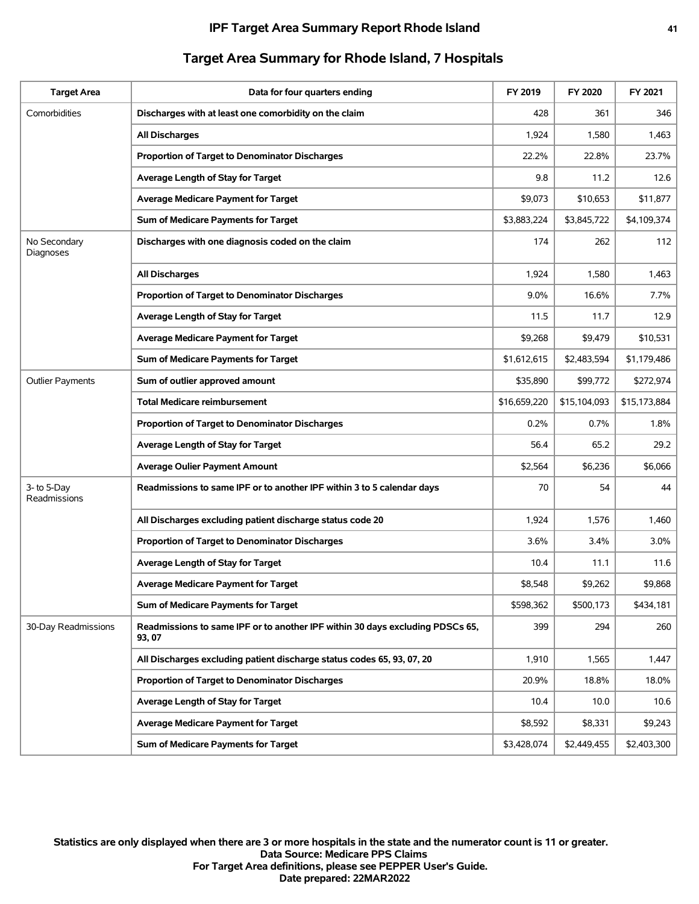## Target Area Summary for Rhode Island, 7 Hospitals

| Target Area | Data for four quarters ending | FY 2019 | FY 2020 | FY 2021 |
|---|---|---|---|---|
| Comorbidities | **Discharges with at least one comorbidity on the claim** | 428 | 361 | 346 |
| | **All Discharges** | 1,924 | 1,580 | 1,463 |
| | **Proportion of Target to Denominator Discharges** | 22.2% | 22.8% | 23.7% |
| | **Average Length of Stay for Target** | 9.8 | 11.2 | 12.6 |
| | **Average Medicare Payment for Target** | $9,073 | $10,653 | $11,877 |
| | **Sum of Medicare Payments for Target** | $3,883,224 | $3,845,722 | $4,109,374 |
| No Secondary Diagnoses | **Discharges with one diagnosis coded on the claim** | 174 | 262 | 112 |
| | **All Discharges** | 1,924 | 1,580 | 1,463 |
| | **Proportion of Target to Denominator Discharges** | 9.0% | 16.6% | 7.7% |
| | **Average Length of Stay for Target** | 11.5 | 11.7 | 12.9 |
| | **Average Medicare Payment for Target** | $9,268 | $9,479 | $10,531 |
| | **Sum of Medicare Payments for Target** | $1,612,615 | $2,483,594 | $1,179,486 |
| Outlier Payments | **Sum of outlier approved amount** | $35,890 | $99,772 | $272,974 |
| | **Total Medicare reimbursement** | $16,659,220 | $15,104,093 | $15,173,884 |
| | **Proportion of Target to Denominator Discharges** | 0.2% | 0.7% | 1.8% |
| | **Average Length of Stay for Target** | 56.4 | 65.2 | 29.2 |
| | **Average Oulier Payment Amount** | $2,564 | $6,236 | $6,066 |
| 3- to 5-Day Readmissions | **Readmissions to same IPF or to another IPF within 3 to 5 calendar days** | 70 | 54 | 44 |
| | **All Discharges excluding patient discharge status code 20** | 1,924 | 1,576 | 1,460 |
| | **Proportion of Target to Denominator Discharges** | 3.6% | 3.4% | 3.0% |
| | **Average Length of Stay for Target** | 10.4 | 11.1 | 11.6 |
| | **Average Medicare Payment for Target** | $8,548 | $9,262 | $9,868 |
| | **Sum of Medicare Payments for Target** | $598,362 | $500,173 | $434,181 |
| 30-Day Readmissions | **Readmissions to same IPF or to another IPF within 30 days excluding PDSCs 65, 93, 07** | 399 | 294 | 260 |
| | **All Discharges excluding patient discharge status codes 65, 93, 07, 20** | 1,910 | 1,565 | 1,447 |
| | **Proportion of Target to Denominator Discharges** | 20.9% | 18.8% | 18.0% |
| | **Average Length of Stay for Target** | 10.4 | 10.0 | 10.6 |
| | **Average Medicare Payment for Target** | $8,592 | $8,331 | $9,243 |
| | **Sum of Medicare Payments for Target** | $3,428,074 | $2,449,455 | $2,403,300 |

**Statistics are only displayed when there are 3 or more hospitals in the state and the numerator count is 11 or greater.**
**Data Source: Medicare PPS Claims**
**For Target Area definitions, please see PEPPER User's Guide.**
**Date prepared: 22MAR2022**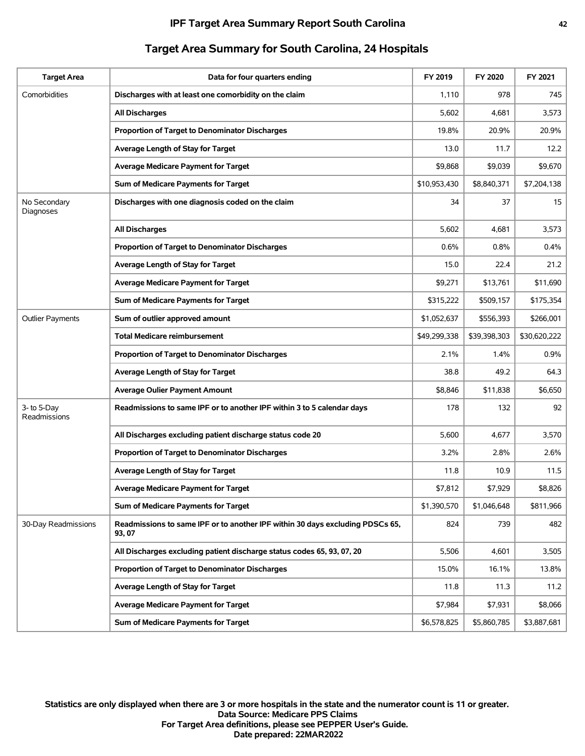# IPF Target Area Summary Report South Carolina

## Target Area Summary for South Carolina, 24 Hospitals

| Target Area | Data for four quarters ending | FY 2019 | FY 2020 | FY 2021 |
|---|---|---|---|---|
| Comorbidities | **Discharges with at least one comorbidity on the claim** | 1,110 | 978 | 745 |
| | **All Discharges** | 5,602 | 4,681 | 3,573 |
| | **Proportion of Target to Denominator Discharges** | 19.8% | 20.9% | 20.9% |
| | **Average Length of Stay for Target** | 13.0 | 11.7 | 12.2 |
| | **Average Medicare Payment for Target** | $9,868 | $9,039 | $9,670 |
| | **Sum of Medicare Payments for Target** | $10,953,430 | $8,840,371 | $7,204,138 |
| No Secondary Diagnoses | **Discharges with one diagnosis coded on the claim** | 34 | 37 | 15 |
| | **All Discharges** | 5,602 | 4,681 | 3,573 |
| | **Proportion of Target to Denominator Discharges** | 0.6% | 0.8% | 0.4% |
| | **Average Length of Stay for Target** | 15.0 | 22.4 | 21.2 |
| | **Average Medicare Payment for Target** | $9,271 | $13,761 | $11,690 |
| | **Sum of Medicare Payments for Target** | $315,222 | $509,157 | $175,354 |
| Outlier Payments | **Sum of outlier approved amount** | $1,052,637 | $556,393 | $266,001 |
| | **Total Medicare reimbursement** | $49,299,338 | $39,398,303 | $30,620,222 |
| | **Proportion of Target to Denominator Discharges** | 2.1% | 1.4% | 0.9% |
| | **Average Length of Stay for Target** | 38.8 | 49.2 | 64.3 |
| | **Average Oulier Payment Amount** | $8,846 | $11,838 | $6,650 |
| 3- to 5-Day Readmissions | **Readmissions to same IPF or to another IPF within 3 to 5 calendar days** | 178 | 132 | 92 |
| | **All Discharges excluding patient discharge status code 20** | 5,600 | 4,677 | 3,570 |
| | **Proportion of Target to Denominator Discharges** | 3.2% | 2.8% | 2.6% |
| | **Average Length of Stay for Target** | 11.8 | 10.9 | 11.5 |
| | **Average Medicare Payment for Target** | $7,812 | $7,929 | $8,826 |
| | **Sum of Medicare Payments for Target** | $1,390,570 | $1,046,648 | $811,966 |
| 30-Day Readmissions | **Readmissions to same IPF or to another IPF within 30 days excluding PDSCs 65, 93, 07** | 824 | 739 | 482 |
| | **All Discharges excluding patient discharge status codes 65, 93, 07, 20** | 5,506 | 4,601 | 3,505 |
| | **Proportion of Target to Denominator Discharges** | 15.0% | 16.1% | 13.8% |
| | **Average Length of Stay for Target** | 11.8 | 11.3 | 11.2 |
| | **Average Medicare Payment for Target** | $7,984 | $7,931 | $8,066 |
| | **Sum of Medicare Payments for Target** | $6,578,825 | $5,860,785 | $3,887,681 |

**Statistics are only displayed when there are 3 or more hospitals in the state and the numerator count is 11 or greater.**
**Data Source: Medicare PPS Claims**
**For Target Area definitions, please see PEPPER User's Guide.**
**Date prepared: 22MAR2022**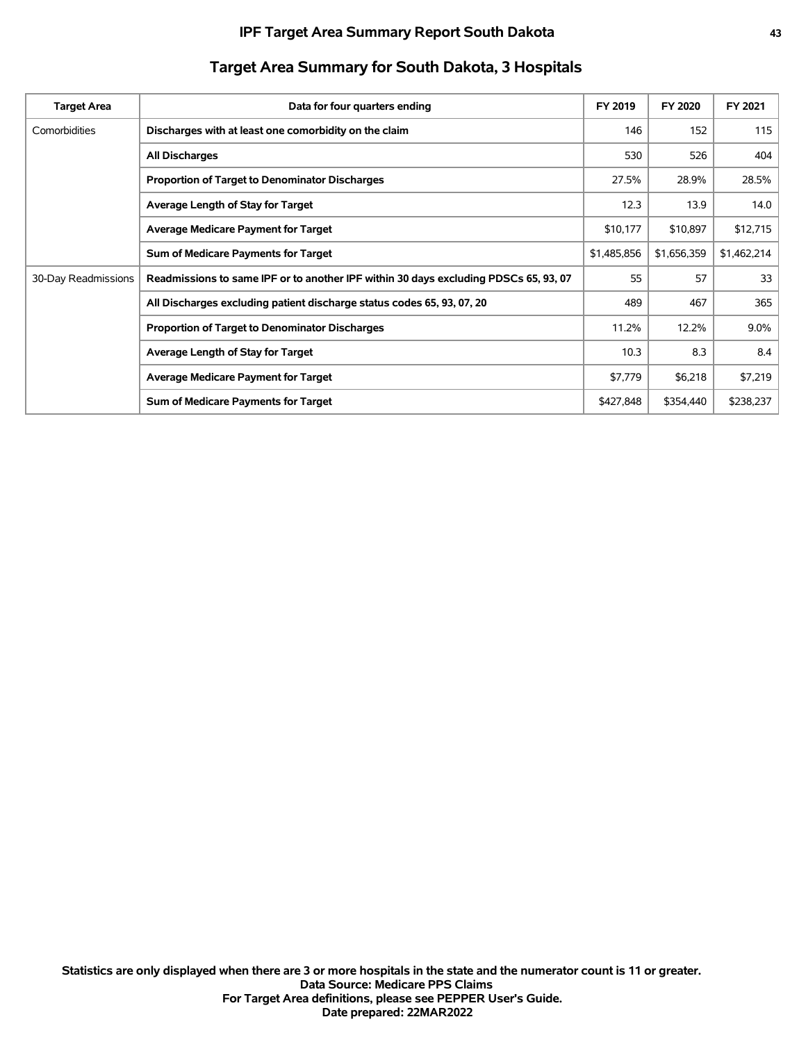## Target Area Summary for South Dakota, 3 Hospitals

| Target Area | Data for four quarters ending | FY 2019 | FY 2020 | FY 2021 |
|---|---|---|---|---|
| Comorbidities | **Discharges with at least one comorbidity on the claim** | 146 | 152 | 115 |
| | **All Discharges** | 530 | 526 | 404 |
| | **Proportion of Target to Denominator Discharges** | 27.5% | 28.9% | 28.5% |
| | **Average Length of Stay for Target** | 12.3 | 13.9 | 14.0 |
| | **Average Medicare Payment for Target** | $10,177 | $10,897 | $12,715 |
| | **Sum of Medicare Payments for Target** | $1,485,856 | $1,656,359 | $1,462,214 |
| 30-Day Readmissions | **Readmissions to same IPF or to another IPF within 30 days excluding PDSCs 65, 93, 07** | 55 | 57 | 33 |
| | **All Discharges excluding patient discharge status codes 65, 93, 07, 20** | 489 | 467 | 365 |
| | **Proportion of Target to Denominator Discharges** | 11.2% | 12.2% | 9.0% |
| | **Average Length of Stay for Target** | 10.3 | 8.3 | 8.4 |
| | **Average Medicare Payment for Target** | $7,779 | $6,218 | $7,219 |
| | **Sum of Medicare Payments for Target** | $427,848 | $354,440 | $238,237 |

**Statistics are only displayed when there are 3 or more hospitals in the state and the numerator count is 11 or greater.**
**Data Source: Medicare PPS Claims**
**For Target Area definitions, please see PEPPER User's Guide.**
**Date prepared: 22MAR2022**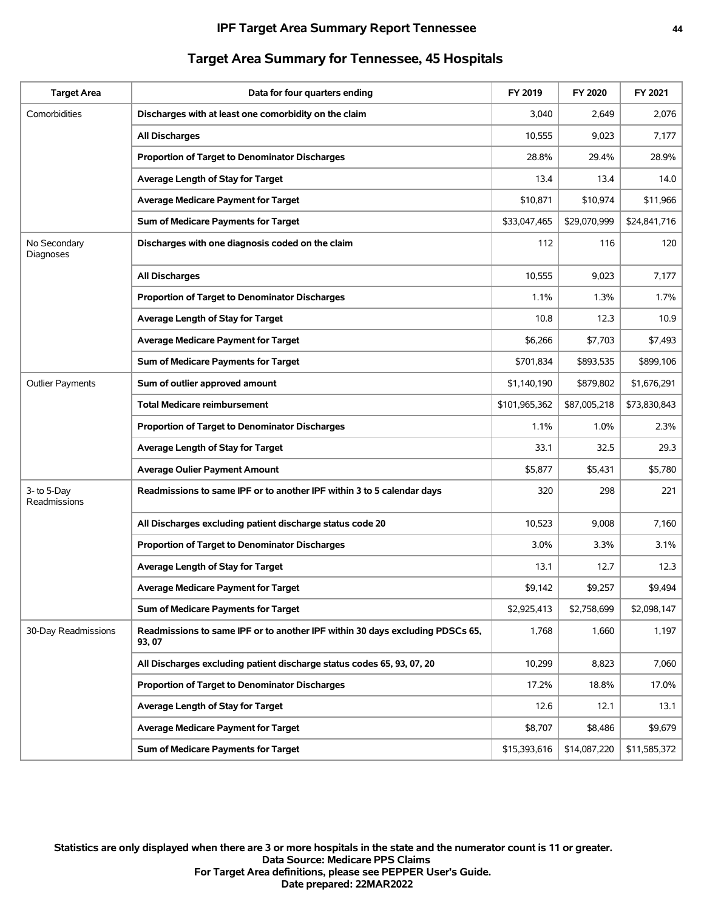# Target Area Summary for Tennessee, 45 Hospitals

| Target Area | Data for four quarters ending | FY 2019 | FY 2020 | FY 2021 |
|---|---|---|---|---|
| Comorbidities | **Discharges with at least one comorbidity on the claim** | 3,040 | 2,649 | 2,076 |
| | **All Discharges** | 10,555 | 9,023 | 7,177 |
| | **Proportion of Target to Denominator Discharges** | 28.8% | 29.4% | 28.9% |
| | **Average Length of Stay for Target** | 13.4 | 13.4 | 14.0 |
| | **Average Medicare Payment for Target** | $10,871 | $10,974 | $11,966 |
| | **Sum of Medicare Payments for Target** | $33,047,465 | $29,070,999 | $24,841,716 |
| No Secondary Diagnoses | **Discharges with one diagnosis coded on the claim** | 112 | 116 | 120 |
| | **All Discharges** | 10,555 | 9,023 | 7,177 |
| | **Proportion of Target to Denominator Discharges** | 1.1% | 1.3% | 1.7% |
| | **Average Length of Stay for Target** | 10.8 | 12.3 | 10.9 |
| | **Average Medicare Payment for Target** | $6,266 | $7,703 | $7,493 |
| | **Sum of Medicare Payments for Target** | $701,834 | $893,535 | $899,106 |
| Outlier Payments | **Sum of outlier approved amount** | $1,140,190 | $879,802 | $1,676,291 |
| | **Total Medicare reimbursement** | $101,965,362 | $87,005,218 | $73,830,843 |
| | **Proportion of Target to Denominator Discharges** | 1.1% | 1.0% | 2.3% |
| | **Average Length of Stay for Target** | 33.1 | 32.5 | 29.3 |
| | **Average Oulier Payment Amount** | $5,877 | $5,431 | $5,780 |
| 3- to 5-Day Readmissions | **Readmissions to same IPF or to another IPF within 3 to 5 calendar days** | 320 | 298 | 221 |
| | **All Discharges excluding patient discharge status code 20** | 10,523 | 9,008 | 7,160 |
| | **Proportion of Target to Denominator Discharges** | 3.0% | 3.3% | 3.1% |
| | **Average Length of Stay for Target** | 13.1 | 12.7 | 12.3 |
| | **Average Medicare Payment for Target** | $9,142 | $9,257 | $9,494 |
| | **Sum of Medicare Payments for Target** | $2,925,413 | $2,758,699 | $2,098,147 |
| 30-Day Readmissions | **Readmissions to same IPF or to another IPF within 30 days excluding PDSCs 65, 93, 07** | 1,768 | 1,660 | 1,197 |
| | **All Discharges excluding patient discharge status codes 65, 93, 07, 20** | 10,299 | 8,823 | 7,060 |
| | **Proportion of Target to Denominator Discharges** | 17.2% | 18.8% | 17.0% |
| | **Average Length of Stay for Target** | 12.6 | 12.1 | 13.1 |
| | **Average Medicare Payment for Target** | $8,707 | $8,486 | $9,679 |
| | **Sum of Medicare Payments for Target** | $15,393,616 | $14,087,220 | $11,585,372 |

**Statistics are only displayed when there are 3 or more hospitals in the state and the numerator count is 11 or greater.**
**Data Source: Medicare PPS Claims**
**For Target Area definitions, please see PEPPER User's Guide.**
**Date prepared: 22MAR2022**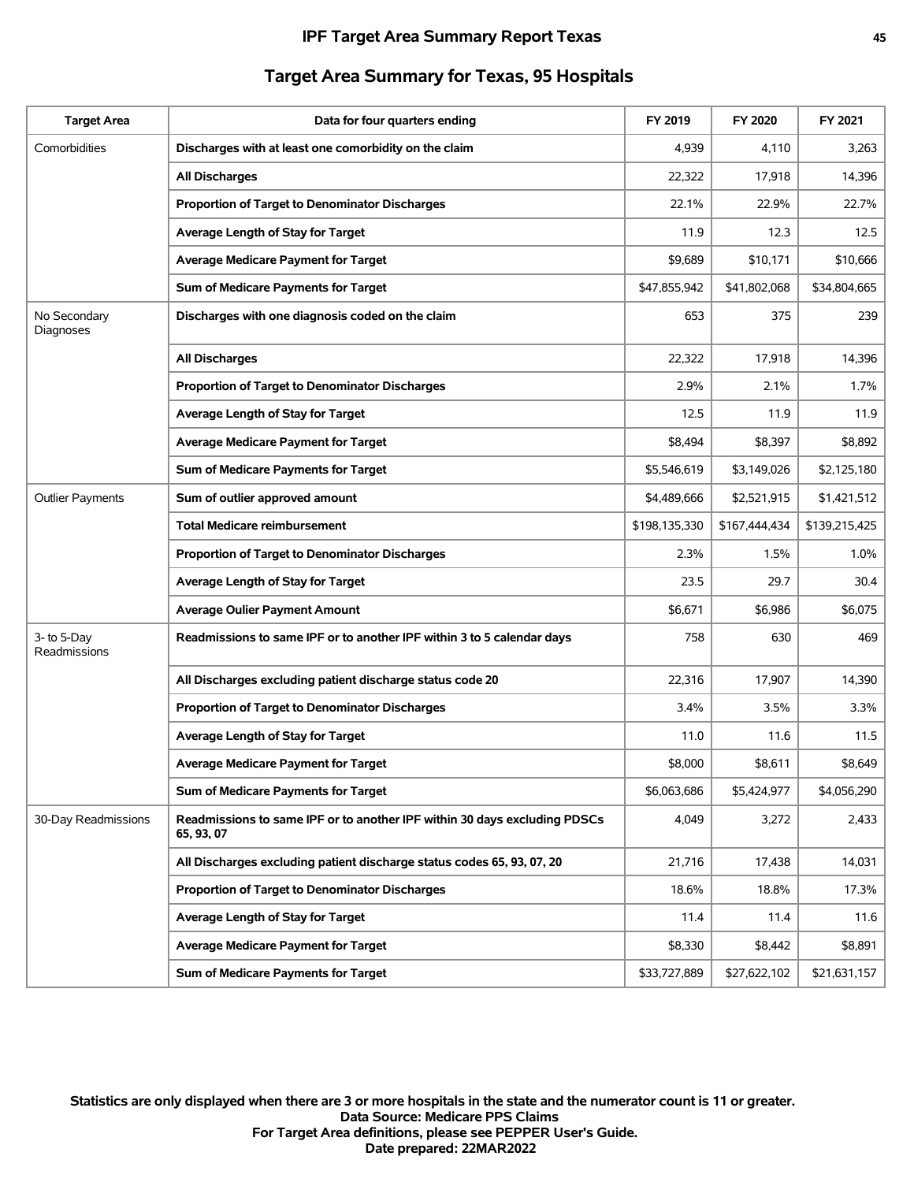# IPF Target Area Summary Report Texas

## Target Area Summary for Texas, 95 Hospitals

| Target Area | Data for four quarters ending | FY 2019 | FY 2020 | FY 2021 |
|---|---|---|---|---|
| Comorbidities | **Discharges with at least one comorbidity on the claim** | 4,939 | 4,110 | 3,263 |
| | **All Discharges** | 22,322 | 17,918 | 14,396 |
| | **Proportion of Target to Denominator Discharges** | 22.1% | 22.9% | 22.7% |
| | **Average Length of Stay for Target** | 11.9 | 12.3 | 12.5 |
| | **Average Medicare Payment for Target** | $9,689 | $10,171 | $10,666 |
| | **Sum of Medicare Payments for Target** | $47,855,942 | $41,802,068 | $34,804,665 |
| No Secondary Diagnoses | **Discharges with one diagnosis coded on the claim** | 653 | 375 | 239 |
| | **All Discharges** | 22,322 | 17,918 | 14,396 |
| | **Proportion of Target to Denominator Discharges** | 2.9% | 2.1% | 1.7% |
| | **Average Length of Stay for Target** | 12.5 | 11.9 | 11.9 |
| | **Average Medicare Payment for Target** | $8,494 | $8,397 | $8,892 |
| | **Sum of Medicare Payments for Target** | $5,546,619 | $3,149,026 | $2,125,180 |
| Outlier Payments | **Sum of outlier approved amount** | $4,489,666 | $2,521,915 | $1,421,512 |
| | **Total Medicare reimbursement** | $198,135,330 | $167,444,434 | $139,215,425 |
| | **Proportion of Target to Denominator Discharges** | 2.3% | 1.5% | 1.0% |
| | **Average Length of Stay for Target** | 23.5 | 29.7 | 30.4 |
| | **Average Oulier Payment Amount** | $6,671 | $6,986 | $6,075 |
| 3- to 5-Day Readmissions | **Readmissions to same IPF or to another IPF within 3 to 5 calendar days** | 758 | 630 | 469 |
| | **All Discharges excluding patient discharge status code 20** | 22,316 | 17,907 | 14,390 |
| | **Proportion of Target to Denominator Discharges** | 3.4% | 3.5% | 3.3% |
| | **Average Length of Stay for Target** | 11.0 | 11.6 | 11.5 |
| | **Average Medicare Payment for Target** | $8,000 | $8,611 | $8,649 |
| | **Sum of Medicare Payments for Target** | $6,063,686 | $5,424,977 | $4,056,290 |
| 30-Day Readmissions | **Readmissions to same IPF or to another IPF within 30 days excluding PDSCs 65, 93, 07** | 4,049 | 3,272 | 2,433 |
| | **All Discharges excluding patient discharge status codes 65, 93, 07, 20** | 21,716 | 17,438 | 14,031 |
| | **Proportion of Target to Denominator Discharges** | 18.6% | 18.8% | 17.3% |
| | **Average Length of Stay for Target** | 11.4 | 11.4 | 11.6 |
| | **Average Medicare Payment for Target** | $8,330 | $8,442 | $8,891 |
| | **Sum of Medicare Payments for Target** | $33,727,889 | $27,622,102 | $21,631,157 |

**Statistics are only displayed when there are 3 or more hospitals in the state and the numerator count is 11 or greater.**
**Data Source: Medicare PPS Claims**
**For Target Area definitions, please see PEPPER User's Guide.**
**Date prepared: 22MAR2022**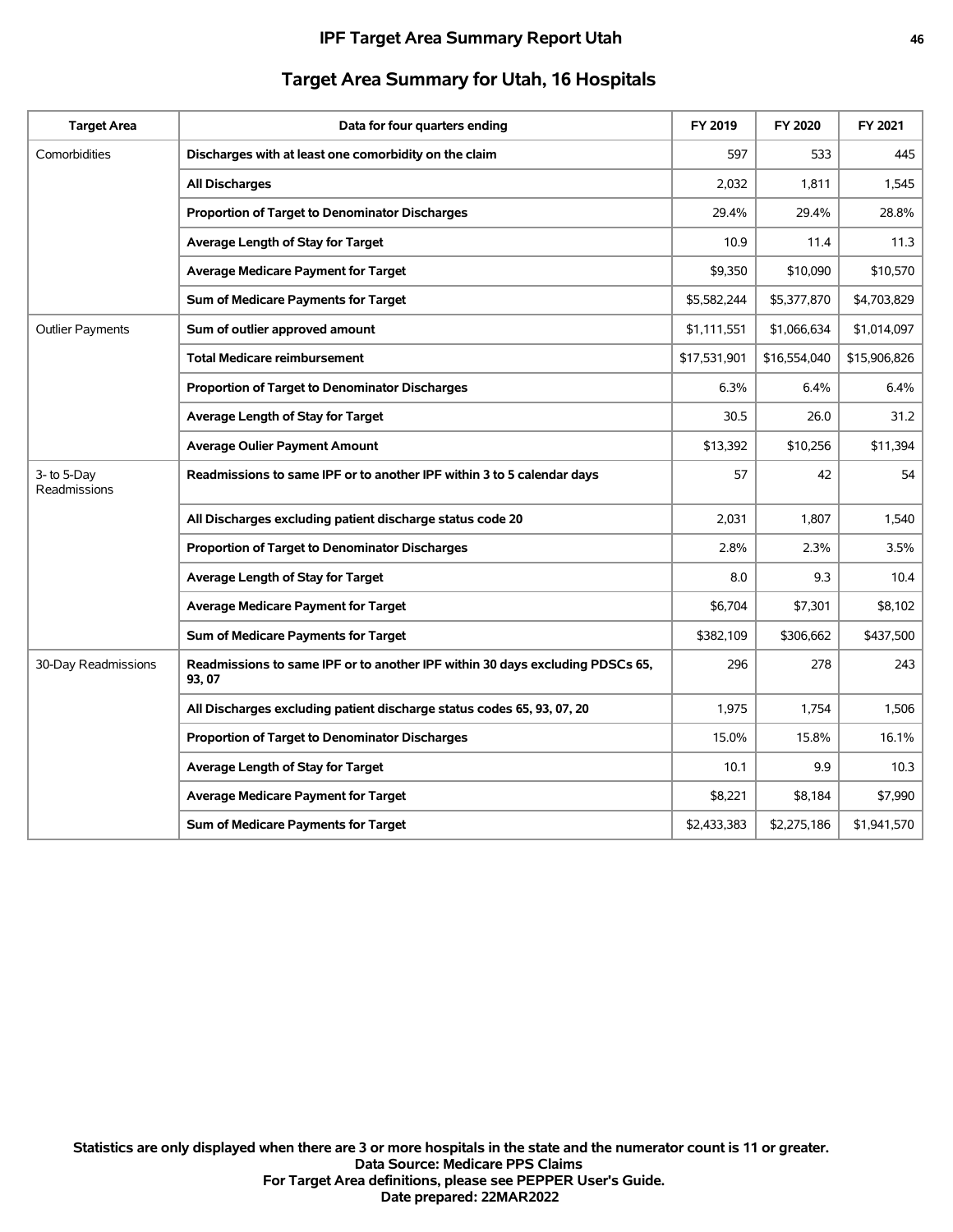# IPF Target Area Summary Report Utah

## Target Area Summary for Utah, 16 Hospitals

| Target Area | Data for four quarters ending | FY 2019 | FY 2020 | FY 2021 |
|---|---|---|---|---|
| Comorbidities | **Discharges with at least one comorbidity on the claim** | 597 | 533 | 445 |
| | **All Discharges** | 2,032 | 1,811 | 1,545 |
| | **Proportion of Target to Denominator Discharges** | 29.4% | 29.4% | 28.8% |
| | **Average Length of Stay for Target** | 10.9 | 11.4 | 11.3 |
| | **Average Medicare Payment for Target** | $9,350 | $10,090 | $10,570 |
| | **Sum of Medicare Payments for Target** | $5,582,244 | $5,377,870 | $4,703,829 |
| Outlier Payments | **Sum of outlier approved amount** | $1,111,551 | $1,066,634 | $1,014,097 |
| | **Total Medicare reimbursement** | $17,531,901 | $16,554,040 | $15,906,826 |
| | **Proportion of Target to Denominator Discharges** | 6.3% | 6.4% | 6.4% |
| | **Average Length of Stay for Target** | 30.5 | 26.0 | 31.2 |
| | **Average Oulier Payment Amount** | $13,392 | $10,256 | $11,394 |
| 3- to 5-Day Readmissions | **Readmissions to same IPF or to another IPF within 3 to 5 calendar days** | 57 | 42 | 54 |
| | **All Discharges excluding patient discharge status code 20** | 2,031 | 1,807 | 1,540 |
| | **Proportion of Target to Denominator Discharges** | 2.8% | 2.3% | 3.5% |
| | **Average Length of Stay for Target** | 8.0 | 9.3 | 10.4 |
| | **Average Medicare Payment for Target** | $6,704 | $7,301 | $8,102 |
| | **Sum of Medicare Payments for Target** | $382,109 | $306,662 | $437,500 |
| 30-Day Readmissions | **Readmissions to same IPF or to another IPF within 30 days excluding PDSCs 65, 93, 07** | 296 | 278 | 243 |
| | **All Discharges excluding patient discharge status codes 65, 93, 07, 20** | 1,975 | 1,754 | 1,506 |
| | **Proportion of Target to Denominator Discharges** | 15.0% | 15.8% | 16.1% |
| | **Average Length of Stay for Target** | 10.1 | 9.9 | 10.3 |
| | **Average Medicare Payment for Target** | $8,221 | $8,184 | $7,990 |
| | **Sum of Medicare Payments for Target** | $2,433,383 | $2,275,186 | $1,941,570 |

**Statistics are only displayed when there are 3 or more hospitals in the state and the numerator count is 11 or greater.**
**Data Source: Medicare PPS Claims**
**For Target Area definitions, please see PEPPER User's Guide.**
**Date prepared: 22MAR2022**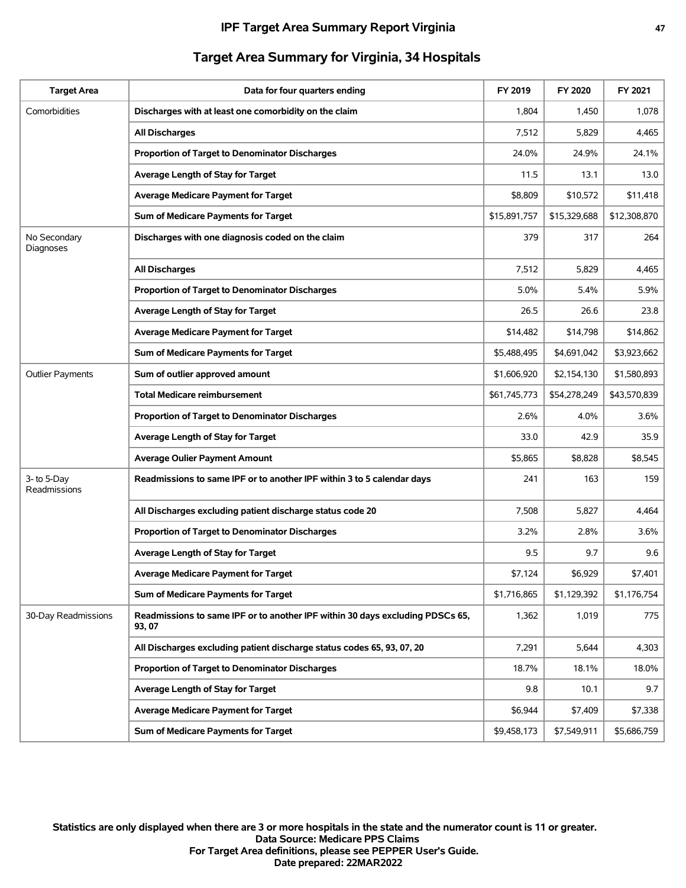## Target Area Summary for Virginia, 34 Hospitals

| Target Area | Data for four quarters ending | FY 2019 | FY 2020 | FY 2021 |
|---|---|---|---|---|
| Comorbidities | **Discharges with at least one comorbidity on the claim** | 1,804 | 1,450 | 1,078 |
| | **All Discharges** | 7,512 | 5,829 | 4,465 |
| | **Proportion of Target to Denominator Discharges** | 24.0% | 24.9% | 24.1% |
| | **Average Length of Stay for Target** | 11.5 | 13.1 | 13.0 |
| | **Average Medicare Payment for Target** | $8,809 | $10,572 | $11,418 |
| | **Sum of Medicare Payments for Target** | $15,891,757 | $15,329,688 | $12,308,870 |
| No Secondary Diagnoses | **Discharges with one diagnosis coded on the claim** | 379 | 317 | 264 |
| | **All Discharges** | 7,512 | 5,829 | 4,465 |
| | **Proportion of Target to Denominator Discharges** | 5.0% | 5.4% | 5.9% |
| | **Average Length of Stay for Target** | 26.5 | 26.6 | 23.8 |
| | **Average Medicare Payment for Target** | $14,482 | $14,798 | $14,862 |
| | **Sum of Medicare Payments for Target** | $5,488,495 | $4,691,042 | $3,923,662 |
| Outlier Payments | **Sum of outlier approved amount** | $1,606,920 | $2,154,130 | $1,580,893 |
| | **Total Medicare reimbursement** | $61,745,773 | $54,278,249 | $43,570,839 |
| | **Proportion of Target to Denominator Discharges** | 2.6% | 4.0% | 3.6% |
| | **Average Length of Stay for Target** | 33.0 | 42.9 | 35.9 |
| | **Average Oulier Payment Amount** | $5,865 | $8,828 | $8,545 |
| 3- to 5-Day Readmissions | **Readmissions to same IPF or to another IPF within 3 to 5 calendar days** | 241 | 163 | 159 |
| | **All Discharges excluding patient discharge status code 20** | 7,508 | 5,827 | 4,464 |
| | **Proportion of Target to Denominator Discharges** | 3.2% | 2.8% | 3.6% |
| | **Average Length of Stay for Target** | 9.5 | 9.7 | 9.6 |
| | **Average Medicare Payment for Target** | $7,124 | $6,929 | $7,401 |
| | **Sum of Medicare Payments for Target** | $1,716,865 | $1,129,392 | $1,176,754 |
| 30-Day Readmissions | **Readmissions to same IPF or to another IPF within 30 days excluding PDSCs 65, 93, 07** | 1,362 | 1,019 | 775 |
| | **All Discharges excluding patient discharge status codes 65, 93, 07, 20** | 7,291 | 5,644 | 4,303 |
| | **Proportion of Target to Denominator Discharges** | 18.7% | 18.1% | 18.0% |
| | **Average Length of Stay for Target** | 9.8 | 10.1 | 9.7 |
| | **Average Medicare Payment for Target** | $6,944 | $7,409 | $7,338 |
| | **Sum of Medicare Payments for Target** | $9,458,173 | $7,549,911 | $5,686,759 |

**Statistics are only displayed when there are 3 or more hospitals in the state and the numerator count is 11 or greater.**
**Data Source: Medicare PPS Claims**
**For Target Area definitions, please see PEPPER User's Guide.**
**Date prepared: 22MAR2022**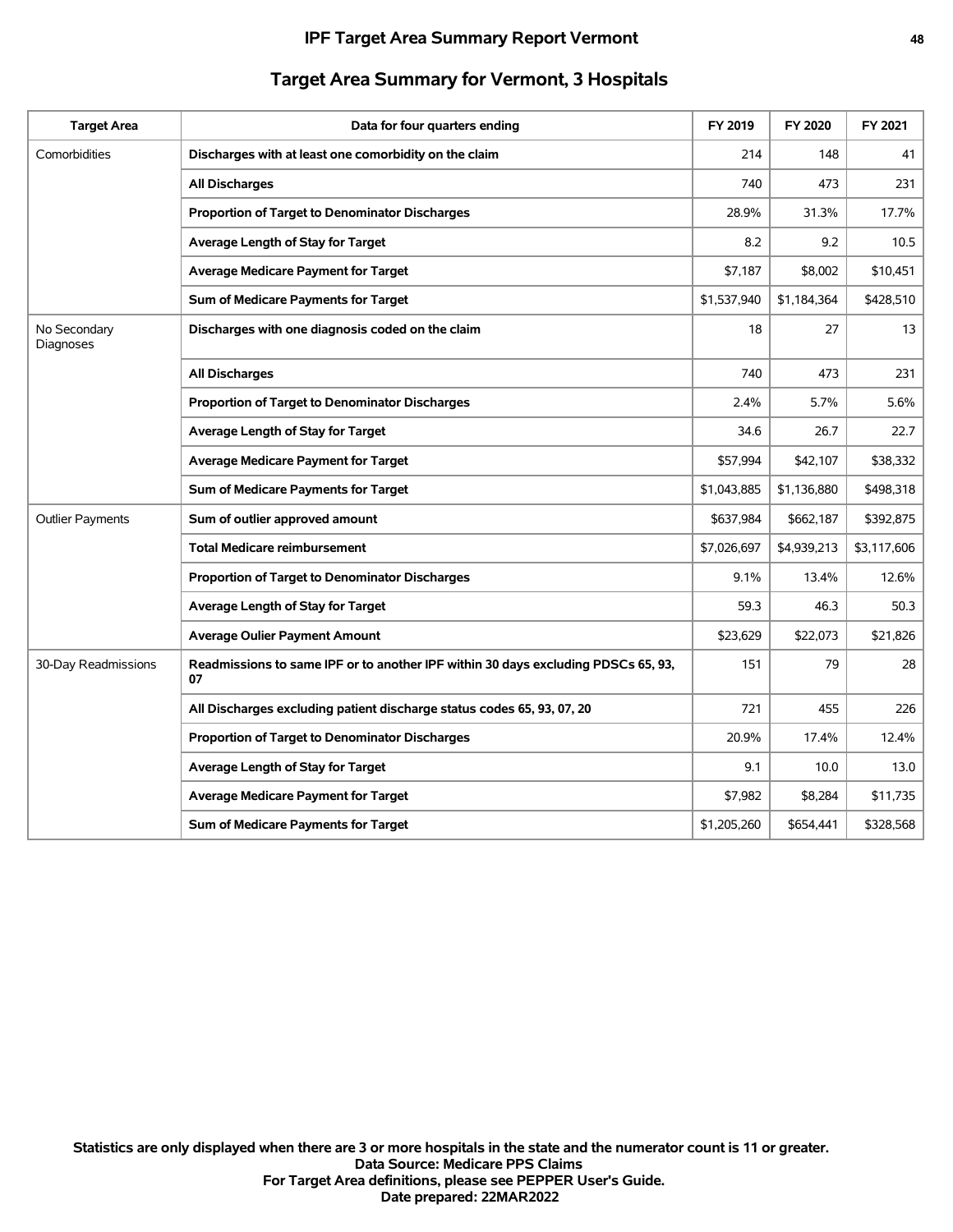## Target Area Summary for Vermont, 3 Hospitals

| Target Area | Data for four quarters ending | FY 2019 | FY 2020 | FY 2021 |
|---|---|---|---|---|
| Comorbidities | **Discharges with at least one comorbidity on the claim** | 214 | 148 | 41 |
| | **All Discharges** | 740 | 473 | 231 |
| | **Proportion of Target to Denominator Discharges** | 28.9% | 31.3% | 17.7% |
| | **Average Length of Stay for Target** | 8.2 | 9.2 | 10.5 |
| | **Average Medicare Payment for Target** | $7,187 | $8,002 | $10,451 |
| | **Sum of Medicare Payments for Target** | $1,537,940 | $1,184,364 | $428,510 |
| No Secondary Diagnoses | **Discharges with one diagnosis coded on the claim** | 18 | 27 | 13 |
| | **All Discharges** | 740 | 473 | 231 |
| | **Proportion of Target to Denominator Discharges** | 2.4% | 5.7% | 5.6% |
| | **Average Length of Stay for Target** | 34.6 | 26.7 | 22.7 |
| | **Average Medicare Payment for Target** | $57,994 | $42,107 | $38,332 |
| | **Sum of Medicare Payments for Target** | $1,043,885 | $1,136,880 | $498,318 |
| Outlier Payments | **Sum of outlier approved amount** | $637,984 | $662,187 | $392,875 |
| | **Total Medicare reimbursement** | $7,026,697 | $4,939,213 | $3,117,606 |
| | **Proportion of Target to Denominator Discharges** | 9.1% | 13.4% | 12.6% |
| | **Average Length of Stay for Target** | 59.3 | 46.3 | 50.3 |
| | **Average Oulier Payment Amount** | $23,629 | $22,073 | $21,826 |
| 30-Day Readmissions | **Readmissions to same IPF or to another IPF within 30 days excluding PDSCs 65, 93, 07** | 151 | 79 | 28 |
| | **All Discharges excluding patient discharge status codes 65, 93, 07, 20** | 721 | 455 | 226 |
| | **Proportion of Target to Denominator Discharges** | 20.9% | 17.4% | 12.4% |
| | **Average Length of Stay for Target** | 9.1 | 10.0 | 13.0 |
| | **Average Medicare Payment for Target** | $7,982 | $8,284 | $11,735 |
| | **Sum of Medicare Payments for Target** | $1,205,260 | $654,441 | $328,568 |

**Statistics are only displayed when there are 3 or more hospitals in the state and the numerator count is 11 or greater.**
**Data Source: Medicare PPS Claims**
**For Target Area definitions, please see PEPPER User's Guide.**
**Date prepared: 22MAR2022**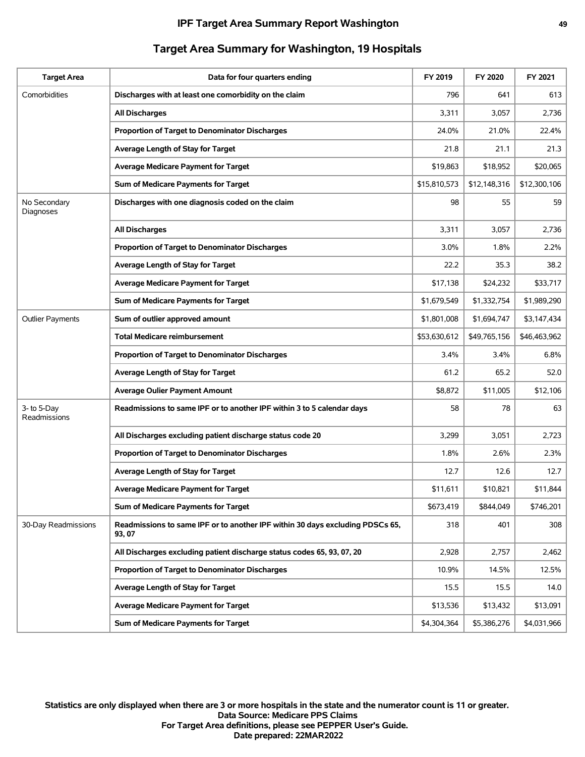# IPF Target Area Summary Report Washington

## Target Area Summary for Washington, 19 Hospitals

| Target Area | Data for four quarters ending | FY 2019 | FY 2020 | FY 2021 |
|---|---|---|---|---|
| Comorbidities | **Discharges with at least one comorbidity on the claim** | 796 | 641 | 613 |
| | **All Discharges** | 3,311 | 3,057 | 2,736 |
| | **Proportion of Target to Denominator Discharges** | 24.0% | 21.0% | 22.4% |
| | **Average Length of Stay for Target** | 21.8 | 21.1 | 21.3 |
| | **Average Medicare Payment for Target** | $19,863 | $18,952 | $20,065 |
| | **Sum of Medicare Payments for Target** | $15,810,573 | $12,148,316 | $12,300,106 |
| No Secondary Diagnoses | **Discharges with one diagnosis coded on the claim** | 98 | 55 | 59 |
| | **All Discharges** | 3,311 | 3,057 | 2,736 |
| | **Proportion of Target to Denominator Discharges** | 3.0% | 1.8% | 2.2% |
| | **Average Length of Stay for Target** | 22.2 | 35.3 | 38.2 |
| | **Average Medicare Payment for Target** | $17,138 | $24,232 | $33,717 |
| | **Sum of Medicare Payments for Target** | $1,679,549 | $1,332,754 | $1,989,290 |
| Outlier Payments | **Sum of outlier approved amount** | $1,801,008 | $1,694,747 | $3,147,434 |
| | **Total Medicare reimbursement** | $53,630,612 | $49,765,156 | $46,463,962 |
| | **Proportion of Target to Denominator Discharges** | 3.4% | 3.4% | 6.8% |
| | **Average Length of Stay for Target** | 61.2 | 65.2 | 52.0 |
| | **Average Oulier Payment Amount** | $8,872 | $11,005 | $12,106 |
| 3- to 5-Day Readmissions | **Readmissions to same IPF or to another IPF within 3 to 5 calendar days** | 58 | 78 | 63 |
| | **All Discharges excluding patient discharge status code 20** | 3,299 | 3,051 | 2,723 |
| | **Proportion of Target to Denominator Discharges** | 1.8% | 2.6% | 2.3% |
| | **Average Length of Stay for Target** | 12.7 | 12.6 | 12.7 |
| | **Average Medicare Payment for Target** | $11,611 | $10,821 | $11,844 |
| | **Sum of Medicare Payments for Target** | $673,419 | $844,049 | $746,201 |
| 30-Day Readmissions | **Readmissions to same IPF or to another IPF within 30 days excluding PDSCs 65, 93, 07** | 318 | 401 | 308 |
| | **All Discharges excluding patient discharge status codes 65, 93, 07, 20** | 2,928 | 2,757 | 2,462 |
| | **Proportion of Target to Denominator Discharges** | 10.9% | 14.5% | 12.5% |
| | **Average Length of Stay for Target** | 15.5 | 15.5 | 14.0 |
| | **Average Medicare Payment for Target** | $13,536 | $13,432 | $13,091 |
| | **Sum of Medicare Payments for Target** | $4,304,364 | $5,386,276 | $4,031,966 |

**Statistics are only displayed when there are 3 or more hospitals in the state and the numerator count is 11 or greater.**
**Data Source: Medicare PPS Claims**
**For Target Area definitions, please see PEPPER User's Guide.**
**Date prepared: 22MAR2022**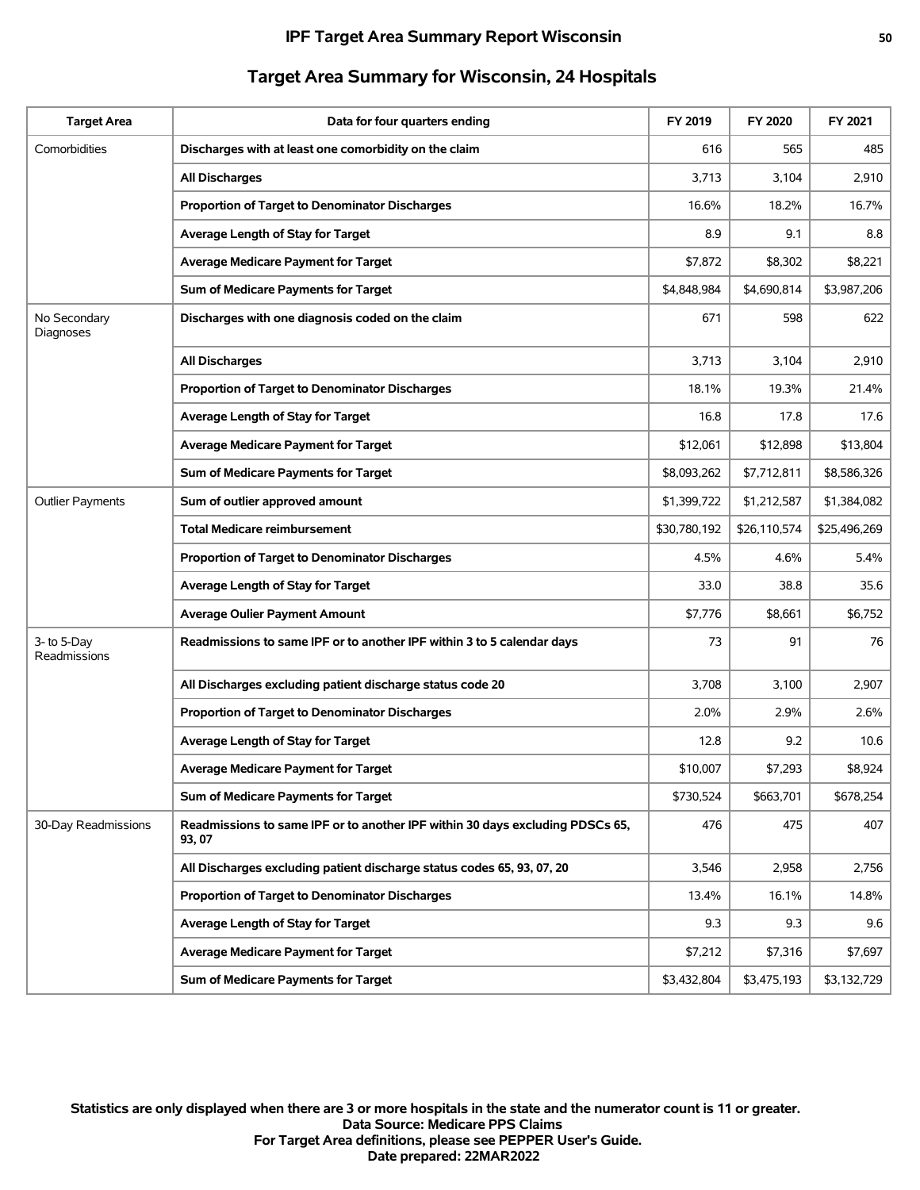## Target Area Summary for Wisconsin, 24 Hospitals

| Target Area | Data for four quarters ending | FY 2019 | FY 2020 | FY 2021 |
|---|---|---|---|---|
| Comorbidities | **Discharges with at least one comorbidity on the claim** | 616 | 565 | 485 |
| | **All Discharges** | 3,713 | 3,104 | 2,910 |
| | **Proportion of Target to Denominator Discharges** | 16.6% | 18.2% | 16.7% |
| | **Average Length of Stay for Target** | 8.9 | 9.1 | 8.8 |
| | **Average Medicare Payment for Target** | $7,872 | $8,302 | $8,221 |
| | **Sum of Medicare Payments for Target** | $4,848,984 | $4,690,814 | $3,987,206 |
| No Secondary Diagnoses | **Discharges with one diagnosis coded on the claim** | 671 | 598 | 622 |
| | **All Discharges** | 3,713 | 3,104 | 2,910 |
| | **Proportion of Target to Denominator Discharges** | 18.1% | 19.3% | 21.4% |
| | **Average Length of Stay for Target** | 16.8 | 17.8 | 17.6 |
| | **Average Medicare Payment for Target** | $12,061 | $12,898 | $13,804 |
| | **Sum of Medicare Payments for Target** | $8,093,262 | $7,712,811 | $8,586,326 |
| Outlier Payments | **Sum of outlier approved amount** | $1,399,722 | $1,212,587 | $1,384,082 |
| | **Total Medicare reimbursement** | $30,780,192 | $26,110,574 | $25,496,269 |
| | **Proportion of Target to Denominator Discharges** | 4.5% | 4.6% | 5.4% |
| | **Average Length of Stay for Target** | 33.0 | 38.8 | 35.6 |
| | **Average Oulier Payment Amount** | $7,776 | $8,661 | $6,752 |
| 3- to 5-Day Readmissions | **Readmissions to same IPF or to another IPF within 3 to 5 calendar days** | 73 | 91 | 76 |
| | **All Discharges excluding patient discharge status code 20** | 3,708 | 3,100 | 2,907 |
| | **Proportion of Target to Denominator Discharges** | 2.0% | 2.9% | 2.6% |
| | **Average Length of Stay for Target** | 12.8 | 9.2 | 10.6 |
| | **Average Medicare Payment for Target** | $10,007 | $7,293 | $8,924 |
| | **Sum of Medicare Payments for Target** | $730,524 | $663,701 | $678,254 |
| 30-Day Readmissions | **Readmissions to same IPF or to another IPF within 30 days excluding PDSCs 65, 93, 07** | 476 | 475 | 407 |
| | **All Discharges excluding patient discharge status codes 65, 93, 07, 20** | 3,546 | 2,958 | 2,756 |
| | **Proportion of Target to Denominator Discharges** | 13.4% | 16.1% | 14.8% |
| | **Average Length of Stay for Target** | 9.3 | 9.3 | 9.6 |
| | **Average Medicare Payment for Target** | $7,212 | $7,316 | $7,697 |
| | **Sum of Medicare Payments for Target** | $3,432,804 | $3,475,193 | $3,132,729 |

**Statistics are only displayed when there are 3 or more hospitals in the state and the numerator count is 11 or greater.**
**Data Source: Medicare PPS Claims**
**For Target Area definitions, please see PEPPER User's Guide.**
**Date prepared: 22MAR2022**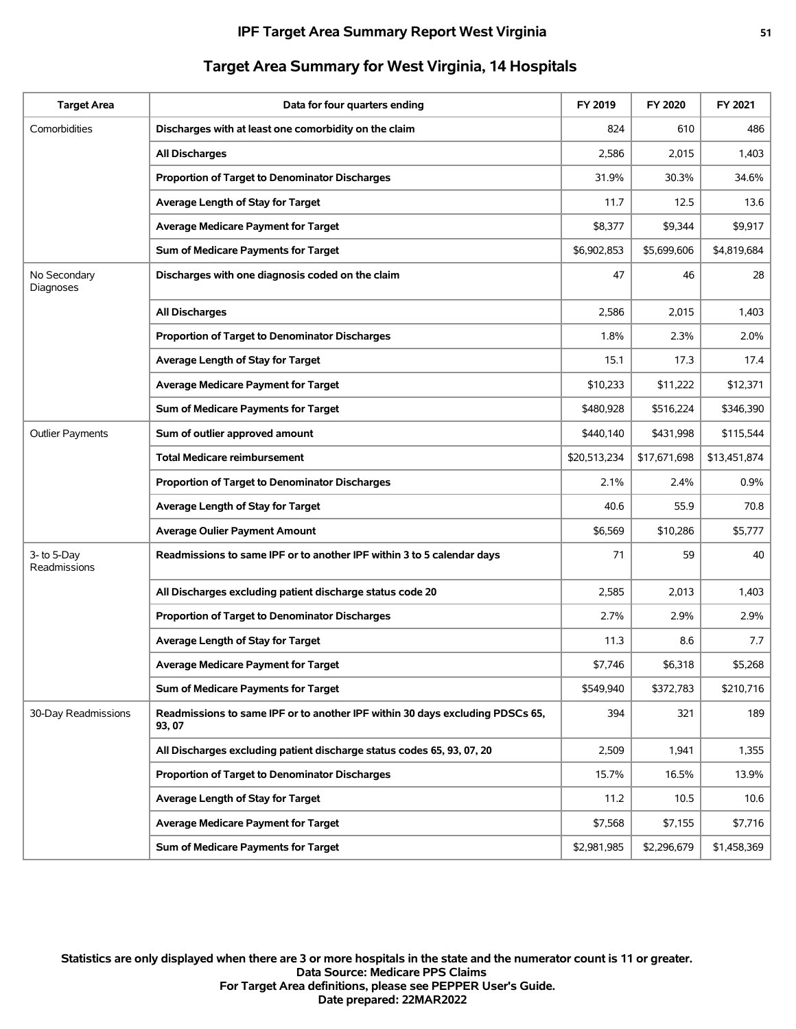## Target Area Summary for West Virginia, 14 Hospitals

| Target Area | Data for four quarters ending | FY 2019 | FY 2020 | FY 2021 |
|---|---|---|---|---|
| Comorbidities | **Discharges with at least one comorbidity on the claim** | 824 | 610 | 486 |
| | **All Discharges** | 2,586 | 2,015 | 1,403 |
| | **Proportion of Target to Denominator Discharges** | 31.9% | 30.3% | 34.6% |
| | **Average Length of Stay for Target** | 11.7 | 12.5 | 13.6 |
| | **Average Medicare Payment for Target** | $8,377 | $9,344 | $9,917 |
| | **Sum of Medicare Payments for Target** | $6,902,853 | $5,699,606 | $4,819,684 |
| No Secondary Diagnoses | **Discharges with one diagnosis coded on the claim** | 47 | 46 | 28 |
| | **All Discharges** | 2,586 | 2,015 | 1,403 |
| | **Proportion of Target to Denominator Discharges** | 1.8% | 2.3% | 2.0% |
| | **Average Length of Stay for Target** | 15.1 | 17.3 | 17.4 |
| | **Average Medicare Payment for Target** | $10,233 | $11,222 | $12,371 |
| | **Sum of Medicare Payments for Target** | $480,928 | $516,224 | $346,390 |
| Outlier Payments | **Sum of outlier approved amount** | $440,140 | $431,998 | $115,544 |
| | **Total Medicare reimbursement** | $20,513,234 | $17,671,698 | $13,451,874 |
| | **Proportion of Target to Denominator Discharges** | 2.1% | 2.4% | 0.9% |
| | **Average Length of Stay for Target** | 40.6 | 55.9 | 70.8 |
| | **Average Oulier Payment Amount** | $6,569 | $10,286 | $5,777 |
| 3- to 5-Day Readmissions | **Readmissions to same IPF or to another IPF within 3 to 5 calendar days** | 71 | 59 | 40 |
| | **All Discharges excluding patient discharge status code 20** | 2,585 | 2,013 | 1,403 |
| | **Proportion of Target to Denominator Discharges** | 2.7% | 2.9% | 2.9% |
| | **Average Length of Stay for Target** | 11.3 | 8.6 | 7.7 |
| | **Average Medicare Payment for Target** | $7,746 | $6,318 | $5,268 |
| | **Sum of Medicare Payments for Target** | $549,940 | $372,783 | $210,716 |
| 30-Day Readmissions | **Readmissions to same IPF or to another IPF within 30 days excluding PDSCs 65, 93, 07** | 394 | 321 | 189 |
| | **All Discharges excluding patient discharge status codes 65, 93, 07, 20** | 2,509 | 1,941 | 1,355 |
| | **Proportion of Target to Denominator Discharges** | 15.7% | 16.5% | 13.9% |
| | **Average Length of Stay for Target** | 11.2 | 10.5 | 10.6 |
| | **Average Medicare Payment for Target** | $7,568 | $7,155 | $7,716 |
| | **Sum of Medicare Payments for Target** | $2,981,985 | $2,296,679 | $1,458,369 |

**Statistics are only displayed when there are 3 or more hospitals in the state and the numerator count is 11 or greater.**
**Data Source: Medicare PPS Claims**
**For Target Area definitions, please see PEPPER User's Guide.**
**Date prepared: 22MAR2022**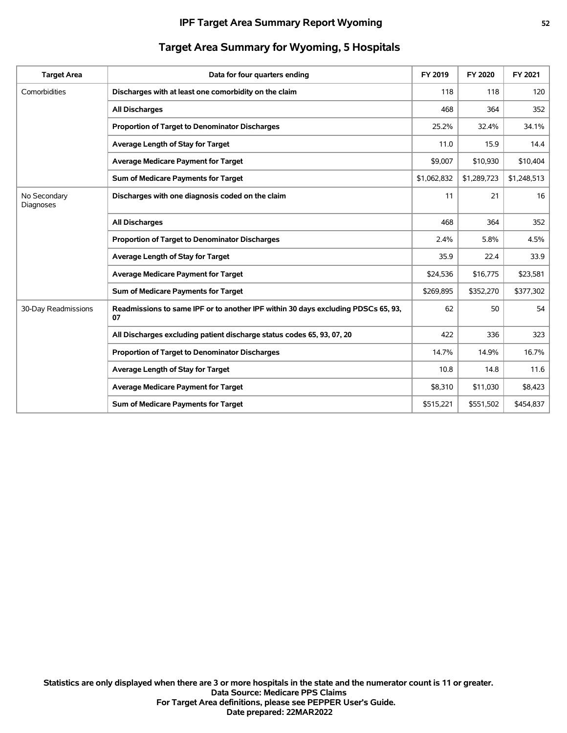## Target Area Summary for Wyoming, 5 Hospitals

| Target Area | Data for four quarters ending | FY 2019 | FY 2020 | FY 2021 |
|---|---|---|---|---|
| Comorbidities | **Discharges with at least one comorbidity on the claim** | 118 | 118 | 120 |
| | **All Discharges** | 468 | 364 | 352 |
| | **Proportion of Target to Denominator Discharges** | 25.2% | 32.4% | 34.1% |
| | **Average Length of Stay for Target** | 11.0 | 15.9 | 14.4 |
| | **Average Medicare Payment for Target** | $9,007 | $10,930 | $10,404 |
| | **Sum of Medicare Payments for Target** | $1,062,832 | $1,289,723 | $1,248,513 |
| No Secondary Diagnoses | **Discharges with one diagnosis coded on the claim** | 11 | 21 | 16 |
| | **All Discharges** | 468 | 364 | 352 |
| | **Proportion of Target to Denominator Discharges** | 2.4% | 5.8% | 4.5% |
| | **Average Length of Stay for Target** | 35.9 | 22.4 | 33.9 |
| | **Average Medicare Payment for Target** | $24,536 | $16,775 | $23,581 |
| | **Sum of Medicare Payments for Target** | $269,895 | $352,270 | $377,302 |
| 30-Day Readmissions | **Readmissions to same IPF or to another IPF within 30 days excluding PDSCs 65, 93, 07** | 62 | 50 | 54 |
| | **All Discharges excluding patient discharge status codes 65, 93, 07, 20** | 422 | 336 | 323 |
| | **Proportion of Target to Denominator Discharges** | 14.7% | 14.9% | 16.7% |
| | **Average Length of Stay for Target** | 10.8 | 14.8 | 11.6 |
| | **Average Medicare Payment for Target** | $8,310 | $11,030 | $8,423 |
| | **Sum of Medicare Payments for Target** | $515,221 | $551,502 | $454,837 |

**Statistics are only displayed when there are 3 or more hospitals in the state and the numerator count is 11 or greater.**
**Data Source: Medicare PPS Claims**
**For Target Area definitions, please see PEPPER User's Guide.**
**Date prepared: 22MAR2022**